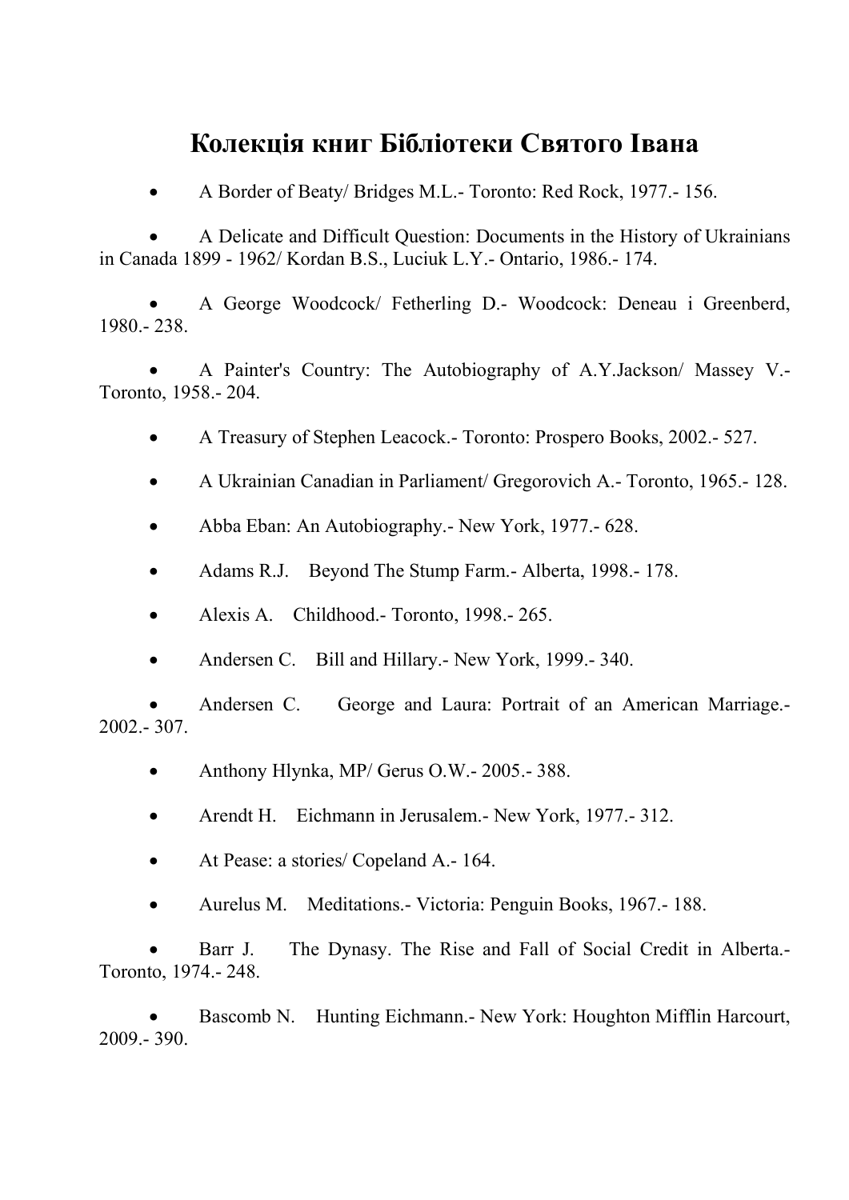# Колекція книг Бібліотеки Святого Івана

- A Border of Beaty/ Bridges M.L.- Toronto: Red Rock, 1977.- 156.
- A Delicate and Difficult Question: Documents in the History of Ukrainians in Canada 1899 - 1962/ Kordan B.S., Luciuk L.Y.- Ontario, 1986.- 174.
- A George Woodcock/ Fetherling D.- Woodcock: Deneau i Greenberd, 1980.- 238.
- A Painter's Country: The Autobiography of A.Y.Jackson/ Massey V.- Toronto, 1958.- 204.
- A Treasury of Stephen Leacock.- Toronto: Prospero Books, 2002.- 527.
- A Ukrainian Canadian in Parliament/ Gregorovich A.- Toronto, 1965.- 128.
- Abba Eban: An Autobiography.- New York, 1977.- 628.
- Adams R.J. Beyond The Stump Farm.- Alberta, 1998.- 178.
- Alexis A. Childhood.- Toronto, 1998.- 265.
- Andersen C. Bill and Hillary.- New York, 1999.- 340.
- Andersen C. George and Laura: Portrait of an American Marriage.- 2002.- 307.
- Anthony Hlynka, MP/ Gerus O.W.- 2005.- 388.
- Arendt H. Eichmann in Jerusalem.- New York, 1977.- 312.
- At Pease: a stories/ Copeland A.- 164.
- Aurelus M. Meditations.- Victoria: Penguin Books, 1967.- 188.
- Barr J. The Dynasy. The Rise and Fall of Social Credit in Alberta.- Toronto, 1974.- 248.
- Bascomb N. Hunting Eichmann.- New York: Houghton Mifflin Harcourt, 2009.- 390.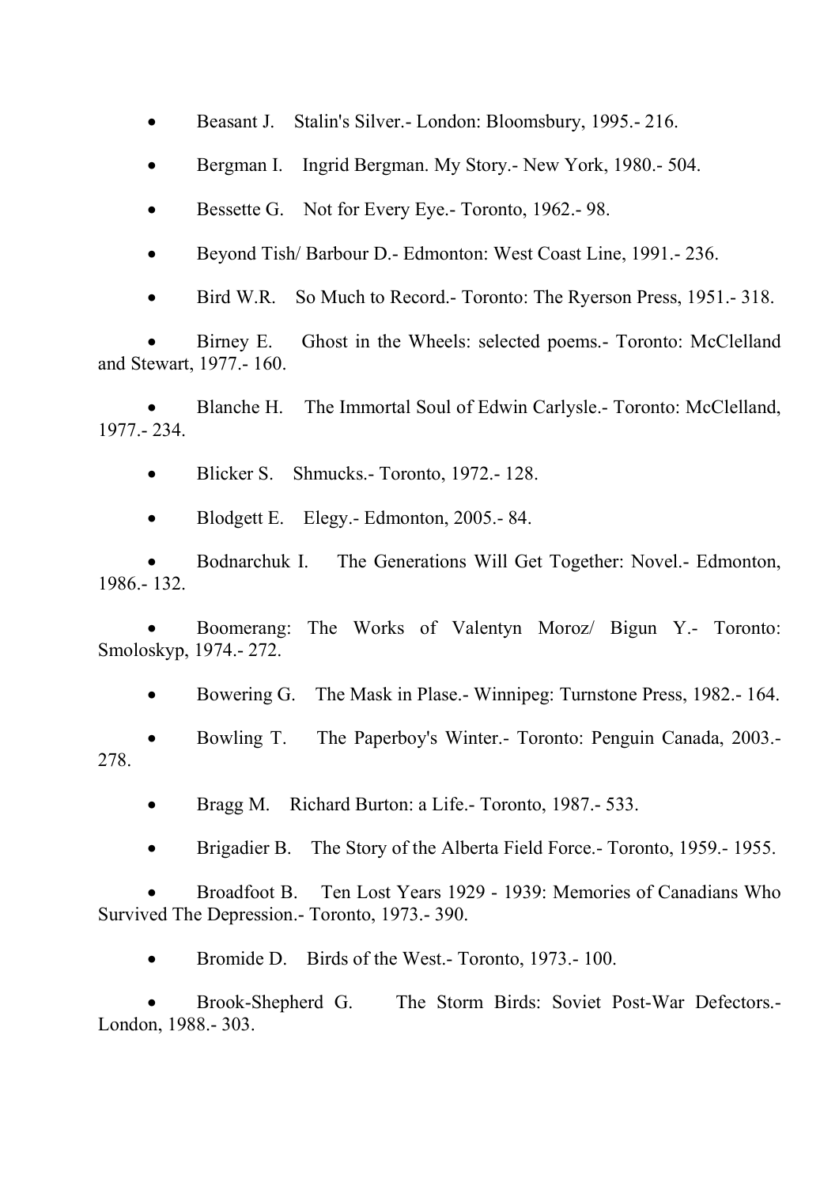- Beasant J. Stalin's Silver.- London: Bloomsbury, 1995.- 216.
- Bergman I. Ingrid Bergman. My Story.- New York, 1980.- 504.
- Bessette G. Not for Every Eye.- Toronto, 1962.- 98.
- Beyond Tish/ Barbour D.- Edmonton: West Coast Line, 1991.- 236.
- Bird W.R. So Much to Record.- Toronto: The Ryerson Press, 1951.- 318.
- Birney E. Ghost in the Wheels: selected poems.- Toronto: McClelland and Stewart, 1977.- 160.
- Blanche H. The Immortal Soul of Edwin Carlysle.- Toronto: McClelland, 1977.- 234.
- Blicker S. Shmucks.- Toronto, 1972.- 128.
- Blodgett E. Elegy.- Edmonton, 2005.- 84.
- Bodnarchuk I. The Generations Will Get Together: Novel.- Edmonton, 1986.- 132.
- Boomerang: The Works of Valentyn Moroz/ Bigun Y.- Toronto: Smoloskyp, 1974.- 272.
- Bowering G. The Mask in Plase.- Winnipeg: Turnstone Press, 1982.- 164.
- Bowling T. The Paperboy's Winter.- Toronto: Penguin Canada, 2003.- 278.
- Bragg M. Richard Burton: a Life.- Toronto, 1987.- 533.
- Brigadier B. The Story of the Alberta Field Force.- Toronto, 1959.- 1955.
- Broadfoot B. Ten Lost Years 1929 - 1939: Memories of Canadians Who Survived The Depression.- Toronto, 1973.- 390.
- Bromide D. Birds of the West.- Toronto, 1973.- 100.
- Brook-Shepherd G. The Storm Birds: Soviet Post-War Defectors.- London, 1988.- 303.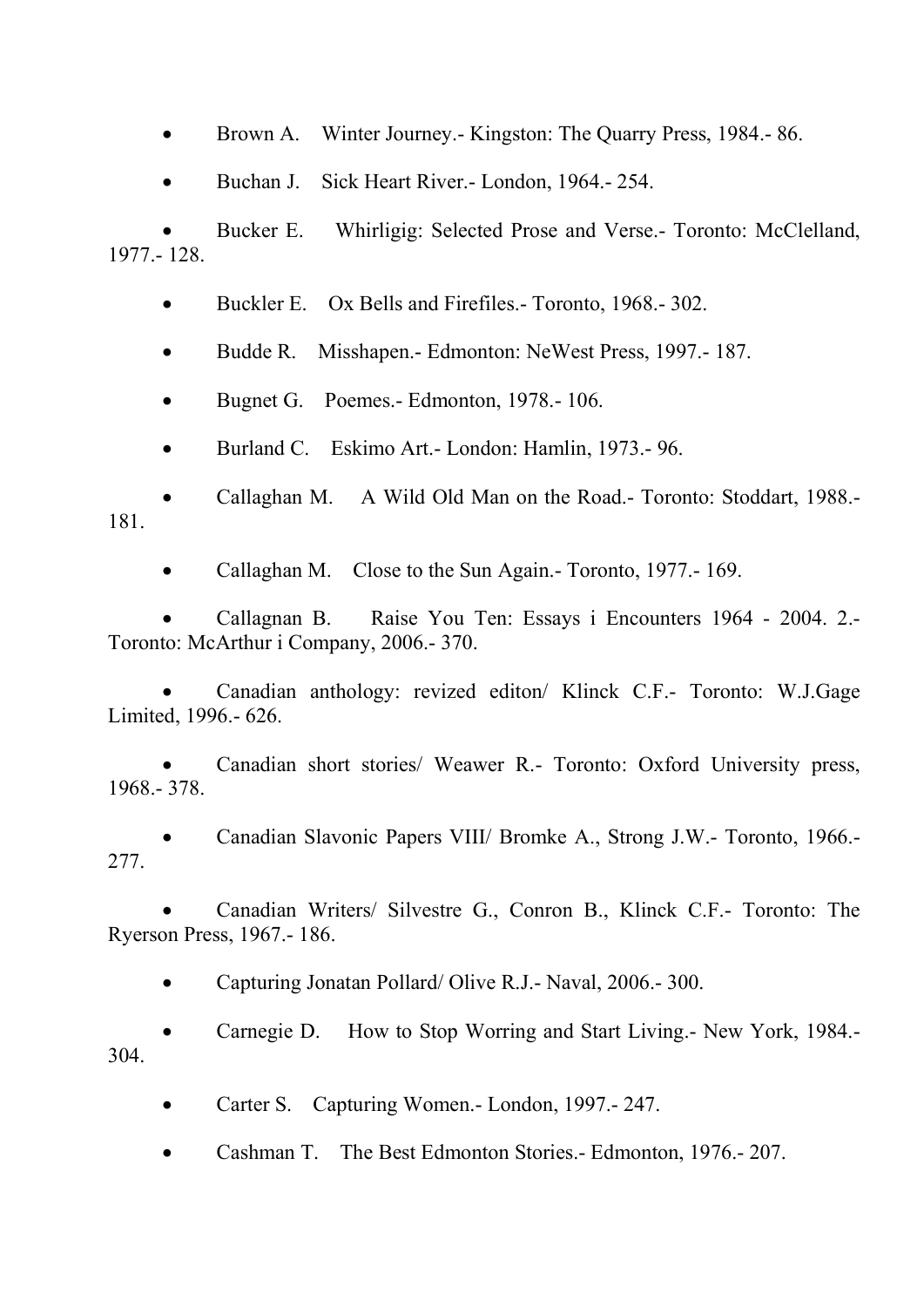- Brown A. Winter Journey.- Kingston: The Quarry Press, 1984.- 86.
- Buchan J. Sick Heart River.- London, 1964.- 254.
- Bucker E. Whirligig: Selected Prose and Verse.- Toronto: McClelland, 1977.- 128.
- Buckler E. Ox Bells and Firefiles.- Toronto, 1968.- 302.
- Budde R. Misshapen.- Edmonton: NeWest Press, 1997.- 187.
- Bugnet G. Poemes.- Edmonton, 1978.- 106.
- Burland C. Eskimo Art.- London: Hamlin, 1973.- 96.
- Callaghan M. A Wild Old Man on the Road.- Toronto: Stoddart, 1988.- 181.
- Callaghan M. Close to the Sun Again.- Toronto, 1977.- 169.
- Callagnan B. Raise You Ten: Essays i Encounters 1964 - 2004. 2.- Toronto: McArthur i Company, 2006.- 370.
- Canadian anthology: revized editon/ Klinck C.F.- Toronto: W.J.Gage Limited, 1996.- 626.
- Canadian short stories/ Weawer R.- Toronto: Oxford University press, 1968.- 378.
- Canadian Slavonic Papers VIII/ Bromke A., Strong J.W.- Toronto, 1966.- 277.
- Canadian Writers/ Silvestre G., Conron B., Klinck C.F.- Toronto: The Ryerson Press, 1967.- 186.
- Capturing Jonatan Pollard/ Olive R.J.- Naval, 2006.- 300.
- Carnegie D. How to Stop Worring and Start Living.- New York, 1984.- 304.
- Carter S. Capturing Women.- London, 1997.- 247.
- Cashman T. The Best Edmonton Stories.- Edmonton, 1976.- 207.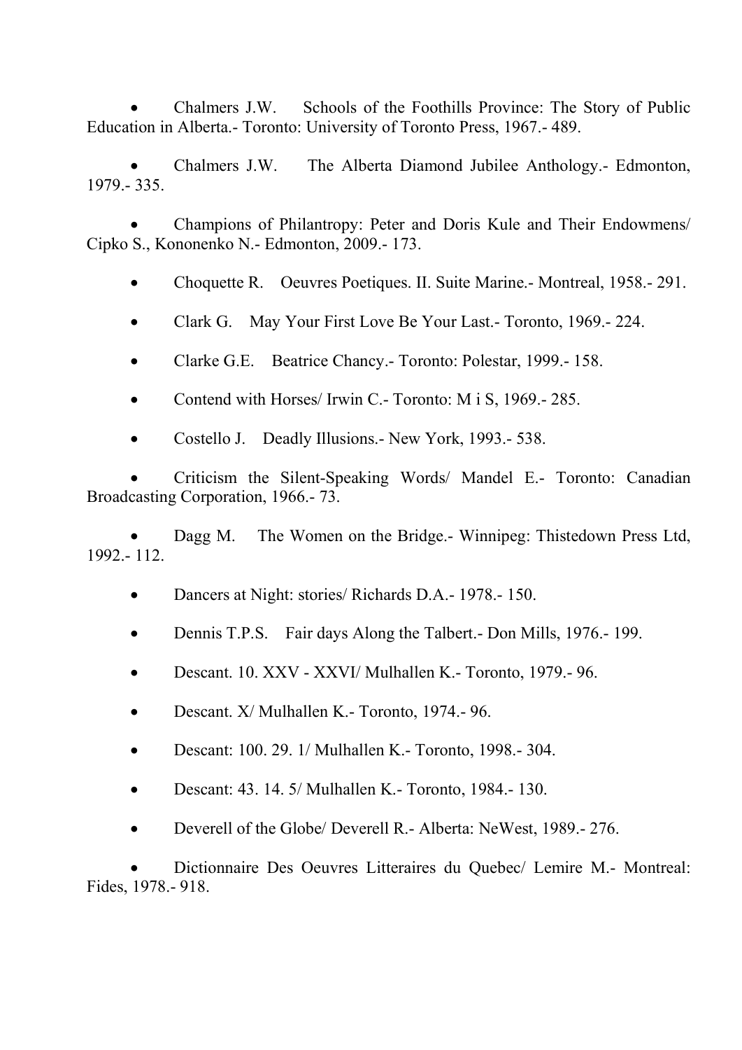- Chalmers J.W. Schools of the Foothills Province: The Story of Public Education in Alberta.- Toronto: University of Toronto Press, 1967.- 489.

- Chalmers J.W. The Alberta Diamond Jubilee Anthology.- Edmonton, 1979.- 335.

- Champions of Philantropy: Peter and Doris Kule and Their Endowmens/ Cipko S., Kononenko N.- Edmonton, 2009.- 173.

- Choquette R. Oeuvres Poetiques. II. Suite Marine.- Montreal, 1958.- 291.

- Clark G. May Your First Love Be Your Last.- Toronto, 1969.- 224.

- Clarke G.E. Beatrice Chancy.- Toronto: Polestar, 1999.- 158.

- Contend with Horses/ Irwin C.- Toronto: M i S, 1969.- 285.

- Costello J. Deadly Illusions.- New York, 1993.- 538.

- Criticism the Silent-Speaking Words/ Mandel E.- Toronto: Canadian Broadcasting Corporation, 1966.- 73.

- Dagg M. The Women on the Bridge.- Winnipeg: Thistedown Press Ltd, 1992.- 112.

- Dancers at Night: stories/ Richards D.A.- 1978.- 150.

- Dennis T.P.S. Fair days Along the Talbert.- Don Mills, 1976.- 199.

- Descant. 10. XXV - XXVI/ Mulhallen K.- Toronto, 1979.- 96.

- Descant. X/ Mulhallen K.- Toronto, 1974.- 96.

- Descant: 100. 29. 1/ Mulhallen K.- Toronto, 1998.- 304.

- Descant: 43. 14. 5/ Mulhallen K.- Toronto, 1984.- 130.

- Deverell of the Globe/ Deverell R.- Alberta: NeWest, 1989.- 276.

- Dictionnaire Des Oeuvres Litteraires du Quebec/ Lemire M.- Montreal: Fides, 1978.- 918.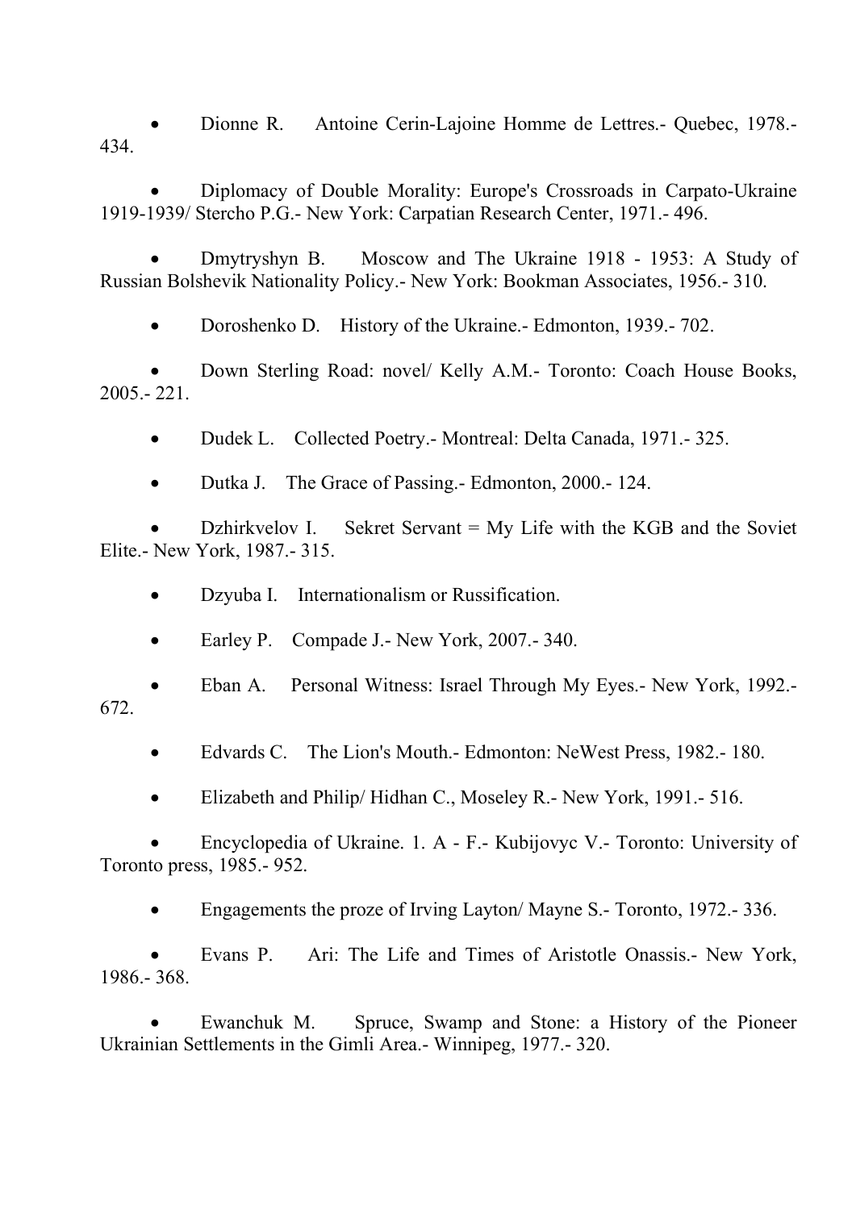- Dionne R. Antoine Cerin-Lajoine Homme de Lettres.- Quebec, 1978.- 434.

- Diplomacy of Double Morality: Europe's Crossroads in Carpato-Ukraine 1919-1939/ Stercho P.G.- New York: Carpatian Research Center, 1971.- 496.

- Dmytryshyn B. Moscow and The Ukraine 1918 - 1953: A Study of Russian Bolshevik Nationality Policy.- New York: Bookman Associates, 1956.- 310.

- Doroshenko D. History of the Ukraine.- Edmonton, 1939.- 702.

- Down Sterling Road: novel/ Kelly A.M.- Toronto: Coach House Books, 2005.- 221.

- Dudek L. Collected Poetry.- Montreal: Delta Canada, 1971.- 325.

- Dutka J. The Grace of Passing.- Edmonton, 2000.- 124.

- Dzhirkvelov I. Sekret Servant = My Life with the KGB and the Soviet Elite.- New York, 1987.- 315.

- Dzyuba I. Internationalism or Russification.

- Earley P. Compade J.- New York, 2007.- 340.

- Eban A. Personal Witness: Israel Through My Eyes.- New York, 1992.- 672.

- Edvards C. The Lion's Mouth.- Edmonton: NeWest Press, 1982.- 180.

- Elizabeth and Philip/ Hidhan C., Moseley R.- New York, 1991.- 516.

- Encyclopedia of Ukraine. 1. A - F.- Kubijovyc V.- Toronto: University of Toronto press, 1985.- 952.

- Engagements the proze of Irving Layton/ Mayne S.- Toronto, 1972.- 336.

- Evans P. Ari: The Life and Times of Aristotle Onassis.- New York, 1986.- 368.

- Ewanchuk M. Spruce, Swamp and Stone: a History of the Pioneer Ukrainian Settlements in the Gimli Area.- Winnipeg, 1977.- 320.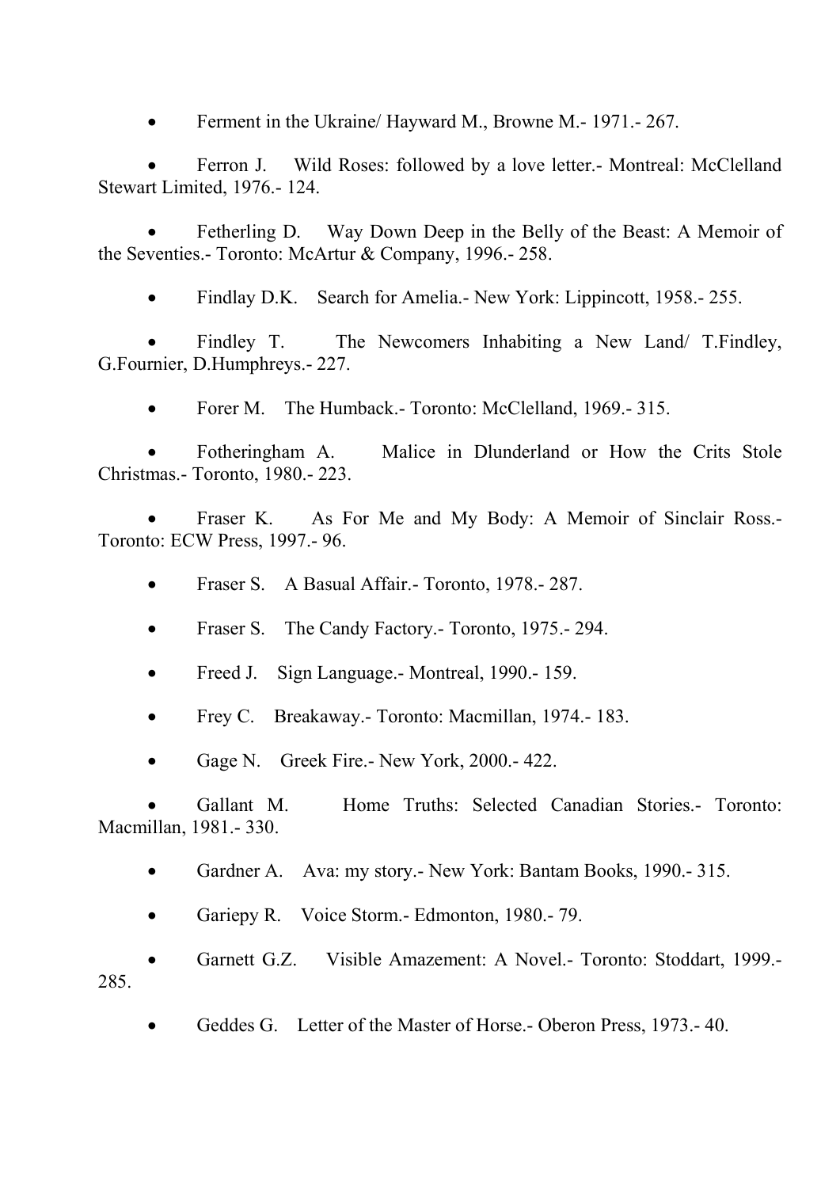- Ferment in the Ukraine/ Hayward M., Browne M.- 1971.- 267.
- Ferron J. Wild Roses: followed by a love letter.- Montreal: McClelland Stewart Limited, 1976.- 124.
- Fetherling D. Way Down Deep in the Belly of the Beast: A Memoir of the Seventies.- Toronto: McArtur & Company, 1996.- 258.
- Findlay D.K. Search for Amelia.- New York: Lippincott, 1958.- 255.
- Findley T. The Newcomers Inhabiting a New Land/ T.Findley, G.Fournier, D.Humphreys.- 227.
- Forer M. The Humback.- Toronto: McClelland, 1969.- 315.
- Fotheringham A. Malice in Dlunderland or How the Crits Stole Christmas.- Toronto, 1980.- 223.
- Fraser K. As For Me and My Body: A Memoir of Sinclair Ross.- Toronto: ECW Press, 1997.- 96.
- Fraser S. A Basual Affair.- Toronto, 1978.- 287.
- Fraser S. The Candy Factory.- Toronto, 1975.- 294.
- Freed J. Sign Language.- Montreal, 1990.- 159.
- Frey C. Breakaway.- Toronto: Macmillan, 1974.- 183.
- Gage N. Greek Fire.- New York, 2000.- 422.
- Gallant M. Home Truths: Selected Canadian Stories.- Toronto: Macmillan, 1981.- 330.
- Gardner A. Ava: my story.- New York: Bantam Books, 1990.- 315.
- Gariepy R. Voice Storm.- Edmonton, 1980.- 79.
- Garnett G.Z. Visible Amazement: A Novel.- Toronto: Stoddart, 1999.- 285.
- Geddes G. Letter of the Master of Horse.- Oberon Press, 1973.- 40.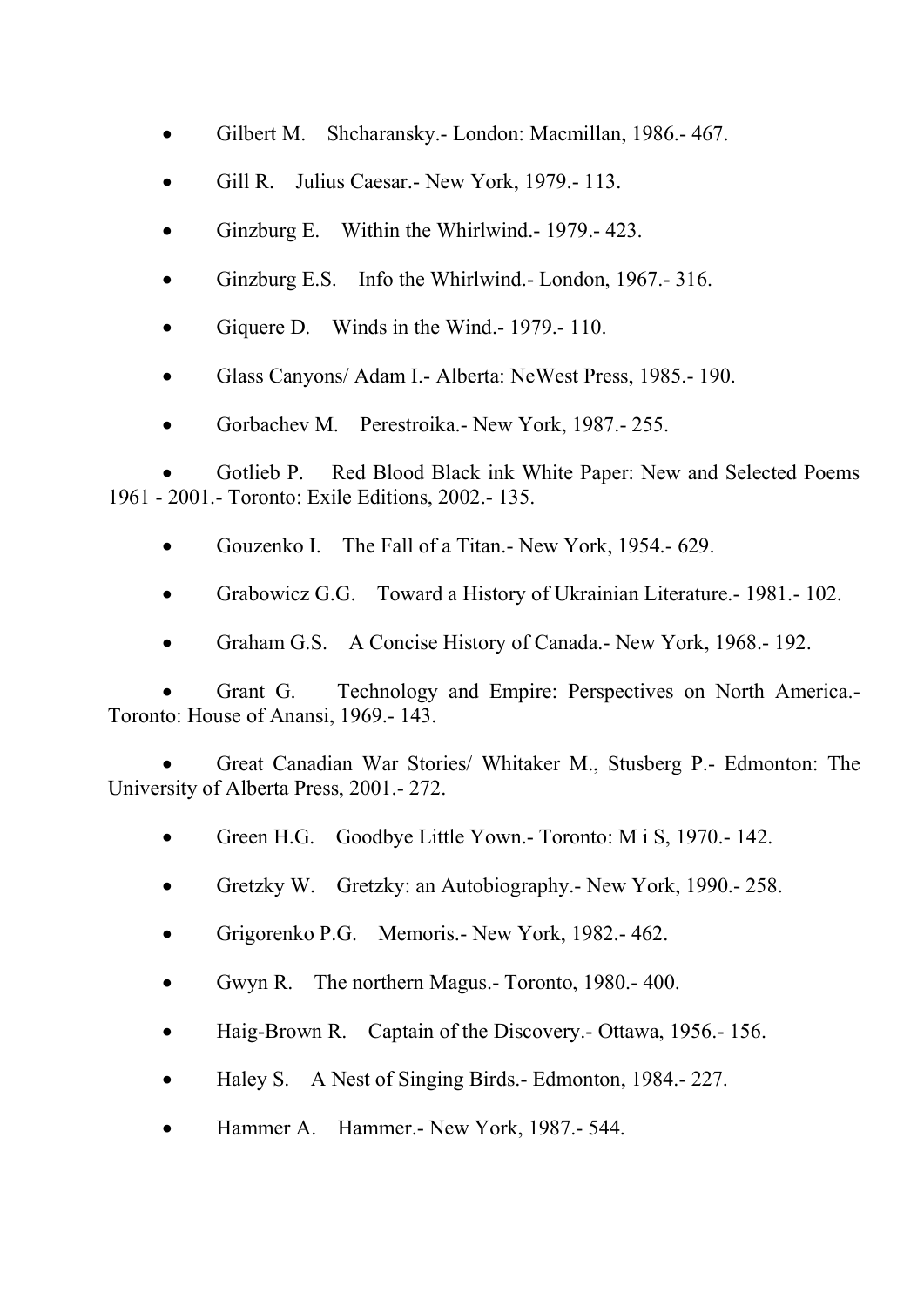- Gilbert M. Shcharansky.- London: Macmillan, 1986.- 467.
- Gill R. Julius Caesar.- New York, 1979.- 113.
- Ginzburg E. Within the Whirlwind.- 1979.- 423.
- Ginzburg E.S. Info the Whirlwind.- London, 1967.- 316.
- Giquere D. Winds in the Wind.- 1979.- 110.
- Glass Canyons/ Adam I.- Alberta: NeWest Press, 1985.- 190.
- Gorbachev M. Perestroika.- New York, 1987.- 255.
- Gotlieb P. Red Blood Black ink White Paper: New and Selected Poems 1961 - 2001.- Toronto: Exile Editions, 2002.- 135.
- Gouzenko I. The Fall of a Titan.- New York, 1954.- 629.
- Grabowicz G.G. Toward a History of Ukrainian Literature.- 1981.- 102.
- Graham G.S. A Concise History of Canada.- New York, 1968.- 192.
- Grant G. Technology and Empire: Perspectives on North America.- Toronto: House of Anansi, 1969.- 143.
- Great Canadian War Stories/ Whitaker M., Stusberg P.- Edmonton: The University of Alberta Press, 2001.- 272.
- Green H.G. Goodbye Little Yown.- Toronto: M i S, 1970.- 142.
- Gretzky W. Gretzky: an Autobiography.- New York, 1990.- 258.
- Grigorenko P.G. Memoris.- New York, 1982.- 462.
- Gwyn R. The northern Magus.- Toronto, 1980.- 400.
- Haig-Brown R. Captain of the Discovery.- Ottawa, 1956.- 156.
- Haley S. A Nest of Singing Birds.- Edmonton, 1984.- 227.
- Hammer A. Hammer.- New York, 1987.- 544.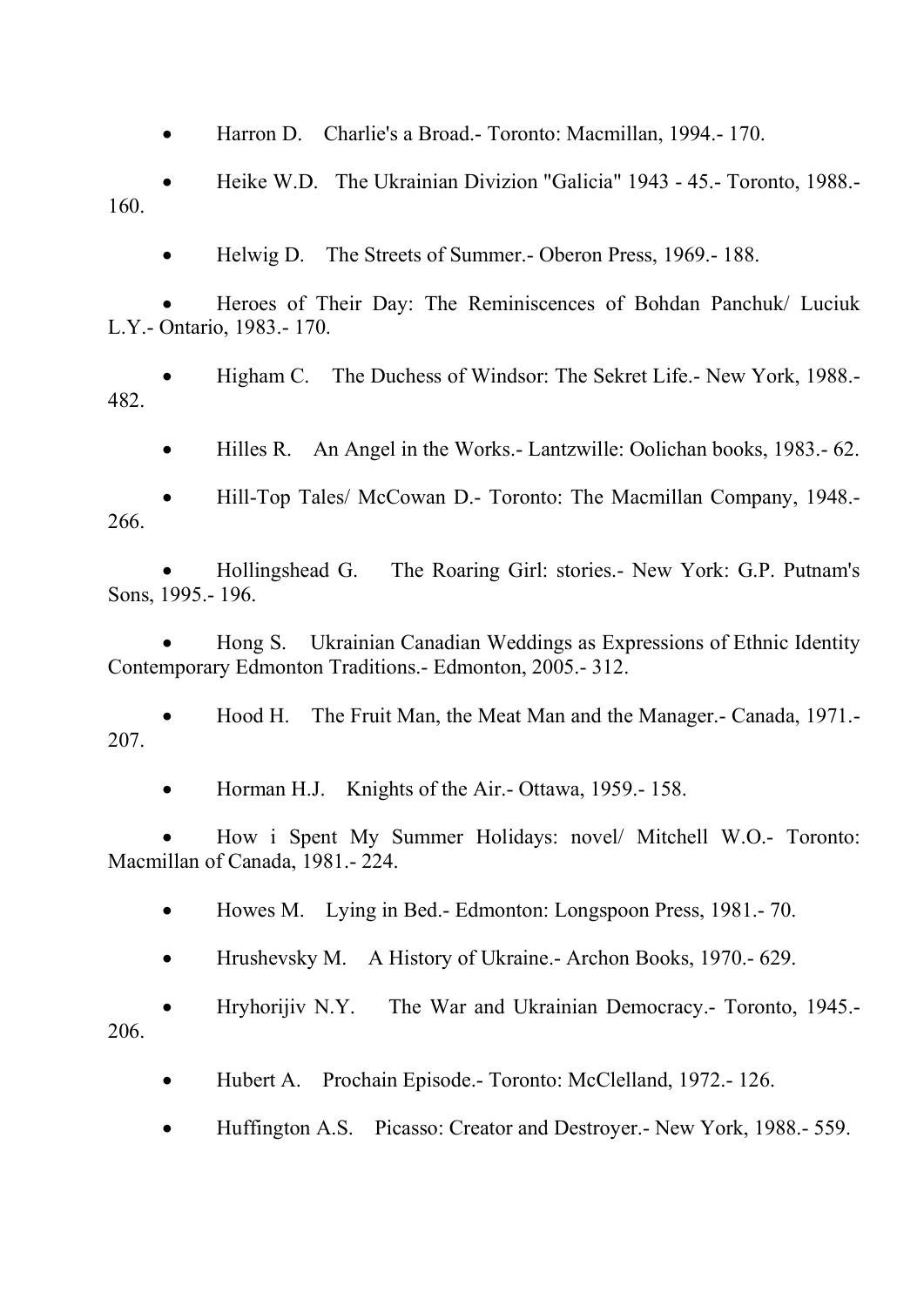- Harron D. Charlie's a Broad.- Toronto: Macmillan, 1994.- 170.
- Heike W.D. The Ukrainian Divizion "Galicia" 1943 - 45.- Toronto, 1988.- 160.
- Helwig D. The Streets of Summer.- Oberon Press, 1969.- 188.
- Heroes of Their Day: The Reminiscences of Bohdan Panchuk/ Luciuk L.Y.- Ontario, 1983.- 170.
- Higham C. The Duchess of Windsor: The Sekret Life.- New York, 1988.- 482.
- Hilles R. An Angel in the Works.- Lantzwille: Oolichan books, 1983.- 62.
- Hill-Top Tales/ McCowan D.- Toronto: The Macmillan Company, 1948.- 266.
- Hollingshead G. The Roaring Girl: stories.- New York: G.P. Putnam's Sons, 1995.- 196.
- Hong S. Ukrainian Canadian Weddings as Expressions of Ethnic Identity Contemporary Edmonton Traditions.- Edmonton, 2005.- 312.
- Hood H. The Fruit Man, the Meat Man and the Manager.- Canada, 1971.- 207.
- Horman H.J. Knights of the Air.- Ottawa, 1959.- 158.
- How i Spent My Summer Holidays: novel/ Mitchell W.O.- Toronto: Macmillan of Canada, 1981.- 224.
- Howes M. Lying in Bed.- Edmonton: Longspoon Press, 1981.- 70.
- Hrushevsky M. A History of Ukraine.- Archon Books, 1970.- 629.
- Hryhorijiv N.Y. The War and Ukrainian Democracy.- Toronto, 1945.- 206.
- Hubert A. Prochain Episode.- Toronto: McClelland, 1972.- 126.
- Huffington A.S. Picasso: Creator and Destroyer.- New York, 1988.- 559.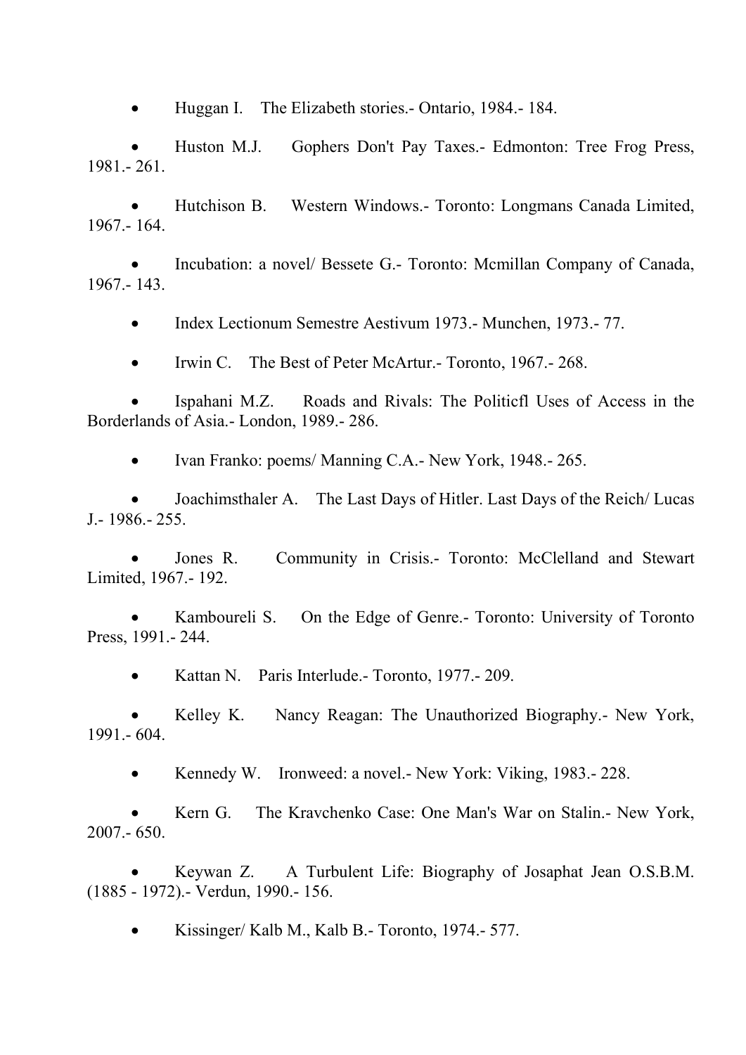- Huggan I. The Elizabeth stories.- Ontario, 1984.- 184.
- Huston M.J. Gophers Don't Pay Taxes.- Edmonton: Tree Frog Press, 1981.- 261.
- Hutchison B. Western Windows.- Toronto: Longmans Canada Limited, 1967.- 164.
- Incubation: a novel/ Bessete G.- Toronto: Mcmillan Company of Canada, 1967.- 143.
- Index Lectionum Semestre Aestivum 1973.- Munchen, 1973.- 77.
- Irwin C. The Best of Peter McArtur.- Toronto, 1967.- 268.
- Ispahani M.Z. Roads and Rivals: The Politicfl Uses of Access in the Borderlands of Asia.- London, 1989.- 286.
- Ivan Franko: poems/ Manning C.A.- New York, 1948.- 265.
- Joachimsthaler A. The Last Days of Hitler. Last Days of the Reich/ Lucas J.- 1986.- 255.
- Jones R. Community in Crisis.- Toronto: McClelland and Stewart Limited, 1967.- 192.
- Kamboureli S. On the Edge of Genre.- Toronto: University of Toronto Press, 1991.- 244.
- Kattan N. Paris Interlude.- Toronto, 1977.- 209.
- Kelley K. Nancy Reagan: The Unauthorized Biography.- New York, 1991.- 604.
- Kennedy W. Ironweed: a novel.- New York: Viking, 1983.- 228.
- Kern G. The Kravchenko Case: One Man's War on Stalin.- New York, 2007.- 650.
- Keywan Z. A Turbulent Life: Biography of Josaphat Jean O.S.B.M. (1885 - 1972).- Verdun, 1990.- 156.
- Kissinger/ Kalb M., Kalb B.- Toronto, 1974.- 577.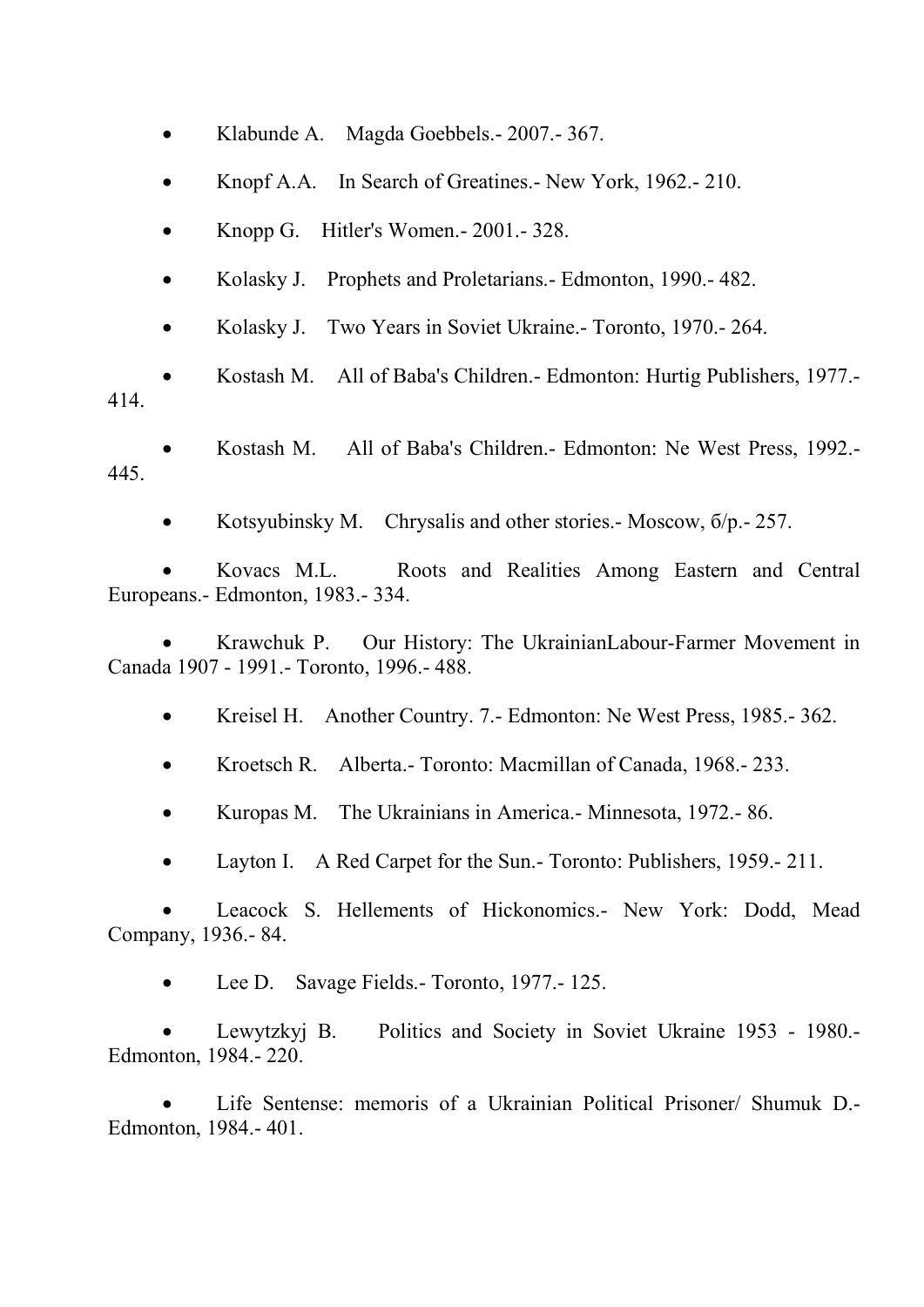- Klabunde A. Magda Goebbels.- 2007.- 367.
- Knopf A.A. In Search of Greatines.- New York, 1962.- 210.
- Knopp G. Hitler's Women.- 2001.- 328.
- Kolasky J. Prophets and Proletarians.- Edmonton, 1990.- 482.
- Kolasky J. Two Years in Soviet Ukraine.- Toronto, 1970.- 264.
- Kostash M. All of Baba's Children.- Edmonton: Hurtig Publishers, 1977.- 414.
- Kostash M. All of Baba's Children.- Edmonton: Ne West Press, 1992.- 445.
- Kotsyubinsky M. Chrysalis and other stories.- Moscow, б/р.- 257.
- Kovacs M.L. Roots and Realities Among Eastern and Central Europeans.- Edmonton, 1983.- 334.
- Krawchuk P. Our History: The UkrainianLabour-Farmer Movement in Canada 1907 - 1991.- Toronto, 1996.- 488.
- Kreisel H. Another Country. 7.- Edmonton: Ne West Press, 1985.- 362.
- Kroetsch R. Alberta.- Toronto: Macmillan of Canada, 1968.- 233.
- Kuropas M. The Ukrainians in America.- Minnesota, 1972.- 86.
- Layton I. A Red Carpet for the Sun.- Toronto: Publishers, 1959.- 211.
- Leacock S. Hellements of Hickonomics.- New York: Dodd, Mead Company, 1936.- 84.
- Lee D. Savage Fields.- Toronto, 1977.- 125.
- Lewytzkyj B. Politics and Society in Soviet Ukraine 1953 - 1980.- Edmonton, 1984.- 220.
- Life Sentense: memoris of a Ukrainian Political Prisoner/ Shumuk D.- Edmonton, 1984.- 401.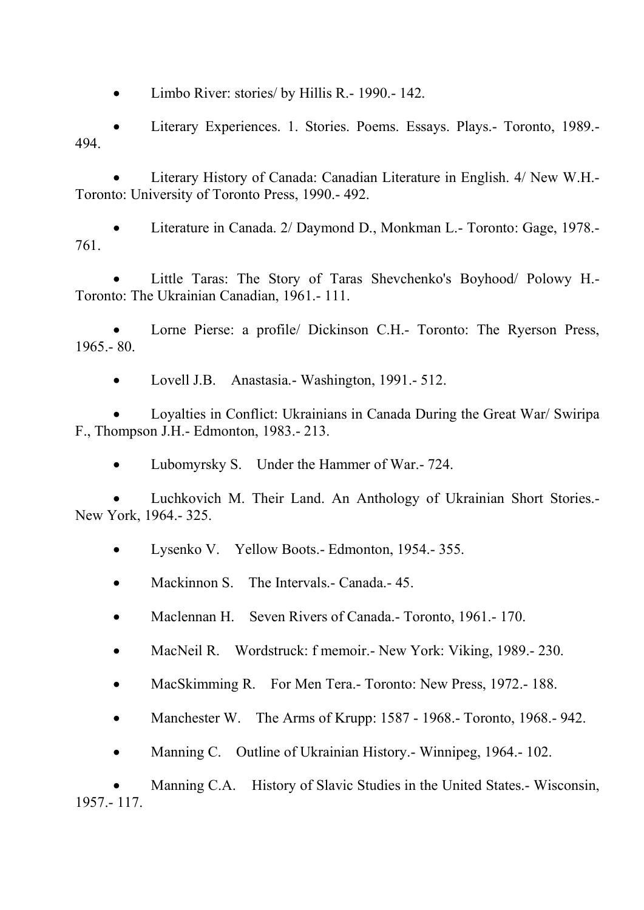- Limbo River: stories/ by Hillis R.- 1990.- 142.
- Literary Experiences. 1. Stories. Poems. Essays. Plays.- Toronto, 1989.- 494.
- Literary History of Canada: Canadian Literature in English. 4/ New W.H.- Toronto: University of Toronto Press, 1990.- 492.
- Literature in Canada. 2/ Daymond D., Monkman L.- Toronto: Gage, 1978.- 761.
- Little Taras: The Story of Taras Shevchenko's Boyhood/ Polowy H.- Toronto: The Ukrainian Canadian, 1961.- 111.
- Lorne Pierse: a profile/ Dickinson C.H.- Toronto: The Ryerson Press, 1965.- 80.
- Lovell J.B. Anastasia.- Washington, 1991.- 512.
- Loyalties in Conflict: Ukrainians in Canada During the Great War/ Swiripa F., Thompson J.H.- Edmonton, 1983.- 213.
- Lubomyrsky S. Under the Hammer of War.- 724.
- Luchkovich M. Their Land. An Anthology of Ukrainian Short Stories.- New York, 1964.- 325.
- Lysenko V. Yellow Boots.- Edmonton, 1954.- 355.
- Mackinnon S. The Intervals.- Canada.- 45.
- Maclennan H. Seven Rivers of Canada.- Toronto, 1961.- 170.
- MacNeil R. Wordstruck: f memoir.- New York: Viking, 1989.- 230.
- MacSkimming R. For Men Tera.- Toronto: New Press, 1972.- 188.
- Manchester W. The Arms of Krupp: 1587 - 1968.- Toronto, 1968.- 942.
- Manning C. Outline of Ukrainian History.- Winnipeg, 1964.- 102.
- Manning C.A. History of Slavic Studies in the United States.- Wisconsin, 1957.- 117.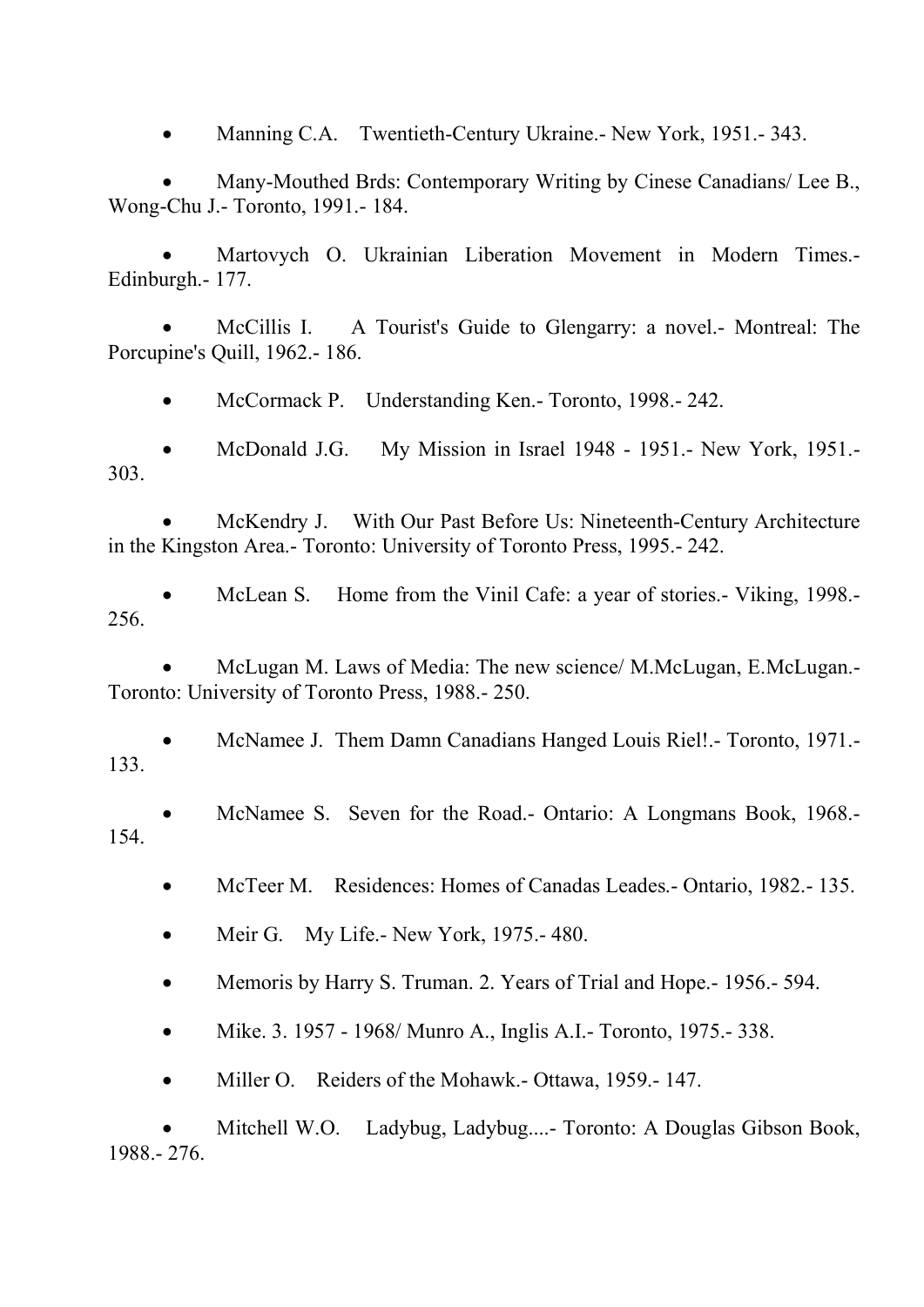- Manning C.A. Twentieth-Century Ukraine.- New York, 1951.- 343.
- Many-Mouthed Brds: Contemporary Writing by Cinese Canadians/ Lee B., Wong-Chu J.- Toronto, 1991.- 184.
- Martovych O. Ukrainian Liberation Movement in Modern Times.- Edinburgh.- 177.
- McCillis I. A Tourist's Guide to Glengarry: a novel.- Montreal: The Porcupine's Quill, 1962.- 186.
- McCormack P. Understanding Ken.- Toronto, 1998.- 242.
- McDonald J.G. My Mission in Israel 1948 - 1951.- New York, 1951.- 303.
- McKendry J. With Our Past Before Us: Nineteenth-Century Architecture in the Kingston Area.- Toronto: University of Toronto Press, 1995.- 242.
- McLean S. Home from the Vinil Cafe: a year of stories.- Viking, 1998.- 256.
- McLugan M. Laws of Media: The new science/ M.McLugan, E.McLugan.- Toronto: University of Toronto Press, 1988.- 250.
- McNamee J. Them Damn Canadians Hanged Louis Riel!.- Toronto, 1971.- 133.
- McNamee S. Seven for the Road.- Ontario: A Longmans Book, 1968.- 154.
- McTeer M. Residences: Homes of Canadas Leades.- Ontario, 1982.- 135.
- Meir G. My Life.- New York, 1975.- 480.
- Memoris by Harry S. Truman. 2. Years of Trial and Hope.- 1956.- 594.
- Mike. 3. 1957 - 1968/ Munro A., Inglis A.I.- Toronto, 1975.- 338.
- Miller O. Reiders of the Mohawk.- Ottawa, 1959.- 147.
- Mitchell W.O. Ladybug, Ladybug....- Toronto: A Douglas Gibson Book, 1988.- 276.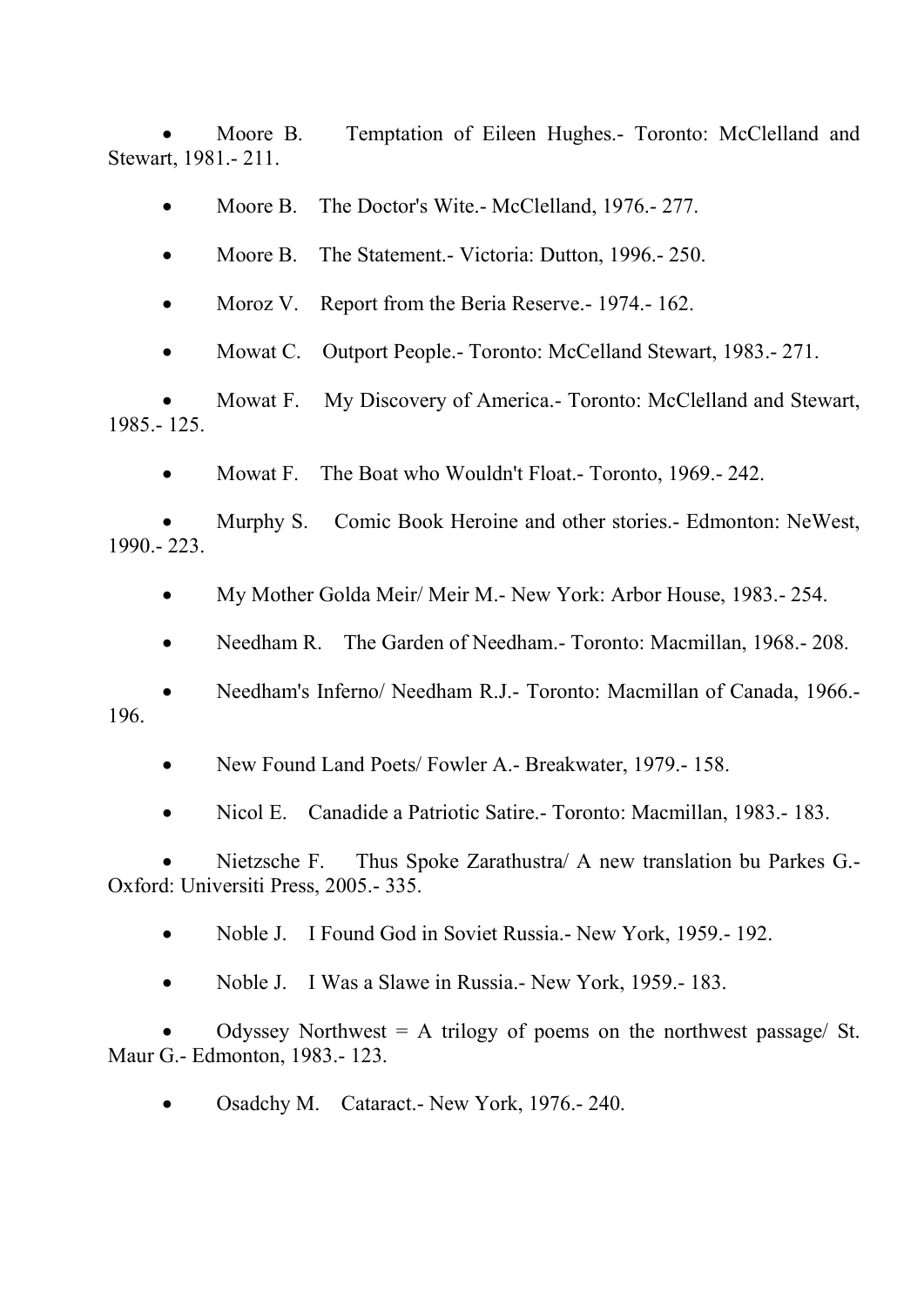- Moore B. Temptation of Eileen Hughes.- Toronto: McClelland and Stewart, 1981.- 211.
- Moore B. The Doctor's Wite.- McClelland, 1976.- 277.
- Moore B. The Statement.- Victoria: Dutton, 1996.- 250.
- Moroz V. Report from the Beria Reserve.- 1974.- 162.
- Mowat C. Outport People.- Toronto: McCelland Stewart, 1983.- 271.
- Mowat F. My Discovery of America.- Toronto: McClelland and Stewart, 1985.- 125.
- Mowat F. The Boat who Wouldn't Float.- Toronto, 1969.- 242.
- Murphy S. Comic Book Heroine and other stories.- Edmonton: NeWest, 1990.- 223.
- My Mother Golda Meir/ Meir M.- New York: Arbor House, 1983.- 254.
- Needham R. The Garden of Needham.- Toronto: Macmillan, 1968.- 208.
- Needham's Inferno/ Needham R.J.- Toronto: Macmillan of Canada, 1966.- 196.
- New Found Land Poets/ Fowler A.- Breakwater, 1979.- 158.
- Nicol E. Canadide a Patriotic Satire.- Toronto: Macmillan, 1983.- 183.
- Nietzsche F. Thus Spoke Zarathustra/ A new translation bu Parkes G.- Oxford: Universiti Press, 2005.- 335.
- Noble J. I Found God in Soviet Russia.- New York, 1959.- 192.
- Noble J. I Was a Slawe in Russia.- New York, 1959.- 183.
- Odyssey Northwest = A trilogy of poems on the northwest passage/ St. Maur G.- Edmonton, 1983.- 123.
- Osadchy M. Cataract.- New York, 1976.- 240.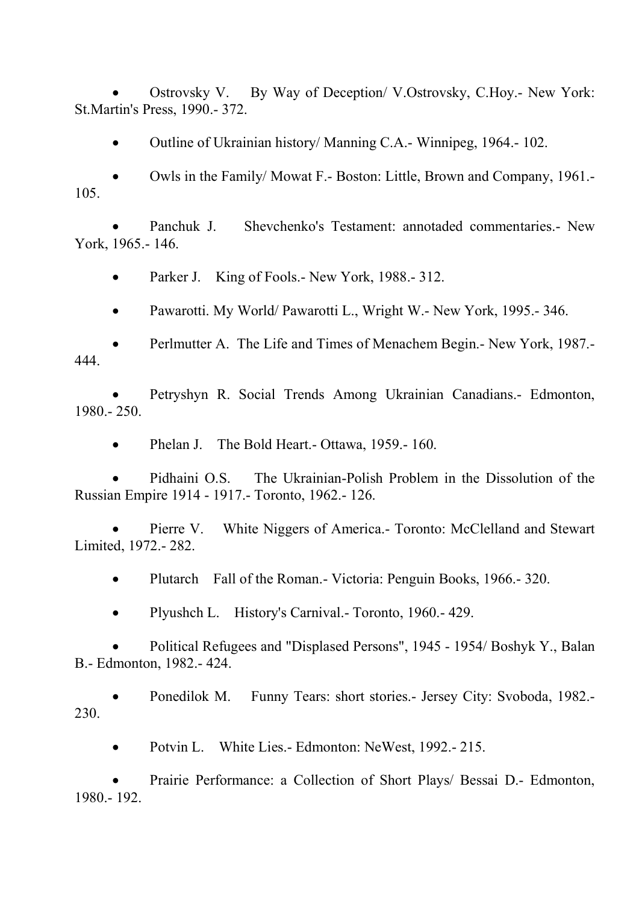- Ostrovsky V. By Way of Deception/ V.Ostrovsky, C.Hoy.- New York: St.Martin's Press, 1990.- 372.
- Outline of Ukrainian history/ Manning C.A.- Winnipeg, 1964.- 102.
- Owls in the Family/ Mowat F.- Boston: Little, Brown and Company, 1961.- 105.
- Panchuk J. Shevchenko's Testament: annotaded commentaries.- New York, 1965.- 146.
- Parker J. King of Fools.- New York, 1988.- 312.
- Pawarotti. My World/ Pawarotti L., Wright W.- New York, 1995.- 346.
- Perlmutter A. The Life and Times of Menachem Begin.- New York, 1987.- 444.
- Petryshyn R. Social Trends Among Ukrainian Canadians.- Edmonton, 1980.- 250.
- Phelan J. The Bold Heart.- Ottawa, 1959.- 160.
- Pidhaini O.S. The Ukrainian-Polish Problem in the Dissolution of the Russian Empire 1914 - 1917.- Toronto, 1962.- 126.
- Pierre V. White Niggers of America.- Toronto: McClelland and Stewart Limited, 1972.- 282.
- Plutarch Fall of the Roman.- Victoria: Penguin Books, 1966.- 320.
- Plyushch L. History's Carnival.- Toronto, 1960.- 429.
- Political Refugees and "Displased Persons", 1945 - 1954/ Boshyk Y., Balan B.- Edmonton, 1982.- 424.
- Ponedilok M. Funny Tears: short stories.- Jersey City: Svoboda, 1982.- 230.
- Potvin L. White Lies.- Edmonton: NeWest, 1992.- 215.
- Prairie Performance: a Collection of Short Plays/ Bessai D.- Edmonton, 1980.- 192.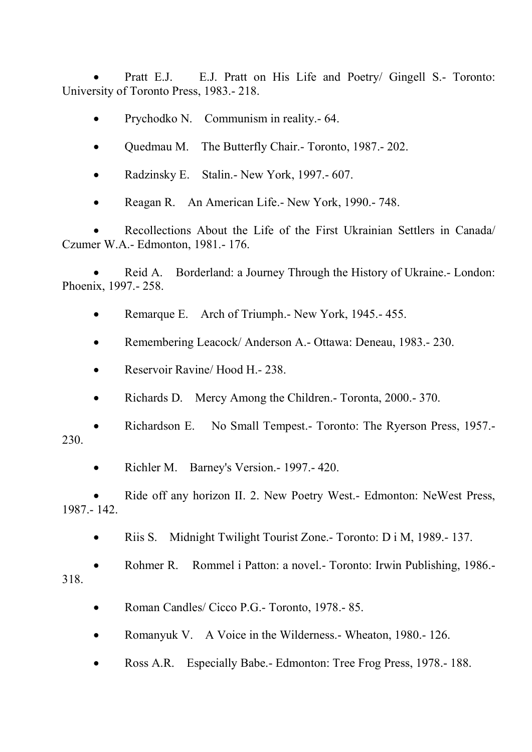- Pratt E.J. E.J. Pratt on His Life and Poetry/ Gingell S.- Toronto: University of Toronto Press, 1983.- 218.

- Prychodko N. Communism in reality.- 64.

- Quedmau M. The Butterfly Chair.- Toronto, 1987.- 202.

- Radzinsky E. Stalin.- New York, 1997.- 607.

- Reagan R. An American Life.- New York, 1990.- 748.

- Recollections About the Life of the First Ukrainian Settlers in Canada/ Czumer W.A.- Edmonton, 1981.- 176.

- Reid A. Borderland: a Journey Through the History of Ukraine.- London: Phoenix, 1997.- 258.

- Remarque E. Arch of Triumph.- New York, 1945.- 455.

- Remembering Leacock/ Anderson A.- Ottawa: Deneau, 1983.- 230.

- Reservoir Ravine/ Hood H.- 238.

- Richards D. Mercy Among the Children.- Toronta, 2000.- 370.

- Richardson E. No Small Tempest.- Toronto: The Ryerson Press, 1957.- 230.

- Richler M. Barney's Version.- 1997.- 420.

- Ride off any horizon II. 2. New Poetry West.- Edmonton: NeWest Press, 1987.- 142.

- Riis S. Midnight Twilight Tourist Zone.- Toronto: D i M, 1989.- 137.

- Rohmer R. Rommel i Patton: a novel.- Toronto: Irwin Publishing, 1986.- 318.

- Roman Candles/ Cicco P.G.- Toronto, 1978.- 85.

- Romanyuk V. A Voice in the Wilderness.- Wheaton, 1980.- 126.

- Ross A.R. Especially Babe.- Edmonton: Tree Frog Press, 1978.- 188.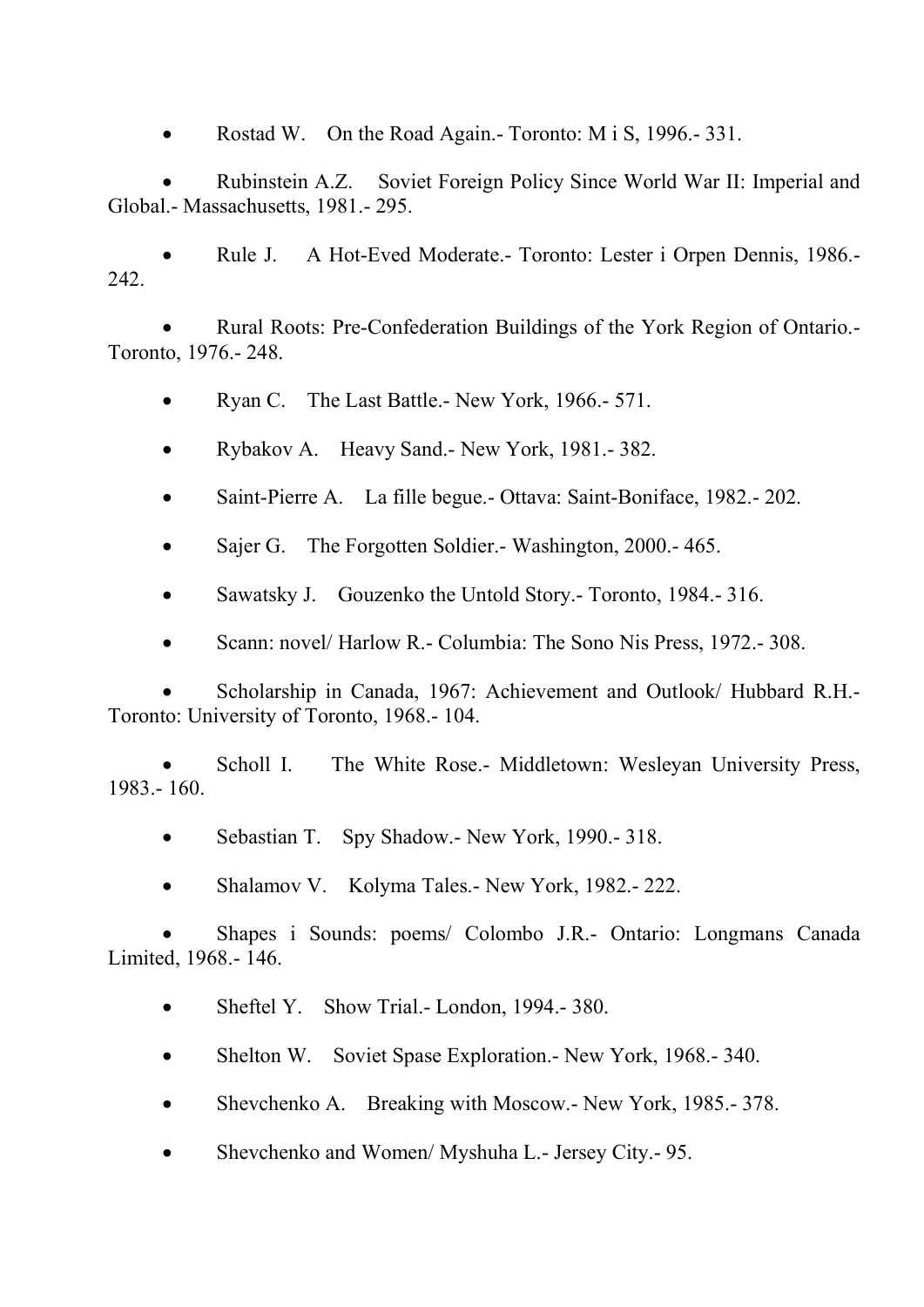- Rostad W. On the Road Again.- Toronto: M i S, 1996.- 331.
- Rubinstein A.Z. Soviet Foreign Policy Since World War II: Imperial and Global.- Massachusetts, 1981.- 295.
- Rule J. A Hot-Eved Moderate.- Toronto: Lester i Orpen Dennis, 1986.- 242.
- Rural Roots: Pre-Confederation Buildings of the York Region of Ontario.- Toronto, 1976.- 248.
- Ryan C. The Last Battle.- New York, 1966.- 571.
- Rybakov A. Heavy Sand.- New York, 1981.- 382.
- Saint-Pierre A. La fille begue.- Ottava: Saint-Boniface, 1982.- 202.
- Sajer G. The Forgotten Soldier.- Washington, 2000.- 465.
- Sawatsky J. Gouzenko the Untold Story.- Toronto, 1984.- 316.
- Scann: novel/ Harlow R.- Columbia: The Sono Nis Press, 1972.- 308.
- Scholarship in Canada, 1967: Achievement and Outlook/ Hubbard R.H.- Toronto: University of Toronto, 1968.- 104.
- Scholl I. The White Rose.- Middletown: Wesleyan University Press, 1983.- 160.
- Sebastian T. Spy Shadow.- New York, 1990.- 318.
- Shalamov V. Kolyma Tales.- New York, 1982.- 222.
- Shapes i Sounds: poems/ Colombo J.R.- Ontario: Longmans Canada Limited, 1968.- 146.
- Sheftel Y. Show Trial.- London, 1994.- 380.
- Shelton W. Soviet Spase Exploration.- New York, 1968.- 340.
- Shevchenko A. Breaking with Moscow.- New York, 1985.- 378.
- Shevchenko and Women/ Myshuha L.- Jersey City.- 95.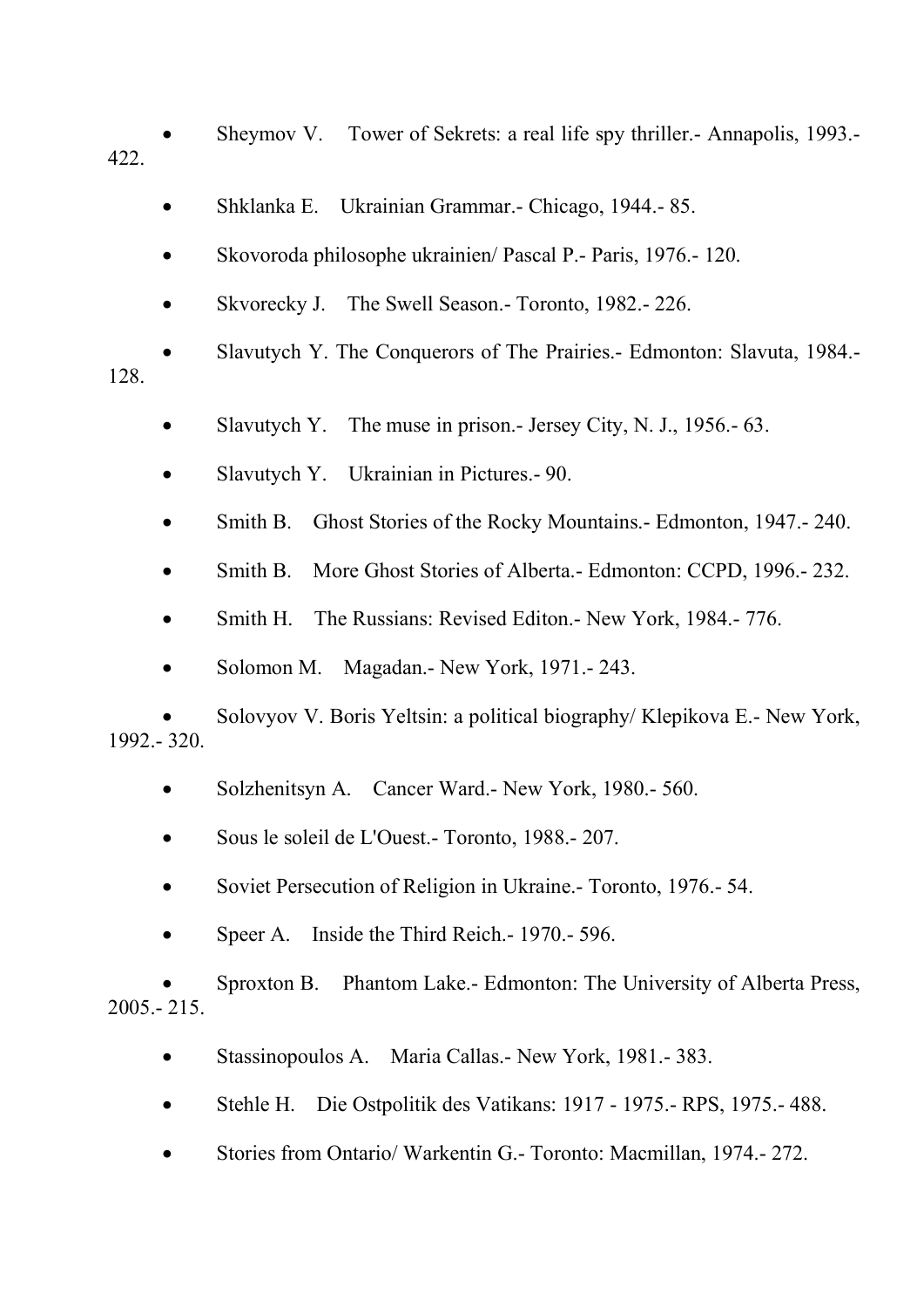- Sheymov V. Tower of Sekrets: a real life spy thriller.- Annapolis, 1993.- 422.
- Shklanka E. Ukrainian Grammar.- Chicago, 1944.- 85.
- Skovoroda philosophe ukrainien/ Pascal P.- Paris, 1976.- 120.
- Skvorecky J. The Swell Season.- Toronto, 1982.- 226.
- Slavutych Y. The Conquerors of The Prairies.- Edmonton: Slavuta, 1984.- 128.
- Slavutych Y. The muse in prison.- Jersey City, N. J., 1956.- 63.
- Slavutych Y. Ukrainian in Pictures.- 90.
- Smith B. Ghost Stories of the Rocky Mountains.- Edmonton, 1947.- 240.
- Smith B. More Ghost Stories of Alberta.- Edmonton: CCPD, 1996.- 232.
- Smith H. The Russians: Revised Editon.- New York, 1984.- 776.
- Solomon M. Magadan.- New York, 1971.- 243.
- Solovyov V. Boris Yeltsin: a political biography/ Klepikova E.- New York, 1992.- 320.
- Solzhenitsyn A. Cancer Ward.- New York, 1980.- 560.
- Sous le soleil de L'Ouest.- Toronto, 1988.- 207.
- Soviet Persecution of Religion in Ukraine.- Toronto, 1976.- 54.
- Speer A. Inside the Third Reich.- 1970.- 596.
- Sproxton B. Phantom Lake.- Edmonton: The University of Alberta Press, 2005.- 215.
- Stassinopoulos A. Maria Callas.- New York, 1981.- 383.
- Stehle H. Die Ostpolitik des Vatikans: 1917 - 1975.- RPS, 1975.- 488.
- Stories from Ontario/ Warkentin G.- Toronto: Macmillan, 1974.- 272.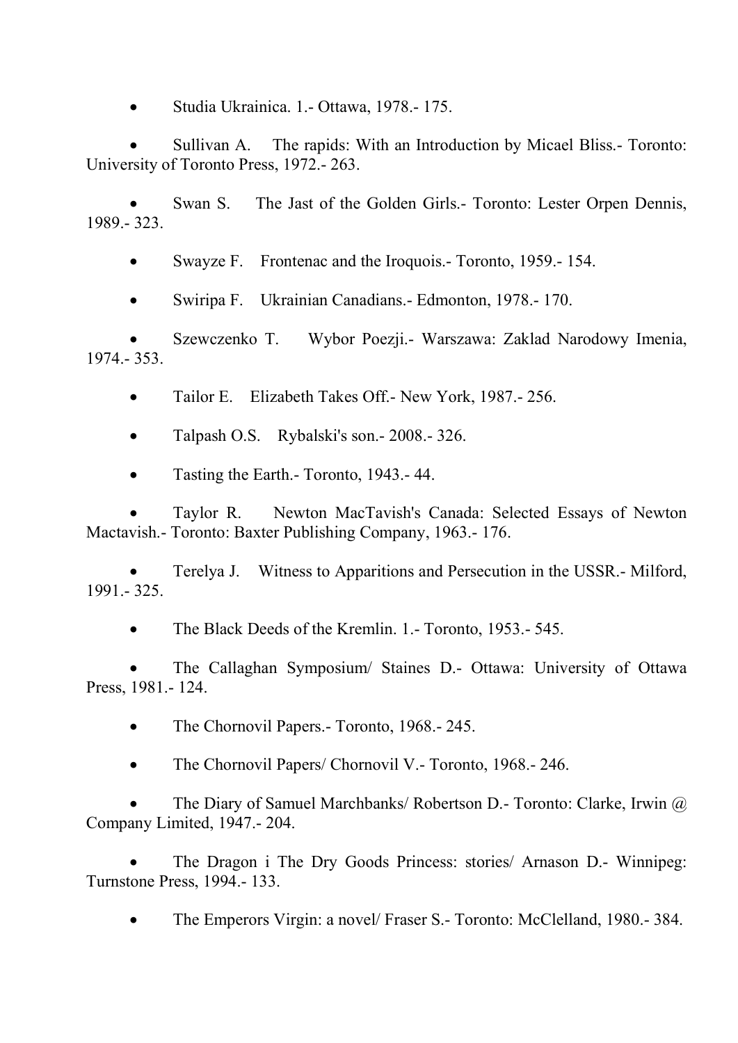- Studia Ukrainica. 1.- Ottawa, 1978.- 175.
- Sullivan A. The rapids: With an Introduction by Micael Bliss.- Toronto: University of Toronto Press, 1972.- 263.
- Swan S. The Jast of the Golden Girls.- Toronto: Lester Orpen Dennis, 1989.- 323.
- Swayze F. Frontenac and the Iroquois.- Toronto, 1959.- 154.
- Swiripa F. Ukrainian Canadians.- Edmonton, 1978.- 170.
- Szewczenko T. Wybor Poezji.- Warszawa: Zaklad Narodowy Imenia, 1974.- 353.
- Tailor E. Elizabeth Takes Off.- New York, 1987.- 256.
- Talpash O.S. Rybalski's son.- 2008.- 326.
- Tasting the Earth.- Toronto, 1943.- 44.
- Taylor R. Newton MacTavish's Canada: Selected Essays of Newton Mactavish.- Toronto: Baxter Publishing Company, 1963.- 176.
- Terelya J. Witness to Apparitions and Persecution in the USSR.- Milford, 1991.- 325.
- The Black Deeds of the Kremlin. 1.- Toronto, 1953.- 545.
- The Callaghan Symposium/ Staines D.- Ottawa: University of Ottawa Press, 1981.- 124.
- The Chornovil Papers.- Toronto, 1968.- 245.
- The Chornovil Papers/ Chornovil V.- Toronto, 1968.- 246.
- The Diary of Samuel Marchbanks/ Robertson D.- Toronto: Clarke, Irwin @ Company Limited, 1947.- 204.
- The Dragon i The Dry Goods Princess: stories/ Arnason D.- Winnipeg: Turnstone Press, 1994.- 133.
- The Emperors Virgin: a novel/ Fraser S.- Toronto: McClelland, 1980.- 384.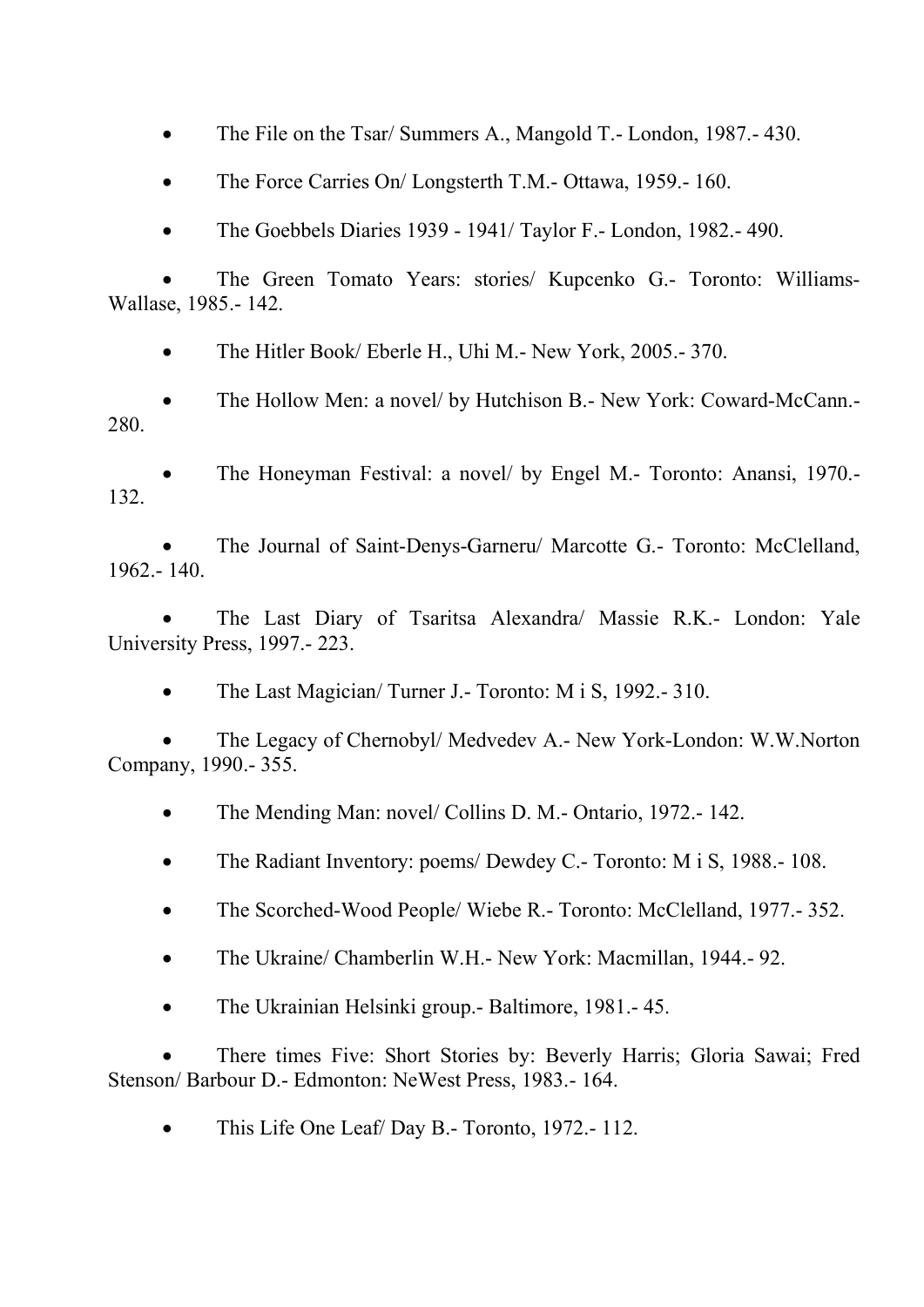- The File on the Tsar/ Summers A., Mangold T.- London, 1987.- 430.
- The Force Carries On/ Longsterth T.M.- Ottawa, 1959.- 160.
- The Goebbels Diaries 1939 - 1941/ Taylor F.- London, 1982.- 490.
- The Green Tomato Years: stories/ Kupcenko G.- Toronto: Williams-Wallase, 1985.- 142.
- The Hitler Book/ Eberle H., Uhi M.- New York, 2005.- 370.
- The Hollow Men: a novel/ by Hutchison B.- New York: Coward-McCann.- 280.
- The Honeyman Festival: a novel/ by Engel M.- Toronto: Anansi, 1970.- 132.
- The Journal of Saint-Denys-Garneru/ Marcotte G.- Toronto: McClelland, 1962.- 140.
- The Last Diary of Tsaritsa Alexandra/ Massie R.K.- London: Yale University Press, 1997.- 223.
- The Last Magician/ Turner J.- Toronto: M i S, 1992.- 310.
- The Legacy of Chernobyl/ Medvedev A.- New York-London: W.W.Norton Company, 1990.- 355.
- The Mending Man: novel/ Collins D. M.- Ontario, 1972.- 142.
- The Radiant Inventory: poems/ Dewdey C.- Toronto: M i S, 1988.- 108.
- The Scorched-Wood People/ Wiebe R.- Toronto: McClelland, 1977.- 352.
- The Ukraine/ Chamberlin W.H.- New York: Macmillan, 1944.- 92.
- The Ukrainian Helsinki group.- Baltimore, 1981.- 45.
- There times Five: Short Stories by: Beverly Harris; Gloria Sawai; Fred Stenson/ Barbour D.- Edmonton: NeWest Press, 1983.- 164.
- This Life One Leaf/ Day B.- Toronto, 1972.- 112.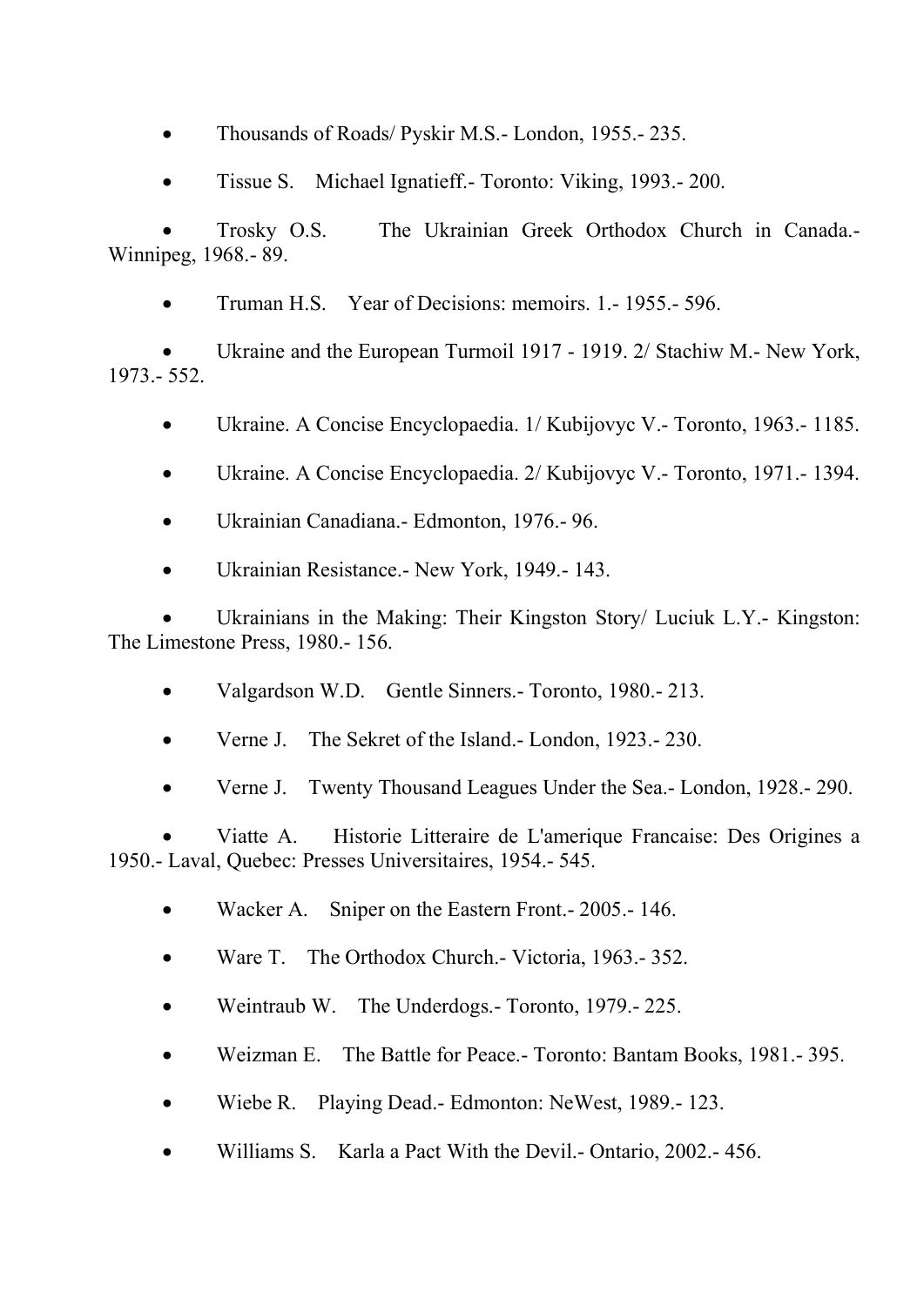- Thousands of Roads/ Pyskir M.S.- London, 1955.- 235.
- Tissue S. Michael Ignatieff.- Toronto: Viking, 1993.- 200.
- Trosky O.S. The Ukrainian Greek Orthodox Church in Canada.- Winnipeg, 1968.- 89.
- Truman H.S. Year of Decisions: memoirs. 1.- 1955.- 596.
- Ukraine and the European Turmoil 1917 - 1919. 2/ Stachiw M.- New York, 1973.- 552.
- Ukraine. A Concise Encyclopaedia. 1/ Kubijovyc V.- Toronto, 1963.- 1185.
- Ukraine. A Concise Encyclopaedia. 2/ Kubijovyc V.- Toronto, 1971.- 1394.
- Ukrainian Canadiana.- Edmonton, 1976.- 96.
- Ukrainian Resistance.- New York, 1949.- 143.
- Ukrainians in the Making: Their Kingston Story/ Luciuk L.Y.- Kingston: The Limestone Press, 1980.- 156.
- Valgardson W.D. Gentle Sinners.- Toronto, 1980.- 213.
- Verne J. The Sekret of the Island.- London, 1923.- 230.
- Verne J. Twenty Thousand Leagues Under the Sea.- London, 1928.- 290.
- Viatte A. Historie Litteraire de L'amerique Francaise: Des Origines a 1950.- Laval, Quebec: Presses Universitaires, 1954.- 545.
- Wacker A. Sniper on the Eastern Front.- 2005.- 146.
- Ware T. The Orthodox Church.- Victoria, 1963.- 352.
- Weintraub W. The Underdogs.- Toronto, 1979.- 225.
- Weizman E. The Battle for Peace.- Toronto: Bantam Books, 1981.- 395.
- Wiebe R. Playing Dead.- Edmonton: NeWest, 1989.- 123.
- Williams S. Karla a Pact With the Devil.- Ontario, 2002.- 456.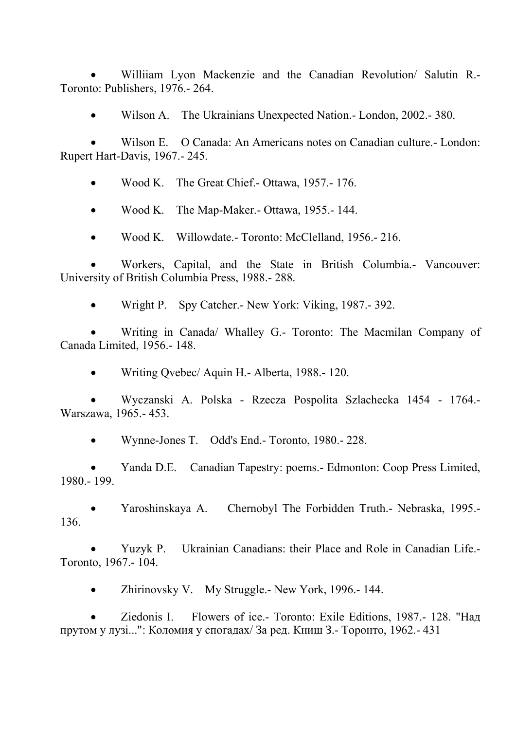- Williiam Lyon Mackenzie and the Canadian Revolution/ Salutin R.- Toronto: Publishers, 1976.- 264.
- Wilson A. The Ukrainians Unexpected Nation.- London, 2002.- 380.
- Wilson E. O Canada: An Americans notes on Canadian culture.- London: Rupert Hart-Davis, 1967.- 245.
- Wood K. The Great Chief.- Ottawa, 1957.- 176.
- Wood K. The Map-Maker.- Ottawa, 1955.- 144.
- Wood K. Willowdate.- Toronto: McClelland, 1956.- 216.
- Workers, Capital, and the State in British Columbia.- Vancouver: University of British Columbia Press, 1988.- 288.
- Wright P. Spy Catcher.- New York: Viking, 1987.- 392.
- Writing in Canada/ Whalley G.- Toronto: The Macmilan Company of Canada Limited, 1956.- 148.
- Writing Qvebec/ Aquin H.- Alberta, 1988.- 120.
- Wyczanski A. Polska - Rzecza Pospolita Szlachecka 1454 - 1764.- Warszawa, 1965.- 453.
- Wynne-Jones T. Odd's End.- Toronto, 1980.- 228.
- Yanda D.E. Canadian Tapestry: poems.- Edmonton: Coop Press Limited, 1980.- 199.
- Yaroshinskaya A. Chernobyl The Forbidden Truth.- Nebraska, 1995.- 136.
- Yuzyk P. Ukrainian Canadians: their Place and Role in Canadian Life.- Toronto, 1967.- 104.
- Zhirinovsky V. My Struggle.- New York, 1996.- 144.
- Ziedonis I. Flowers of ice.- Toronto: Exile Editions, 1987.- 128. "Над прутом у лузі...": Коломия у спогадах/ За ред. Книш З.- Торонто, 1962.- 431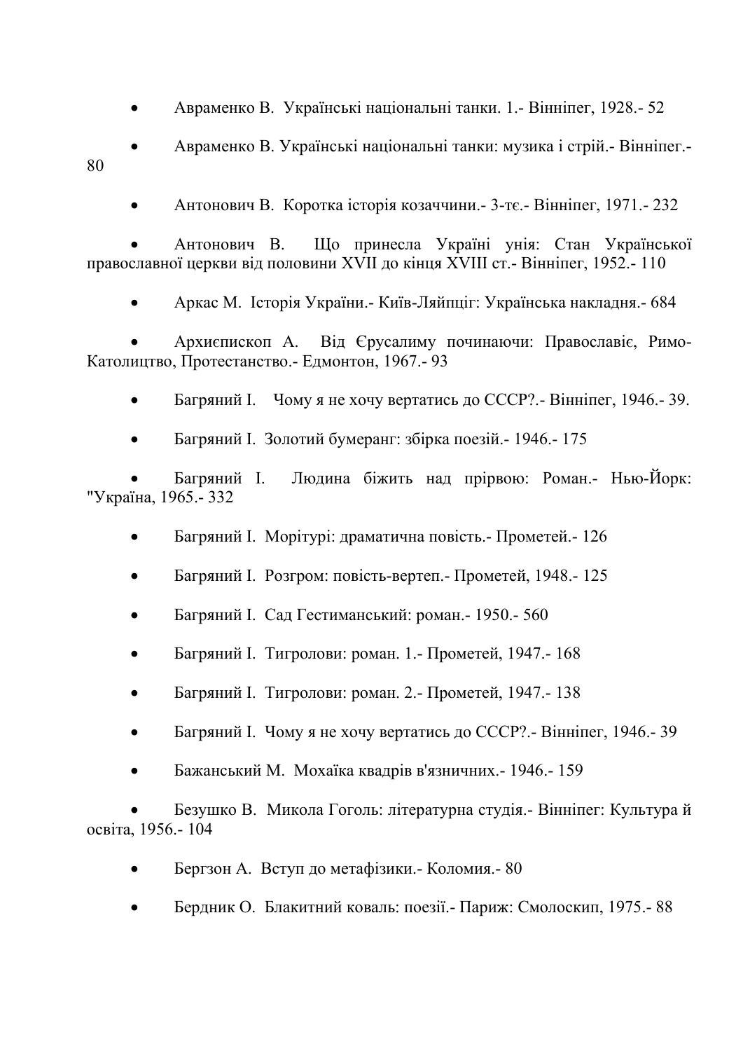- Авраменко В.  Українські національні танки. 1.- Вінніпег, 1928.- 52
- Авраменко В. Українські національні танки: музика і стрій.- Вінніпег.- 80
- Антонович В.  Коротка історія козаччини.- 3-тє.- Вінніпег, 1971.- 232
- Антонович В.  Що принесла Україні унія: Стан Української православної церкви від половини XVII до кінця XVIII ст.- Вінніпег, 1952.- 110
- Аркас М.  Історія України.- Київ-Ляйпціг: Українська накладня.- 684
- Архиєпископ А.  Від Єрусалиму починаючи: Православіє, Римо-Католицтво, Протестанство.- Едмонтон, 1967.- 93
- Багряний І.   Чому я не хочу вертатись до СССР?.- Вінніпег, 1946.- 39.
- Багряний І.  Золотий бумеранг: збірка поезій.- 1946.- 175
- Багряний І.  Людина біжить над прірвою: Роман.- Нью-Йорк: "Україна, 1965.- 332
- Багряний І.  Морітурі: драматична повість.- Прометей.- 126
- Багряний І.  Розгром: повість-вертеп.- Прометей, 1948.- 125
- Багряний І.  Сад Гестиманський: роман.- 1950.- 560
- Багряний І.  Тигролови: роман. 1.- Прометей, 1947.- 168
- Багряний І.  Тигролови: роман. 2.- Прометей, 1947.- 138
- Багряний І.  Чому я не хочу вертатись до СССР?.- Вінніпег, 1946.- 39
- Бажанський М.  Мохаїка квадрів в'язничних.- 1946.- 159
- Безушко В.  Микола Гоголь: літературна студія.- Вінніпег: Культура й освіта, 1956.- 104
- Бергзон А.  Вступ до метафізики.- Коломия.- 80
- Бердник О.  Блакитний коваль: поезії.- Париж: Смолоскип, 1975.- 88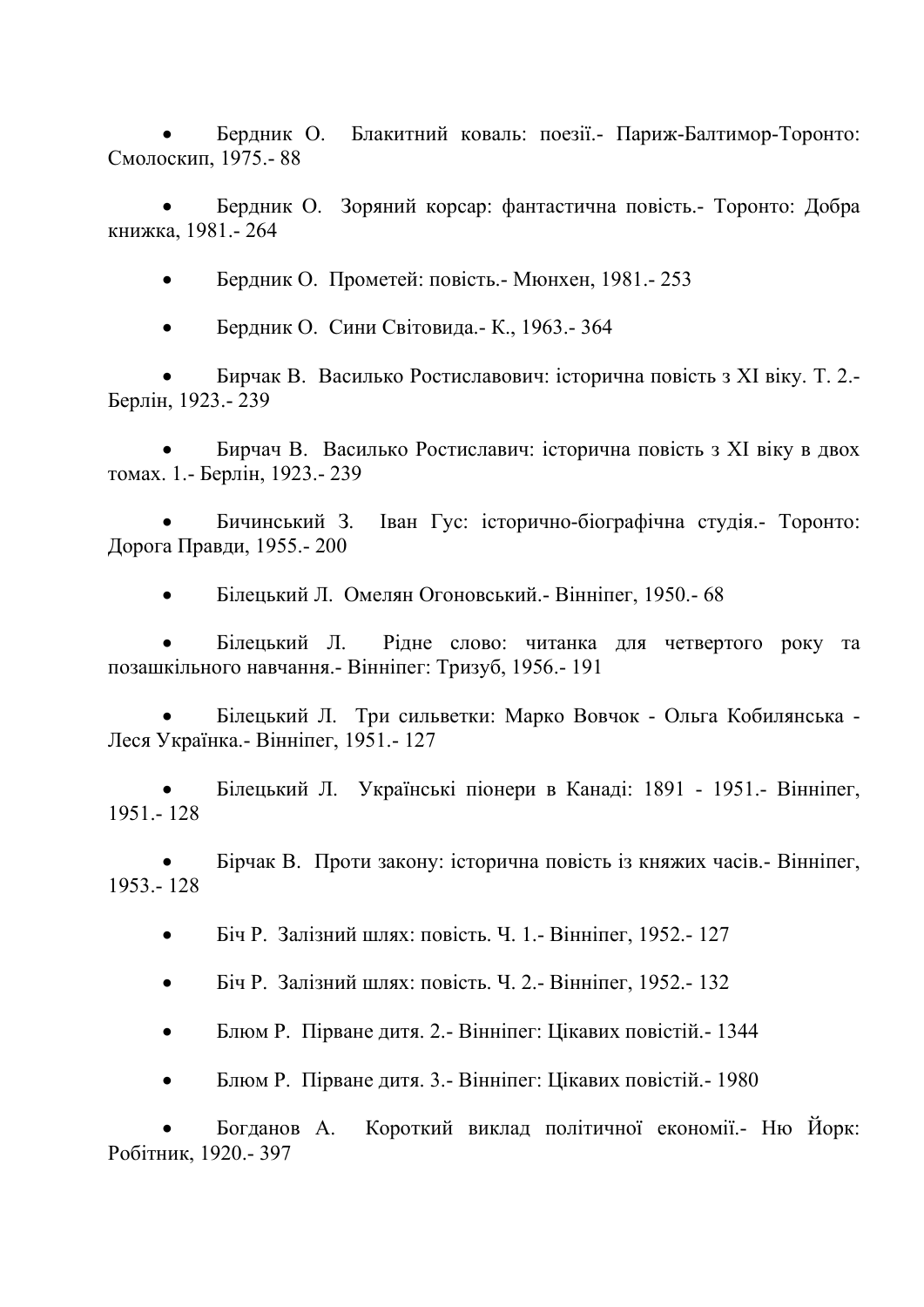- Бердник О.  Блакитний коваль: поезії.- Париж-Балтимор-Торонто: Смолоскип, 1975.- 88

- Бердник О.  Зоряний корсар: фантастична повість.- Торонто: Добра книжка, 1981.- 264

- Бердник О.  Прометей: повість.- Мюнхен, 1981.- 253

- Бердник О.  Сини Світовида.- К., 1963.- 364

- Бирчак В.  Василько Ростиславович: історична повість з XI віку. Т. 2.- Берлін, 1923.- 239

- Бирчач В.  Василько Ростиславич: історична повість з XI віку в двох томах. 1.- Берлін, 1923.- 239

- Бичинський З.  Іван Гус: історично-біографічна студія.- Торонто: Дорога Правди, 1955.- 200

- Білецький Л.  Омелян Огоновський.- Вінніпег, 1950.- 68

- Білецький Л.  Рідне слово: читанка для четвертого року та позашкільного навчання.- Вінніпег: Тризуб, 1956.- 191

- Білецький Л.  Три сильветки: Марко Вовчок - Ольга Кобилянська - Леся Українка.- Вінніпег, 1951.- 127

- Білецький Л.  Українські піонери в Канаді: 1891 - 1951.- Вінніпег, 1951.- 128

- Бірчак В.  Проти закону: історична повість із княжих часів.- Вінніпег, 1953.- 128

- Біч Р.  Залізний шлях: повість. Ч. 1.- Вінніпег, 1952.- 127

- Біч Р.  Залізний шлях: повість. Ч. 2.- Вінніпег, 1952.- 132

- Блюм Р.  Пірване дитя. 2.- Вінніпег: Цікавих повістій.- 1344

- Блюм Р.  Пірване дитя. 3.- Вінніпег: Цікавих повістій.- 1980

- Богданов А.  Короткий виклад політичної економії.- Ню Йорк: Робітник, 1920.- 397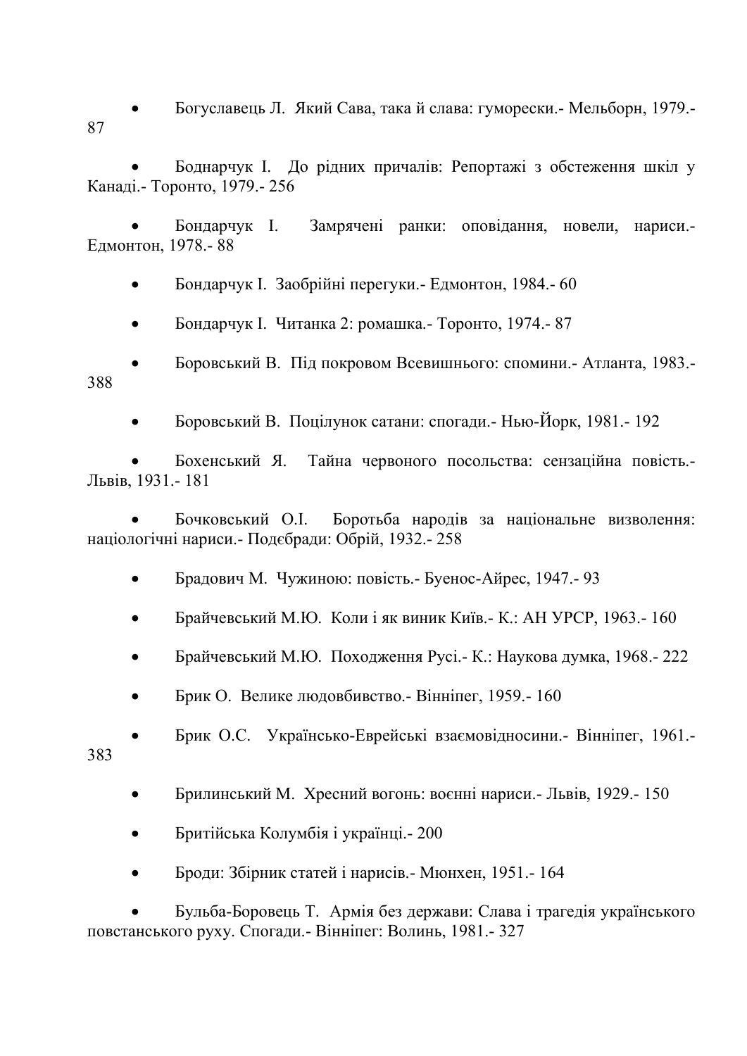- Богуславець Л.  Який Сава, така й слава: гуморески.- Мельборн, 1979.- 87
- Боднарчук І.  До рідних причалів: Репортажі з обстеження шкіл у Канаді.- Торонто, 1979.- 256
- Бондарчук І.  Замрячені ранки: оповідання, новели, нариси.- Едмонтон, 1978.- 88
- Бондарчук І.  Заобрійні перегуки.- Едмонтон, 1984.- 60
- Бондарчук І.  Читанка 2: ромашка.- Торонто, 1974.- 87
- Боровський В.  Під покровом Всевишнього: спомини.- Атланта, 1983.- 388
- Боровський В.  Поцілунок сатани: спогади.- Нью-Йорк, 1981.- 192
- Бохенський Я.  Тайна червоного посольства: сензаційна повість.- Львів, 1931.- 181
- Бочковський О.І.  Боротьба народів за національне визволення: націологічні нариси.- Подєбради: Обрій, 1932.- 258
- Брадович М.  Чужиною: повість.- Буенос-Айрес, 1947.- 93
- Брайчевський М.Ю.  Коли і як виник Київ.- К.: АН УРСР, 1963.- 160
- Брайчевський М.Ю.  Походження Русі.- К.: Наукова думка, 1968.- 222
- Брик О.  Велике людовбивство.- Вінніпег, 1959.- 160
- Брик О.С.  Українсько-Еврейські взаємовідносини.- Вінніпег, 1961.- 383
- Брилинський М.  Хресний вогонь: воєнні нариси.- Львів, 1929.- 150
- Британська Колумбія і українці.- 200
- Броди: Збірник статей і нарисів.- Мюнхен, 1951.- 164
- Бульба-Боровець Т.  Армія без держави: Слава і трагедія українського повстанського руху. Спогади.- Вінніпег: Волинь, 1981.- 327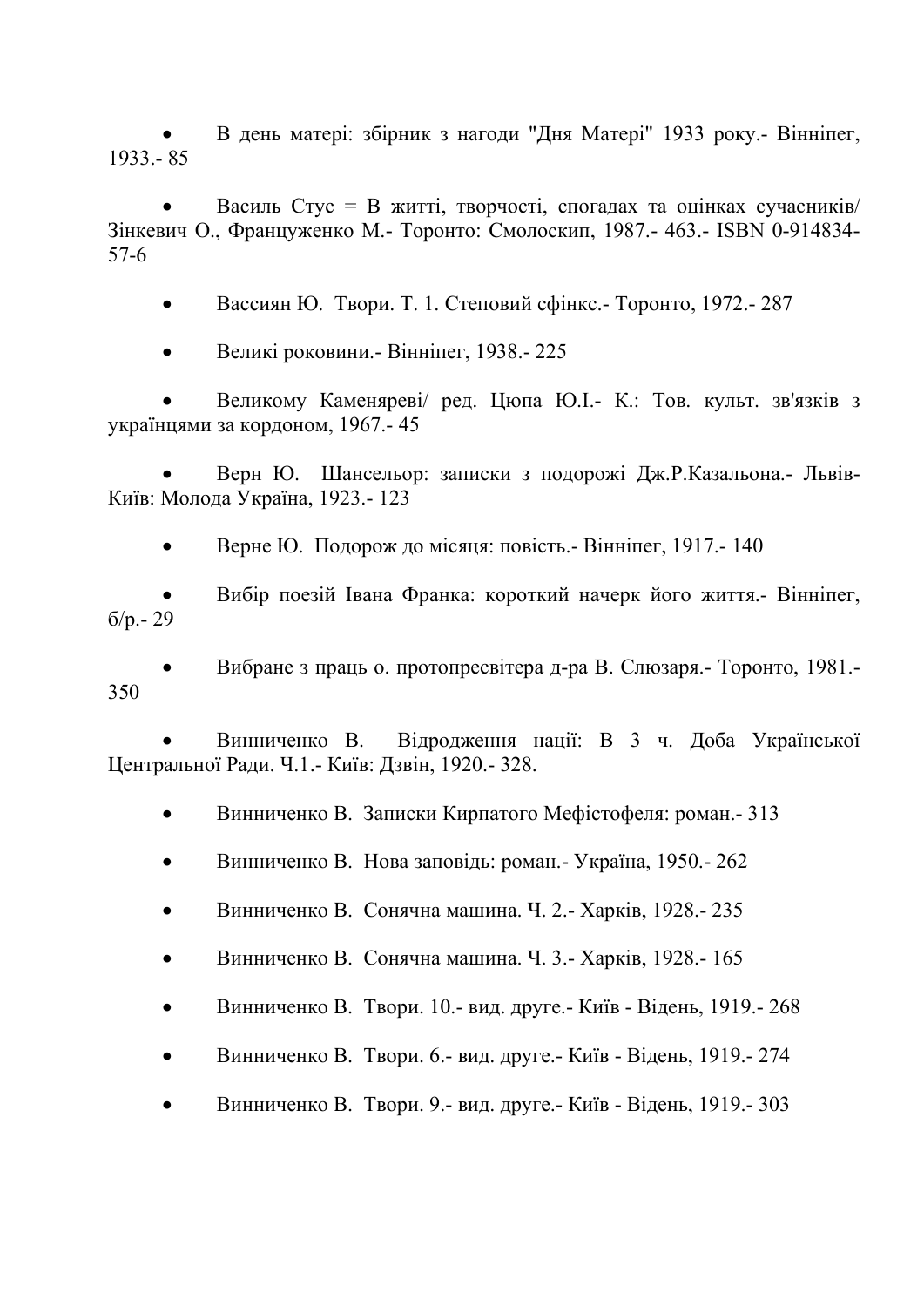- В день матері: збірник з нагоди "Дня Матері" 1933 року.- Вінніпег, 1933.- 85

- Василь Стус = В житті, творчості, спогадах та оцінках сучасників/ Зінкевич О., Французенко М.- Торонто: Смолоскип, 1987.- 463.- ISBN 0-914834-57-6

- Вассиян Ю. Твори. Т. 1. Степовий сфінкс.- Торонто, 1972.- 287

- Великі роковини.- Вінніпег, 1938.- 225

- Великому Каменяреві/ ред. Цюпа Ю.І.- К.: Тов. культ. зв'язків з українцями за кордоном, 1967.- 45

- Верн Ю. Шансельор: записки з подорожі Дж.Р.Казальона.- Львів-Київ: Молода Україна, 1923.- 123

- Верне Ю. Подорож до місяця: повість.- Вінніпег, 1917.- 140

- Вибір поезій Івана Франка: короткий начерк його життя.- Вінніпег, б/р.- 29

- Вибране з праць о. протопресвітера д-ра В. Слюзаря.- Торонто, 1981.- 350

- Винниченко В. Відродження нації: В 3 ч. Доба Української Центральної Ради. Ч.1.- Київ: Дзвін, 1920.- 328.

- Винниченко В. Записки Кирпатого Мефістофеля: роман.- 313

- Винниченко В. Нова заповідь: роман.- Україна, 1950.- 262

- Винниченко В. Сонячна машина. Ч. 2.- Харків, 1928.- 235

- Винниченко В. Сонячна машина. Ч. 3.- Харків, 1928.- 165

- Винниченко В. Твори. 10.- вид. друге.- Київ - Відень, 1919.- 268

- Винниченко В. Твори. 6.- вид. друге.- Київ - Відень, 1919.- 274

- Винниченко В. Твори. 9.- вид. друге.- Київ - Відень, 1919.- 303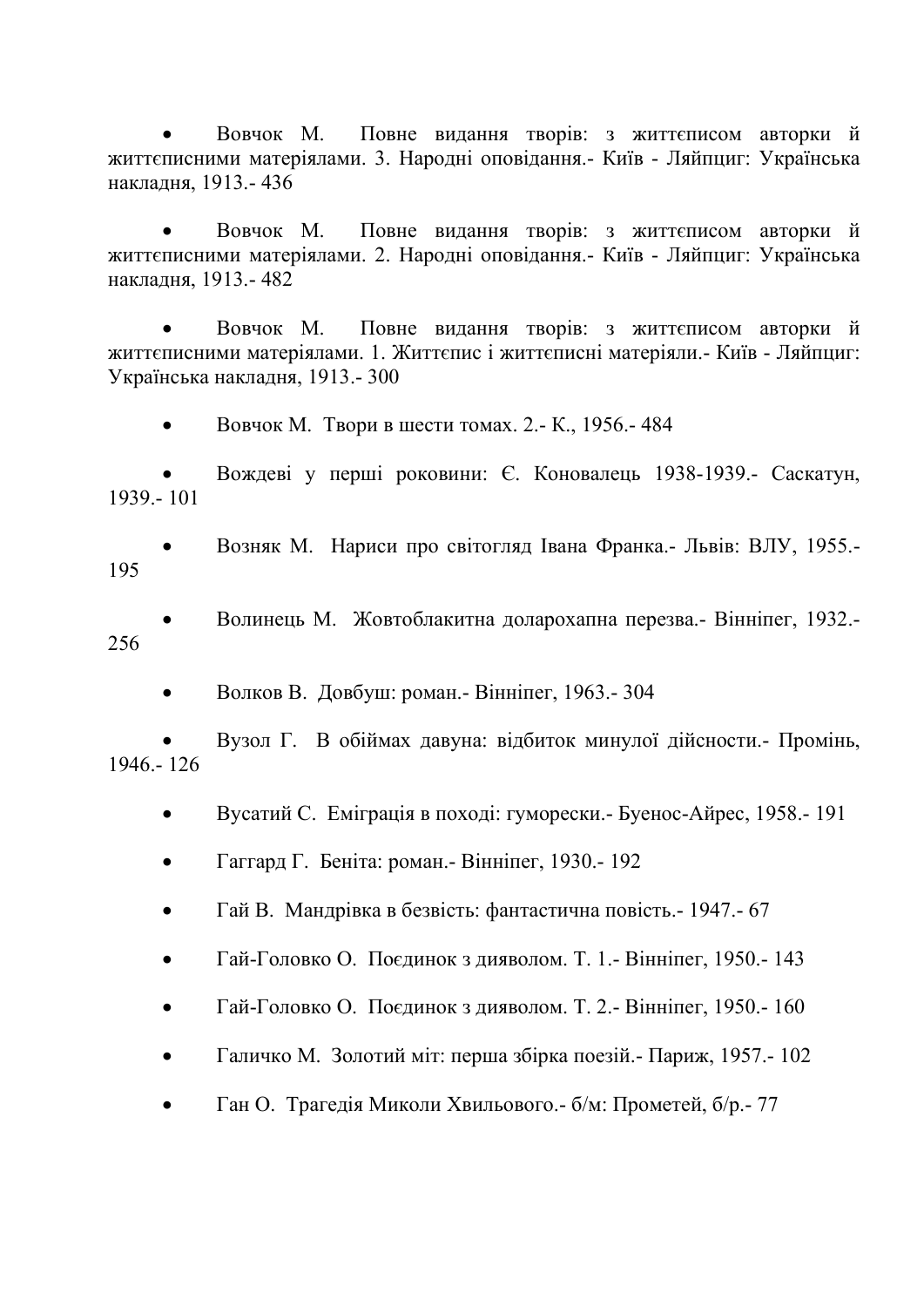- Вовчок М. Повне видання творів: з життєписом авторки й життєписними матеріялами. 3. Народні оповідання.- Київ - Ляйпциг: Українська накладня, 1913.- 436

- Вовчок М. Повне видання творів: з життєписом авторки й життєписними матеріялами. 2. Народні оповідання.- Київ - Ляйпциг: Українська накладня, 1913.- 482

- Вовчок М. Повне видання творів: з життєписом авторки й життєписними матеріялами. 1. Життєпис і життєписні матеріяли.- Київ - Ляйпциг: Українська накладня, 1913.- 300

- Вовчок М. Твори в шести томах. 2.- К., 1956.- 484

- Вождеві у перші роковини: Є. Коновалець 1938-1939.- Саскатун, 1939.- 101

- Возняк М. Нариси про світогляд Івана Франка.- Львів: ВЛУ, 1955.- 195

- Волинець М. Жовтоблакитна доларохапна перезва.- Вінніпег, 1932.- 256

- Волков В. Довбуш: роман.- Вінніпег, 1963.- 304

- Вузол Г. В обіймах давуна: відбиток минулої дійсности.- Промінь, 1946.- 126

- Вусатий С. Еміграція в поході: гуморески.- Буенос-Айрес, 1958.- 191

- Гаггард Г. Беніта: роман.- Вінніпег, 1930.- 192

- Гай В. Мандрівка в безвість: фантастична повість.- 1947.- 67

- Гай-Головко О. Поєдинок з дияволом. Т. 1.- Вінніпег, 1950.- 143

- Гай-Головко О. Поєдинок з дияволом. Т. 2.- Вінніпег, 1950.- 160

- Галичко М. Золотий міт: перша збірка поезій.- Париж, 1957.- 102

- Ган О. Трагедія Миколи Хвильового.- б/м: Прометей, б/р.- 77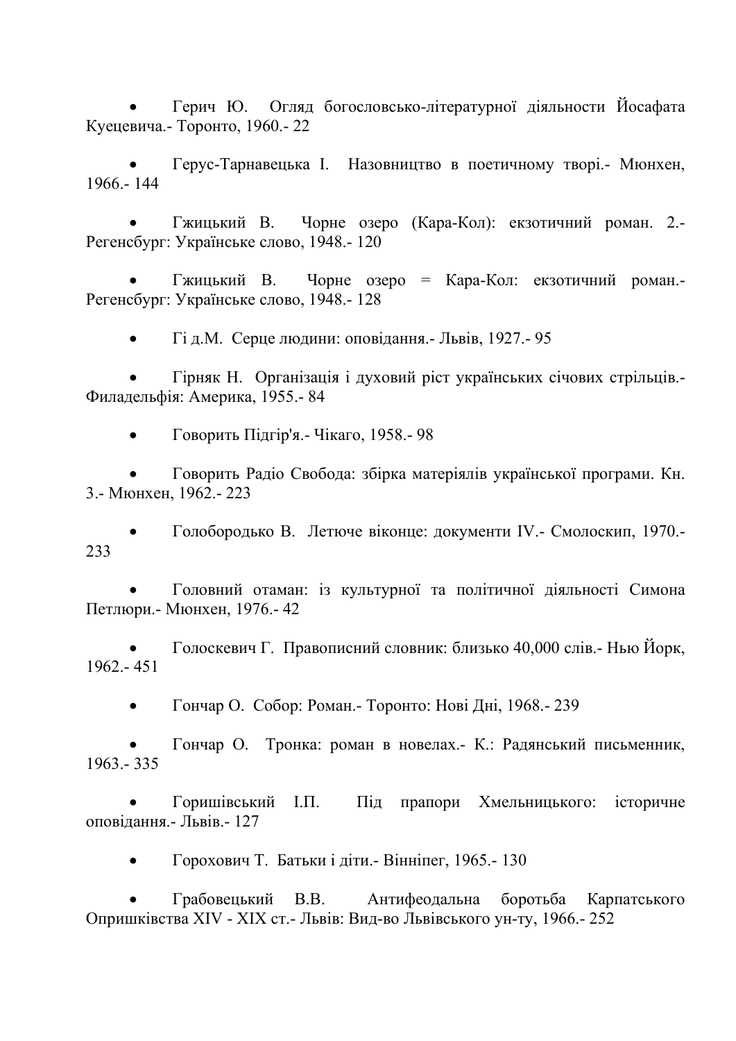- Герич Ю. Огляд богословсько-літературної діяльности Йосафата Куецевича.- Торонто, 1960.- 22

- Герус-Тарнавецька І. Назовництво в поетичному творі.- Мюнхен, 1966.- 144

- Гжицький В. Чорне озеро (Кара-Кол): екзотичний роман. 2.- Регенсбург: Українське слово, 1948.- 120

- Гжицький В. Чорне озеро = Кара-Кол: екзотичний роман.- Регенсбург: Українське слово, 1948.- 128

- Гі д.М. Серце людини: оповідання.- Львів, 1927.- 95

- Гірняк Н. Організація і духовий ріст українських січових стрільців.- Филадельфія: Америка, 1955.- 84

- Говорить Підгір'я.- Чікаго, 1958.- 98

- Говорить Радіо Свобода: збірка матеріялів української програми. Кн. 3.- Мюнхен, 1962.- 223

- Голобородько В. Летюче віконце: документи IV.- Смолоскип, 1970.- 233

- Головний отаман: із культурної та політичної діяльності Симона Петлюри.- Мюнхен, 1976.- 42

- Голоскевич Г. Правописний словник: близько 40,000 слів.- Нью Йорк, 1962.- 451

- Гончар О. Собор: Роман.- Торонто: Нові Дні, 1968.- 239

- Гончар О. Тронка: роман в новелах.- К.: Радянський письменник, 1963.- 335

- Горишівський І.П. Під прапори Хмельницького: історичне оповідання.- Львів.- 127

- Горохович Т. Батьки і діти.- Вінніпег, 1965.- 130

- Грабовецький В.В. Антифеодальна боротьба Карпатського Опришківства XIV - XIX ст.- Львів: Вид-во Львівського ун-ту, 1966.- 252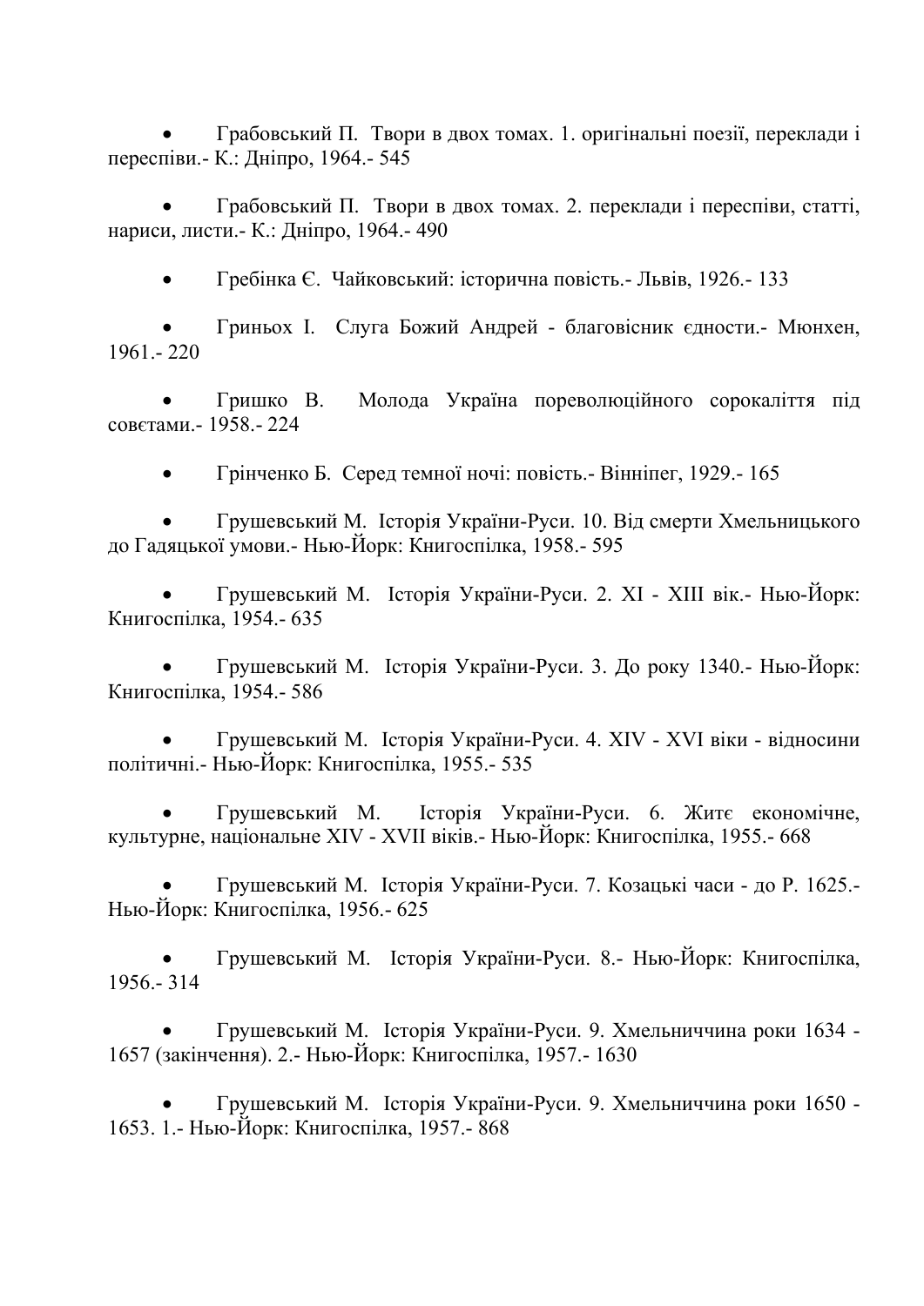- Грабовський П.  Твори в двох томах. 1. оригінальні поезії, переклади і переспіви.- К.: Дніпро, 1964.- 545

- Грабовський П.  Твори в двох томах. 2. переклади і переспіви, статті, нариси, листи.- К.: Дніпро, 1964.- 490

- Гребінка Є.  Чайковський: історична повість.- Львів, 1926.- 133

- Гриньох І.  Слуга Божий Андрей - благовісник єдности.- Мюнхен, 1961.- 220

- Гришко В.  Молода Україна пореволюційного сорокаліття під совєтами.- 1958.- 224

- Грінченко Б.  Серед темної ночі: повість.- Вінніпег, 1929.- 165

- Грушевський М.  Історія України-Руси. 10. Від смерти Хмельницького до Гадяцької умови.- Нью-Йорк: Книгоспілка, 1958.- 595

- Грушевський М.  Історія України-Руси. 2. XI - XIII вік.- Нью-Йорк: Книгоспілка, 1954.- 635

- Грушевський М.  Історія України-Руси. 3. До року 1340.- Нью-Йорк: Книгоспілка, 1954.- 586

- Грушевський М.  Історія України-Руси. 4. XIV - XVI віки - відносини політичні.- Нью-Йорк: Книгоспілка, 1955.- 535

- Грушевський М.  Історія України-Руси. 6. Житє економічне, культурне, національне XIV - XVII віків.- Нью-Йорк: Книгоспілка, 1955.- 668

- Грушевський М.  Історія України-Руси. 7. Козацькі часи - до Р. 1625.- Нью-Йорк: Книгоспілка, 1956.- 625

- Грушевський М.  Історія України-Руси. 8.- Нью-Йорк: Книгоспілка, 1956.- 314

- Грушевський М.  Історія України-Руси. 9. Хмельниччина роки 1634 - 1657 (закінчення). 2.- Нью-Йорк: Книгоспілка, 1957.- 1630

- Грушевський М.  Історія України-Руси. 9. Хмельниччина роки 1650 - 1653. 1.- Нью-Йорк: Книгоспілка, 1957.- 868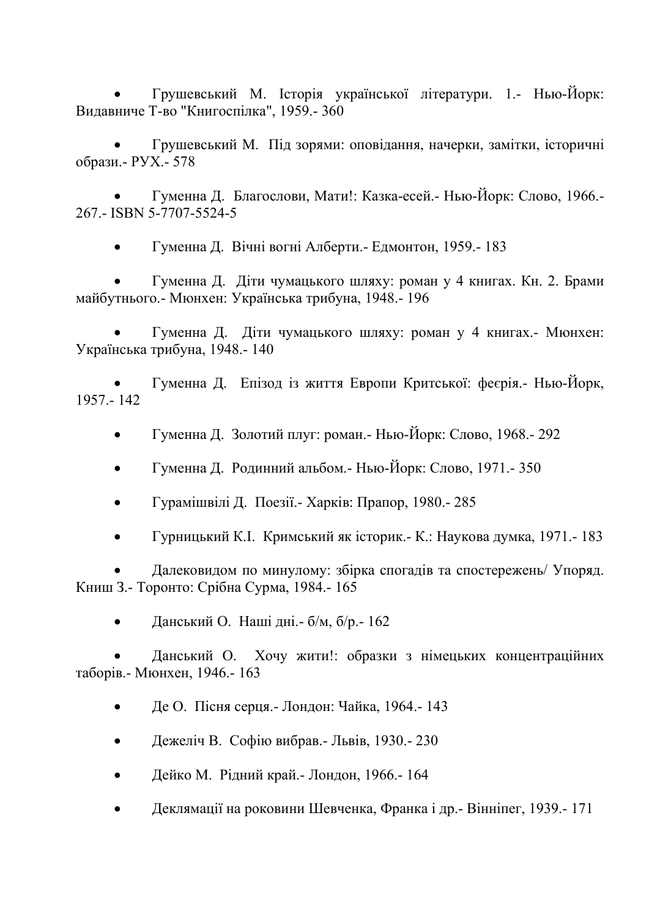- Грушевський М. Історія української літератури. 1.- Нью-Йорк: Видавниче Т-во "Книгоспілка", 1959.- 360

- Грушевський М. Під зорями: оповідання, начерки, замітки, історичні образи.- РУХ.- 578

- Гуменна Д. Благослови, Мати!: Казка-есей.- Нью-Йорк: Слово, 1966.- 267.- ISBN 5-7707-5524-5

- Гуменна Д. Вічні вогні Алберти.- Едмонтон, 1959.- 183

- Гуменна Д. Діти чумацького шляху: роман у 4 книгах. Кн. 2. Брами майбутнього.- Мюнхен: Українська трибуна, 1948.- 196

- Гуменна Д. Діти чумацького шляху: роман у 4 книгах.- Мюнхен: Українська трибуна, 1948.- 140

- Гуменна Д. Епізод із життя Европи Критської: феєрія.- Нью-Йорк, 1957.- 142

- Гуменна Д. Золотий плуг: роман.- Нью-Йорк: Слово, 1968.- 292

- Гуменна Д. Родинний альбом.- Нью-Йорк: Слово, 1971.- 350

- Гурамішвілі Д. Поезії.- Харків: Прапор, 1980.- 285

- Гурницький К.І. Кримський як історик.- К.: Наукова думка, 1971.- 183

- Далековидом по минулому: збірка спогадів та спостережень/ Упоряд. Книш З.- Торонто: Срібна Сурма, 1984.- 165

- Данський О. Наші дні.- б/м, б/р.- 162

- Данський О. Хочу жити!: образки з німецьких концентраційних таборів.- Мюнхен, 1946.- 163

- Де О. Пісня серця.- Лондон: Чайка, 1964.- 143

- Дежеліч В. Софію вибрав.- Львів, 1930.- 230

- Дейко М. Рідний край.- Лондон, 1966.- 164

- Деклямації на роковини Шевченка, Франка і др.- Вінніпег, 1939.- 171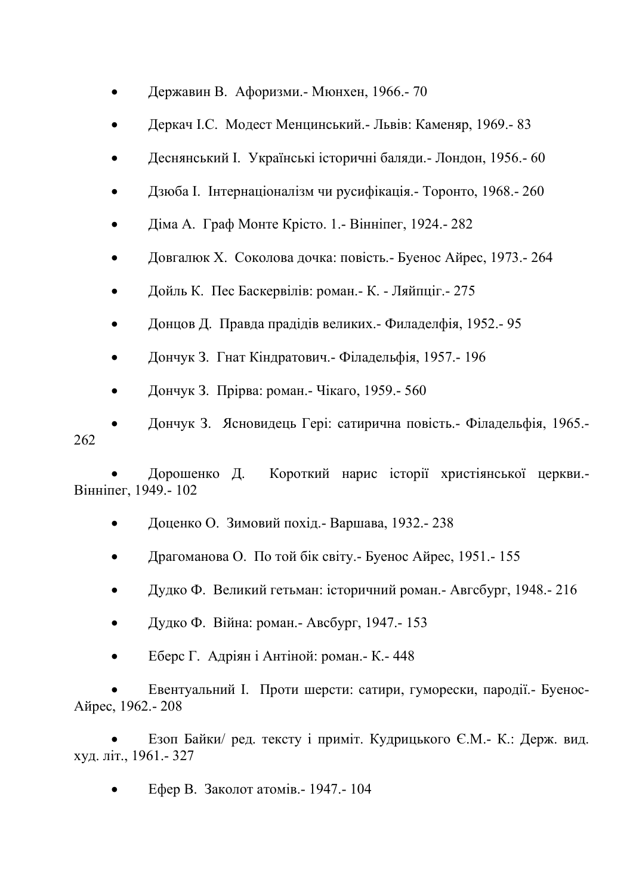- Державин В.  Афоризми.- Мюнхен, 1966.- 70
- Деркач І.С.  Модест Менцинський.- Львів: Каменяр, 1969.- 83
- Деснянський І.  Українські історичні баляди.- Лондон, 1956.- 60
- Дзюба І.  Інтернаціоналізм чи русифікація.- Торонто, 1968.- 260
- Діма А.  Граф Монте Крісто. 1.- Вінніпег, 1924.- 282
- Довгалюк Х.  Соколова дочка: повість.- Буенос Айрес, 1973.- 264
- Дойль К.  Пес Баскервілів: роман.- К. - Ляйпціг.- 275
- Донцов Д.  Правда прадідів великих.- Филаделфія, 1952.- 95
- Дончук З.  Гнат Кіндратович.- Філадельфія, 1957.- 196
- Дончук З.  Прірва: роман.- Чікаго, 1959.- 560
- Дончук З.  Ясновидець Гері: сатирична повість.- Філадельфія, 1965.- 262
- Дорошенко Д.  Короткий нарис історії християнської церкви.- Вінніпег, 1949.- 102
- Доценко О.  Зимовий похід.- Варшава, 1932.- 238
- Драгоманова О.  По той бік світу.- Буенос Айрес, 1951.- 155
- Дудко Ф.  Великий гетьман: історичний роман.- Авгсбург, 1948.- 216
- Дудко Ф.  Війна: роман.- Авсбург, 1947.- 153
- Еберс Г.  Адріян і Антіной: роман.- К.- 448
- Евентуальний І.  Проти шерсти: сатири, гуморески, пародії.- Буенос-Айрес, 1962.- 208
- Езоп Байки/ ред. тексту і приміт. Кудрицького Є.М.- К.: Держ. вид. худ. літ., 1961.- 327
- Ефер В.  Заколот атомів.- 1947.- 104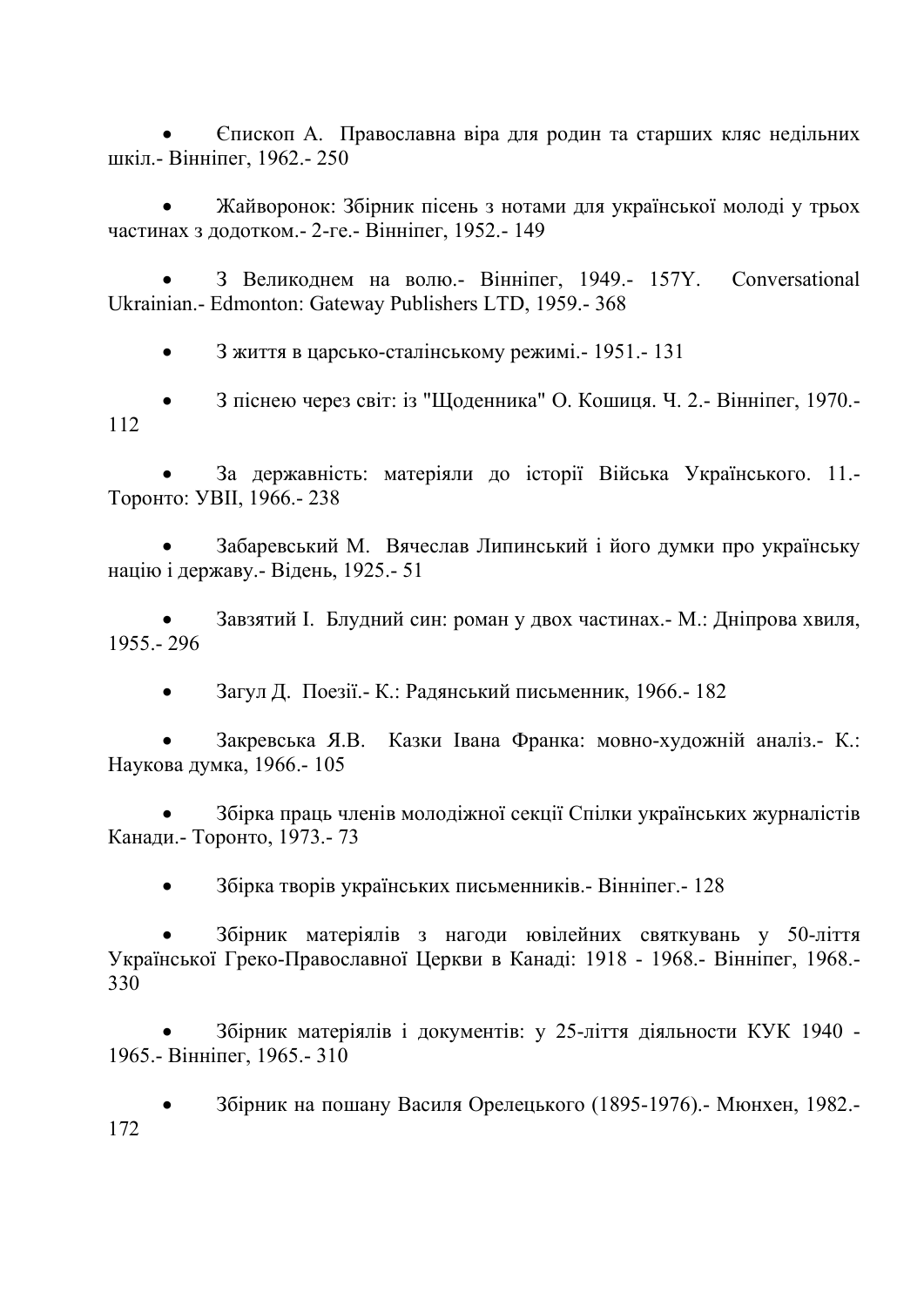- Єпископ А.  Православна віра для родин та старших кляс недільних шкіл.- Вінніпег, 1962.- 250

- Жайворонок: Збірник пісень з нотами для української молоді у трьох частинах з додотком.- 2-ге.- Вінніпег, 1952.- 149

- З Великоднем на волю.- Вінніпег, 1949.- 157Y.  Conversational Ukrainian.- Edmonton: Gateway Publishers LTD, 1959.- 368

- З життя в царсько-сталінському режимі.- 1951.- 131

- З піснею через світ: із "Щоденника" О. Кошиця. Ч. 2.- Вінніпег, 1970.- 112

- За державність: матеріяли до історії Війська Українського. 11.- Торонто: УВІІ, 1966.- 238

- Забаревський М.  Вячеслав Липинський і його думки про українську націю і державу.- Відень, 1925.- 51

- Завзятий І.  Блудний син: роман у двох частинах.- М.: Дніпрова хвиля, 1955.- 296

- Загул Д.  Поезії.- К.: Радянський письменник, 1966.- 182

- Закревська Я.В.  Казки Івана Франка: мовно-художній аналіз.- К.: Наукова думка, 1966.- 105

- Збірка праць членів молодіжної секції Спілки українських журналістів Канади.- Торонто, 1973.- 73

- Збірка творів українських письменників.- Вінніпег.- 128

- Збірник матеріялів з нагоди ювілейних святкувань у 50-ліття Української Греко-Православної Церкви в Канаді: 1918 - 1968.- Вінніпег, 1968.- 330

- Збірник матеріялів і документів: у 25-ліття діяльности КУК 1940 - 1965.- Вінніпег, 1965.- 310

- Збірник на пошану Василя Орелецького (1895-1976).- Мюнхен, 1982.- 172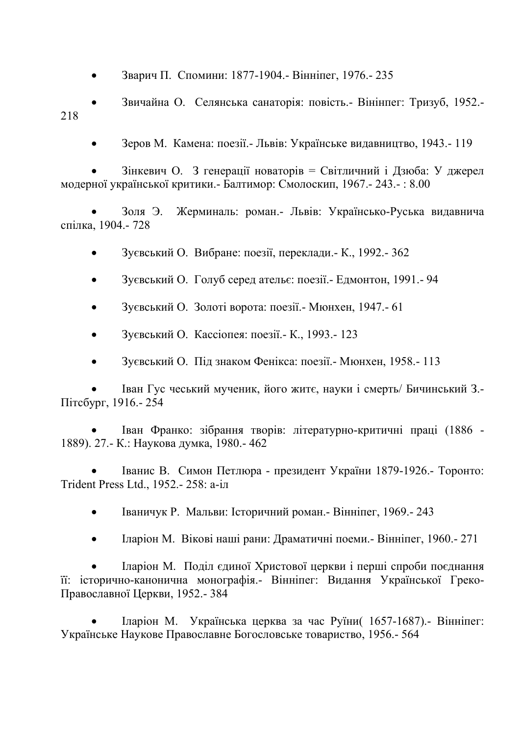- Зварич П. Спомини: 1877-1904.- Вінніпег, 1976.- 235
- Звичайна О. Селянська санаторія: повість.- Віні́нпег: Тризуб, 1952.- 218
- Зеров М. Камена: поезії.- Львів: Українське видавництво, 1943.- 119
- Зінкевич О. З генерації новаторів = Світличний і Дзюба: У джерел модерної української критики.- Балтимор: Смолоскип, 1967.- 243.- : 8.00
- Золя Э. Жерминаль: роман.- Львів: Українсько-Руська видавнича спілка, 1904.- 728
- Зуєвський О. Вибране: поезії, переклади.- К., 1992.- 362
- Зуєвський О. Голуб серед ательє: поезії.- Едмонтон, 1991.- 94
- Зуєвський О. Золоті ворота: поезії.- Мюнхен, 1947.- 61
- Зуєвський О. Кассіопея: поезії.- К., 1993.- 123
- Зуєвський О. Під знаком Фенікса: поезії.- Мюнхен, 1958.- 113
- Іван Гус чеський мученик, його житє, науки і смерть/ Бичинський З.- Пітсбург, 1916.- 254
- Іван Франко: зібрання творів: літературно-критичні праці (1886 - 1889). 27.- К.: Наукова думка, 1980.- 462
- Іванис В. Симон Петлюра - президент України 1879-1926.- Торонто: Trident Press Ltd., 1952.- 258: а-іл
- Іваничук Р. Мальви: Історичний роман.- Вінніпег, 1969.- 243
- Іларіон М. Вікові наші рани: Драматичні поеми.- Вінніпег, 1960.- 271
- Іларіон М. Поділ єдиної Христової церкви і перші спроби поєднання її: історично-канонична монографія.- Вінніпег: Видання Української Греко-Православної Церкви, 1952.- 384
- Іларіон М. Українська церква за час Руїни( 1657-1687).- Вінніпег: Українське Наукове Православне Богословське товариство, 1956.- 564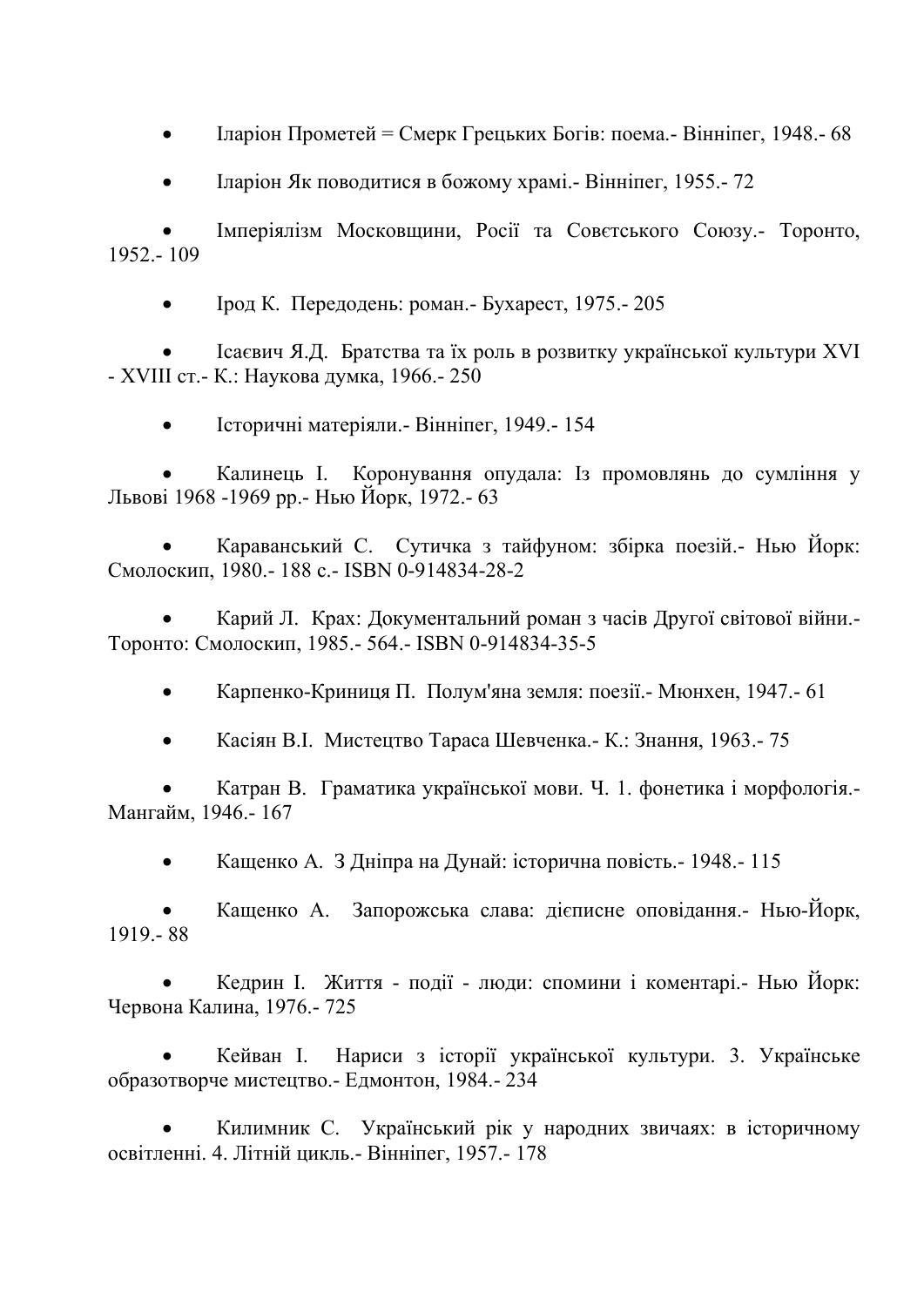- Іларіон Прометей = Смерк Грецьких Богів: поема.- Вінніпег, 1948.- 68
- Іларіон Як поводитися в божому храмі.- Вінніпег, 1955.- 72
- Імперіялізм Московщини, Росії та Совєтського Союзу.- Торонто, 1952.- 109
- Ірод К. Передодень: роман.- Бухарест, 1975.- 205
- Ісаєвич Я.Д. Братства та їх роль в розвитку української культури XVI - XVIII ст.- К.: Наукова думка, 1966.- 250
- Історичні матеріяли.- Вінніпег, 1949.- 154
- Калинець І. Коронування опудала: Із промовлянь до сумління у Львові 1968 -1969 рр.- Нью Йорк, 1972.- 63
- Караванський С. Сутичка з тайфуном: збірка поезій.- Нью Йорк: Смолоскип, 1980.- 188 с.- ISBN 0-914834-28-2
- Карий Л. Крах: Документальний роман з часів Другої світової війни.- Торонто: Смолоскип, 1985.- 564.- ISBN 0-914834-35-5
- Карпенко-Криниця П. Полум'яна земля: поезії.- Мюнхен, 1947.- 61
- Касіян В.І. Мистецтво Тараса Шевченка.- К.: Знання, 1963.- 75
- Катран В. Граматика української мови. Ч. 1. фонетика і морфологія.- Мангайм, 1946.- 167
- Кащенко А. З Дніпра на Дунай: історична повість.- 1948.- 115
- Кащенко А. Запорожська слава: дієписне оповідання.- Нью-Йорк, 1919.- 88
- Кедрин І. Життя - події - люди: спомини і коментарі.- Нью Йорк: Червона Калина, 1976.- 725
- Кейван І. Нариси з історії української культури. 3. Українське образотворче мистецтво.- Едмонтон, 1984.- 234
- Килимник С. Український рік у народних звичаях: в історичному освітленні. 4. Літній цикль.- Вінніпег, 1957.- 178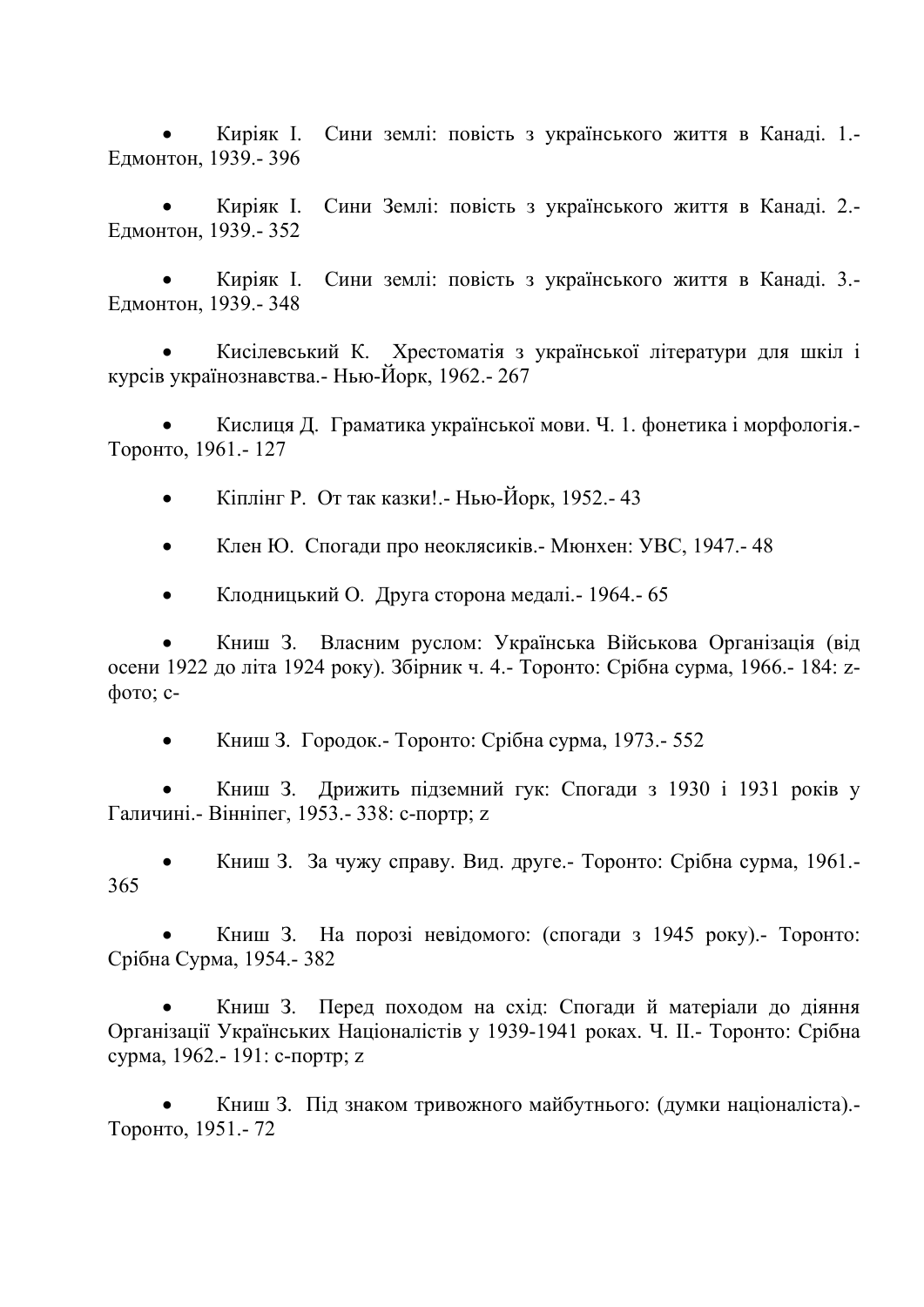- Киріяк І. Сини землі: повість з українського життя в Канаді. 1.- Едмонтон, 1939.- 396

- Киріяк І. Сини Землі: повість з українського життя в Канаді. 2.- Едмонтон, 1939.- 352

- Киріяк І. Сини землі: повість з українського життя в Канаді. 3.- Едмонтон, 1939.- 348

- Кисілевський К. Хрестоматія з української літератури для шкіл і курсів українознавства.- Нью-Йорк, 1962.- 267

- Кислиця Д. Граматика української мови. Ч. 1. фонетика і морфологія.- Торонто, 1961.- 127

- Кіплінг Р. От так казки!.- Нью-Йорк, 1952.- 43

- Клен Ю. Спогади про неоклясиків.- Мюнхен: УВС, 1947.- 48

- Клодницький О. Друга сторона медалі.- 1964.- 65

- Книш З. Власним руслом: Українська Військова Організація (від осени 1922 до літа 1924 року). Збірник ч. 4.- Торонто: Срібна сурма, 1966.- 184: z-фото; c-

- Книш З. Городок.- Торонто: Срібна сурма, 1973.- 552

- Книш З. Дрижить підземний гук: Спогади з 1930 і 1931 років у Галичині.- Вінніпег, 1953.- 338: с-портр; z

- Книш З. За чужу справу. Вид. друге.- Торонто: Срібна сурма, 1961.- 365

- Книш З. На порозі невідомого: (спогади з 1945 року).- Торонто: Срібна Сурма, 1954.- 382

- Книш З. Перед походом на схід: Спогади й матеріали до діяння Організації Українських Націоналістів у 1939-1941 роках. Ч. II.- Торонто: Срібна сурма, 1962.- 191: с-портр; z

- Книш З. Під знаком тривожного майбутнього: (думки націоналіста).- Торонто, 1951.- 72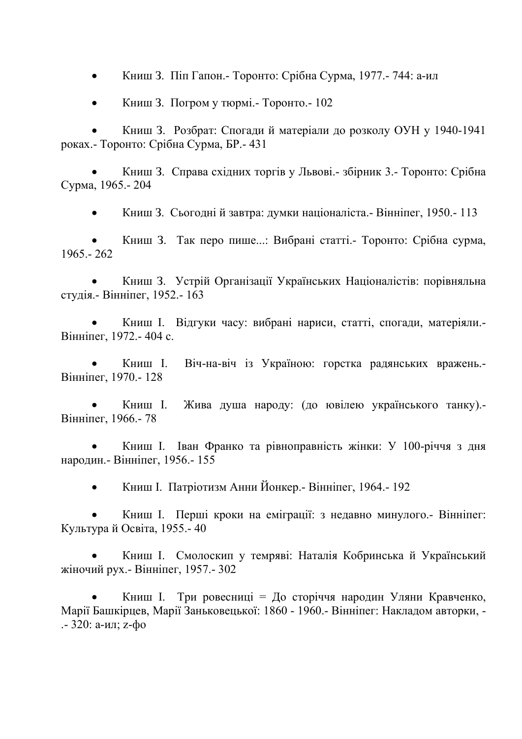- Книш З.  Піп Гапон.- Торонто: Срібна Сурма, 1977.- 744: а-ил

- Книш З.  Погром у тюрмі.- Торонто.- 102

- Книш З.  Розбрат: Спогади й матеріали до розколу ОУН у 1940-1941 роках.- Торонто: Срібна Сурма, БР.- 431

- Книш З.  Справа східних торгів у Львові.- збірник 3.- Торонто: Срібна Сурма, 1965.- 204

- Книш З.  Сьогодні й завтра: думки націоналіста.- Вінніпег, 1950.- 113

- Книш З.  Так перо пише...: Вибрані статті.- Торонто: Срібна сурма, 1965.- 262

- Книш З.  Устрій Організації Українських Націоналістів: порівняльна студія.- Вінніпег, 1952.- 163

- Книш І.  Відгуки часу: вибрані нариси, статті, спогади, матеріяли.- Вінніпег, 1972.- 404 с.

- Книш І.  Віч-на-віч із Україною: горстка радянських вражень.- Вінніпег, 1970.- 128

- Книш І.  Жива душа народу: (до ювілею українського танку).- Вінніпег, 1966.- 78

- Книш І.  Іван Франко та рівноправність жінки: У 100-річчя з дня народин.- Вінніпег, 1956.- 155

- Книш І.  Патріотизм Анни Йонкер.- Вінніпег, 1964.- 192

- Книш І.  Перші кроки на еміграції: з недавно минулого.- Вінніпег: Культура й Освіта, 1955.- 40

- Книш І.  Смолоскип у темряві: Наталія Кобринська й Український жіночий рух.- Вінніпег, 1957.- 302

- Книш І.  Три ровесниці = До сторіччя народин Уляни Кравченко, Марії Башкірцев, Марії Заньковецької: 1860 - 1960.- Вінніпег: Накладом авторки, -.- 320: а-ил; z-фо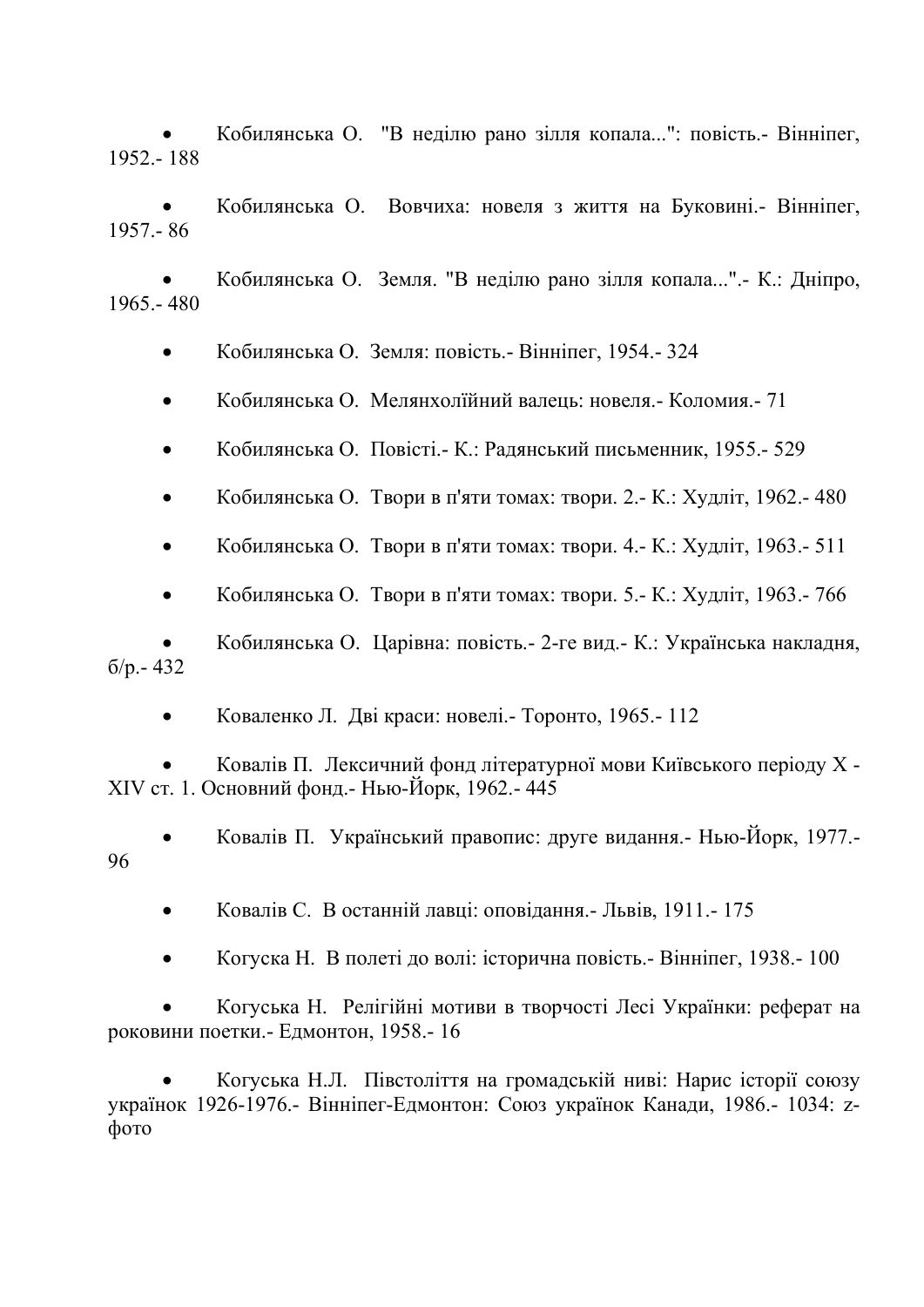- Кобилянська О. "В неділю рано зілля копала...": повість.- Вінніпег, 1952.- 188
- Кобилянська О. Вовчиха: новеля з життя на Буковині.- Вінніпег, 1957.- 86
- Кобилянська О. Земля. "В неділю рано зілля копала...".- К.: Дніпро, 1965.- 480
- Кобилянська О. Земля: повість.- Вінніпег, 1954.- 324
- Кобилянська О. Мелянхолїйний валець: новеля.- Коломия.- 71
- Кобилянська О. Повісті.- К.: Радянський письменник, 1955.- 529
- Кобилянська О. Твори в п'яти томах: твори. 2.- К.: Худліт, 1962.- 480
- Кобилянська О. Твори в п'яти томах: твори. 4.- К.: Худліт, 1963.- 511
- Кобилянська О. Твори в п'яти томах: твори. 5.- К.: Худліт, 1963.- 766
- Кобилянська О. Царівна: повість.- 2-ге вид.- К.: Українська накладня, б/р.- 432
- Коваленко Л. Дві краси: новелі.- Торонто, 1965.- 112
- Ковалів П. Лексичний фонд літературної мови Київського періоду X - XIV ст. 1. Основний фонд.- Нью-Йорк, 1962.- 445
- Ковалів П. Український правопис: друге видання.- Нью-Йорк, 1977.- 96
- Ковалів С. В останній лавці: оповідання.- Львів, 1911.- 175
- Когуска Н. В полеті до волі: історична повість.- Вінніпег, 1938.- 100
- Когуська Н. Релігійні мотиви в творчості Лесі Українки: реферат на роковини поетки.- Едмонтон, 1958.- 16
- Когуська Н.Л. Півстоліття на громадській ниві: Нарис історії союзу українок 1926-1976.- Вінніпег-Едмонтон: Союз українок Канади, 1986.- 1034: z-фото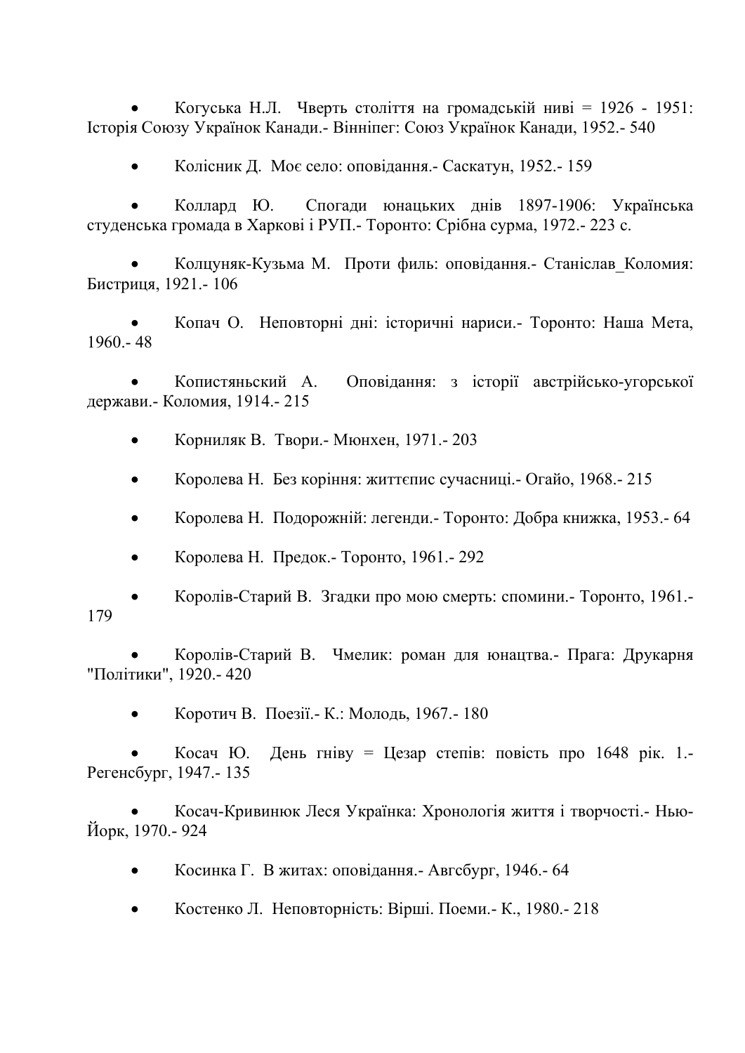- Когуська Н.Л. Чверть століття на громадській ниві = 1926 - 1951: Історія Союзу Українок Канади.- Вінніпег: Союз Українок Канади, 1952.- 540

- Колісник Д. Моє село: оповідання.- Саскатун, 1952.- 159

- Коллард Ю. Спогади юнацьких днів 1897-1906: Українська студенська громада в Харкові і РУП.- Торонто: Срібна сурма, 1972.- 223 с.

- Колцуняк-Кузьма М. Проти филь: оповідання.- Станіслав_Коломия: Бистриця, 1921.- 106

- Копач О. Неповторні дні: історичні нариси.- Торонто: Наша Мета, 1960.- 48

- Копистяньский А. Оповідання: з історії австрійсько-угорської держави.- Коломия, 1914.- 215

- Корниляк В. Твори.- Мюнхен, 1971.- 203

- Королева Н. Без коріння: життєпис сучасниці.- Огайо, 1968.- 215

- Королева Н. Подорожній: легенди.- Торонто: Добра книжка, 1953.- 64

- Королева Н. Предок.- Торонто, 1961.- 292

- Королів-Старий В. Згадки про мою смерть: спомини.- Торонто, 1961.- 179

- Королів-Старий В. Чмелик: роман для юнацтва.- Прага: Друкарня "Політики", 1920.- 420

- Коротич В. Поезії.- К.: Молодь, 1967.- 180

- Косач Ю. День гніву = Цезар степів: повість про 1648 рік. 1.- Регенсбург, 1947.- 135

- Косач-Кривинюк Леся Українка: Хронологія життя і творчості.- Нью-Йорк, 1970.- 924

- Косинка Г. В житах: оповідання.- Авгсбург, 1946.- 64

- Костенко Л. Неповторність: Вірші. Поеми.- К., 1980.- 218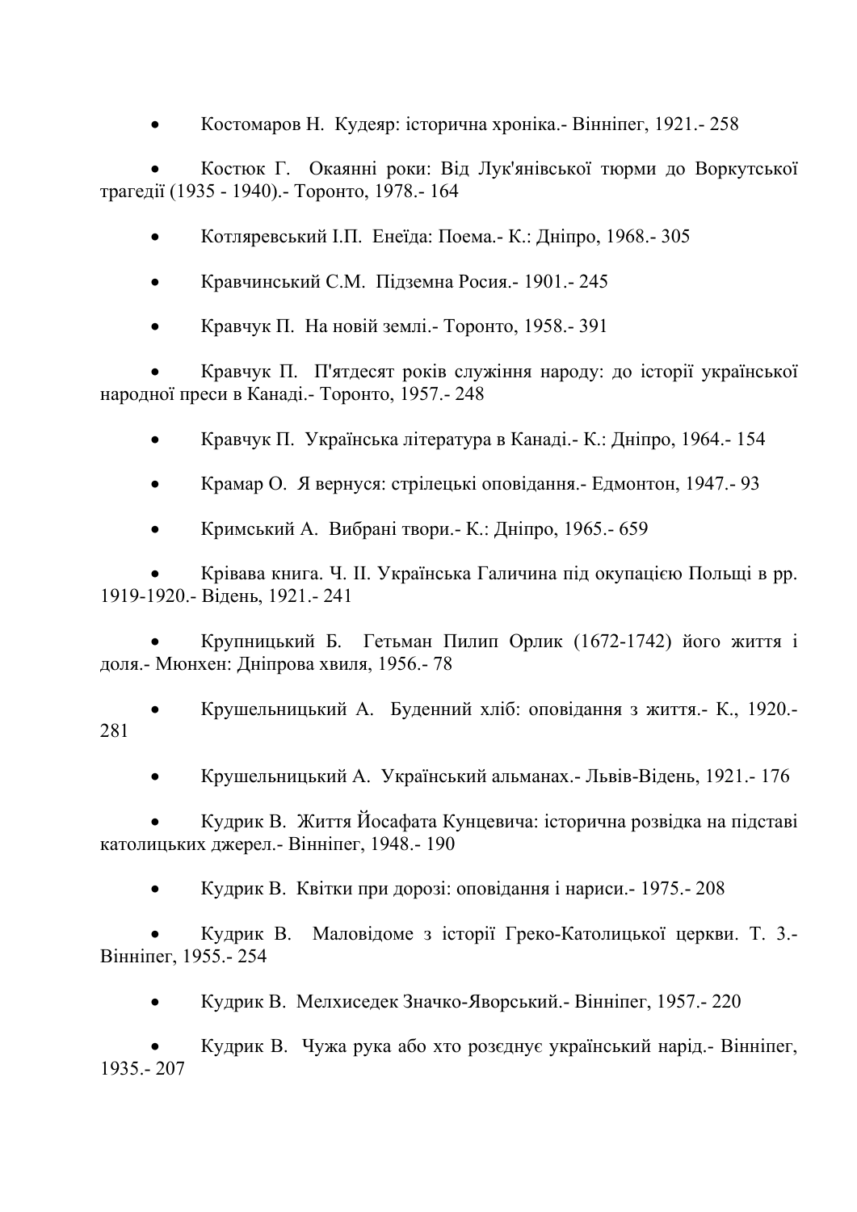- Костомаров Н.  Кудеяр: історична хроніка.- Вінніпег, 1921.- 258

- Костюк Г.  Окаянні роки: Від Лук'янівської тюрми до Воркутської трагедії (1935 - 1940).- Торонто, 1978.- 164

- Котляревський І.П.  Енеїда: Поема.- К.: Дніпро, 1968.- 305

- Кравчинський С.М.  Підземна Росия.- 1901.- 245

- Кравчук П.  На новій землі.- Торонто, 1958.- 391

- Кравчук П.  П'ятдесят років служіння народу: до історії української народної преси в Канаді.- Торонто, 1957.- 248

- Кравчук П.  Українська література в Канаді.- К.: Дніпро, 1964.- 154

- Крамар О.  Я вернуся: стрілецькі оповідання.- Едмонтон, 1947.- 93

- Кримський А.  Вибрані твори.- К.: Дніпро, 1965.- 659

- Крівава книга. Ч. II. Українська Галичина під окупацією Польщі в рр. 1919-1920.- Відень, 1921.- 241

- Крупницький Б.  Гетьман Пилип Орлик (1672-1742) його життя і доля.- Мюнхен: Дніпрова хвиля, 1956.- 78

- Крушельницький А.  Буденний хліб: оповідання з життя.- К., 1920.- 281

- Крушельницький А.  Український альманах.- Львів-Відень, 1921.- 176

- Кудрик В.  Життя Йосафата Кунцевича: історична розвідка на підставі католицьких джерел.- Вінніпег, 1948.- 190

- Кудрик В.  Квітки при дорозі: оповідання і нариси.- 1975.- 208

- Кудрик В.  Маловідоме з історії Греко-Католицької церкви. Т. 3.- Вінніпег, 1955.- 254

- Кудрик В.  Мелхиседек Значко-Яворський.- Вінніпег, 1957.- 220

- Кудрик В.  Чужа рука або хто розєднує український нарід.- Вінніпег, 1935.- 207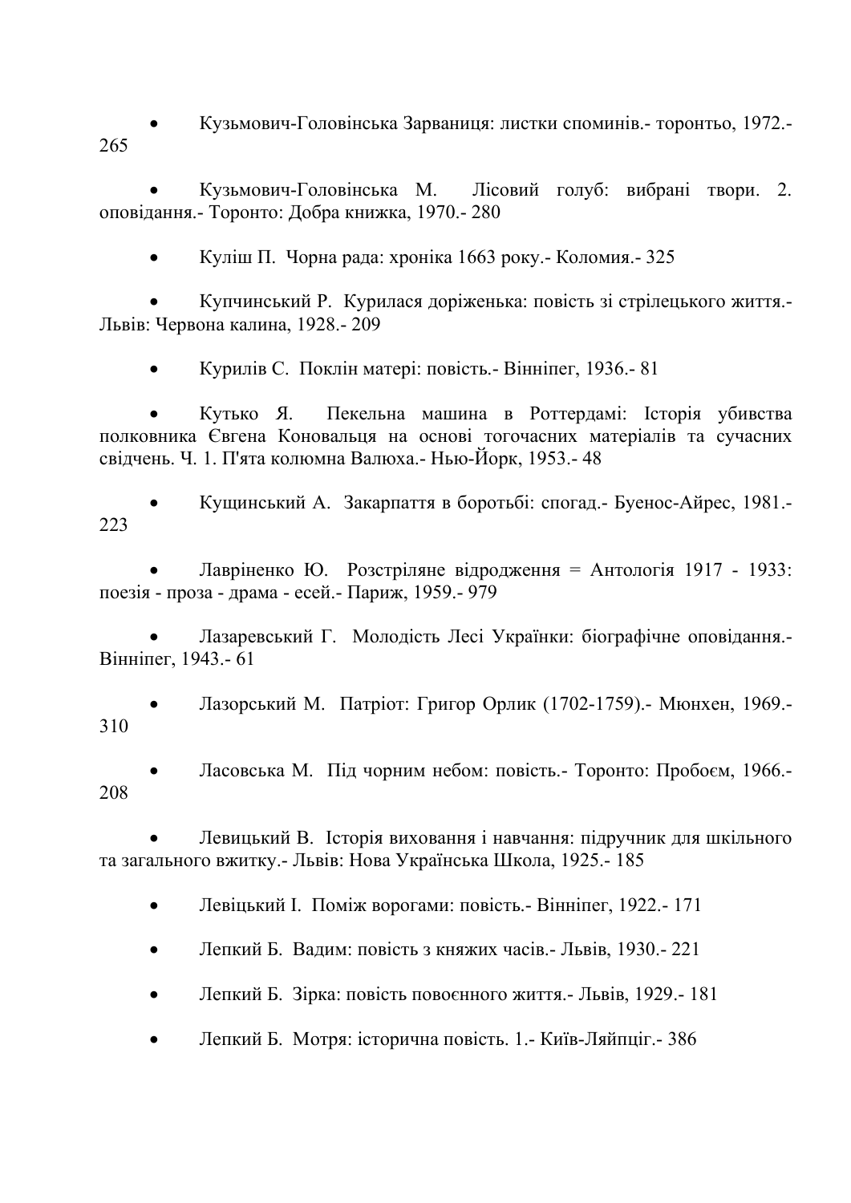- Кузьмович-Головінська Зарваниця: листки споминів.- торонтьо, 1972.- 265

- Кузьмович-Головінська М.  Лісовий голуб: вибрані твори. 2. оповідання.- Торонто: Добра книжка, 1970.- 280

- Куліш П.  Чорна рада: хроніка 1663 року.- Коломия.- 325

- Купчинський Р.  Курилася доріженька: повість зі стрілецького життя.- Львів: Червона калина, 1928.- 209

- Курилів С.  Поклін матері: повість.- Вінніпег, 1936.- 81

- Кутько Я.  Пекельна машина в Роттердамі: Історія убивства полковника Євгена Коновальця на основі тогочасних матеріалів та сучасних свідчень. Ч. 1. П'ята колюмна Валюха.- Нью-Йорк, 1953.- 48

- Кущинський А.  Закарпаття в боротьбі: спогад.- Буенос-Айрес, 1981.- 223

- Лавріненко Ю.  Розстріляне відродження = Антологія 1917 - 1933: поезія - проза - драма - есей.- Париж, 1959.- 979

- Лазаревський Г.  Молодість Лесі Українки: біографічне оповідання.- Вінніпег, 1943.- 61

- Лазорський М.  Патріот: Григор Орлик (1702-1759).- Мюнхен, 1969.- 310

- Ласовська М.  Під чорним небом: повість.- Торонто: Пробоєм, 1966.- 208

- Левицький В.  Історія виховання і навчання: підручник для шкільного та загального вжитку.- Львів: Нова Українська Школа, 1925.- 185

- Левіцький І.  Поміж ворогами: повість.- Вінніпег, 1922.- 171

- Лепкий Б.  Вадим: повість з княжих часів.- Львів, 1930.- 221

- Лепкий Б.  Зірка: повість повоєнного життя.- Львів, 1929.- 181

- Лепкий Б.  Мотря: історична повість. 1.- Київ-Ляйпціг.- 386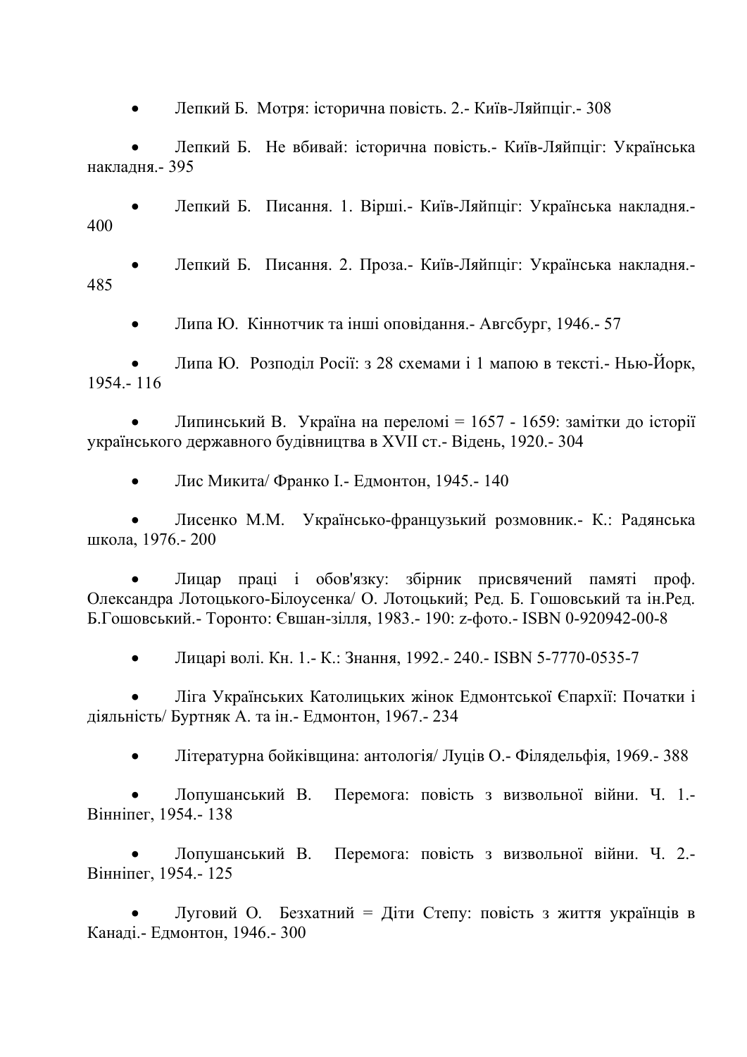- Лепкий Б.  Мотря: історична повість. 2.- Київ-Ляйпціг.- 308

- Лепкий Б.  Не вбивай: історична повість.- Київ-Ляйпціг: Українська накладня.- 395

- Лепкий Б.  Писання. 1. Вірші.- Київ-Ляйпціг: Українська накладня.- 400

- Лепкий Б.  Писання. 2. Проза.- Київ-Ляйпціг: Українська накладня.- 485

- Липа Ю.  Кіннотчик та інші оповідання.- Авгсбург, 1946.- 57

- Липа Ю.  Розподіл Росії: з 28 схемами і 1 мапою в тексті.- Нью-Йорк, 1954.- 116

- Липинський В.  Україна на переломі = 1657 - 1659: замітки до історії українського державного будівництва в XVII ст.- Відень, 1920.- 304

- Лис Микита/ Франко І.- Едмонтон, 1945.- 140

- Лисенко М.М.  Українсько-французький розмовник.- К.: Радянська школа, 1976.- 200

- Лицар праці і обов'язку: збірник присвячений памяті проф. Олександра Лотоцького-Білоусенка/ О. Лотоцький; Ред. Б. Гошовський та ін.Ред. Б.Гошовський.- Торонто: Євшан-зілля, 1983.- 190: z-фото.- ISBN 0-920942-00-8

- Лицарі волі. Кн. 1.- К.: Знання, 1992.- 240.- ISBN 5-7770-0535-7

- Ліга Українських Католицьких жінок Едмонтської Єпархії: Початки і діяльність/ Буртняк А. та ін.- Едмонтон, 1967.- 234

- Літературна бойківщина: антологія/ Луців О.- Філядельфія, 1969.- 388

- Лопушанський В.  Перемога: повість з визвольної війни. Ч. 1.- Вінніпег, 1954.- 138

- Лопушанський В.  Перемога: повість з визвольної війни. Ч. 2.- Вінніпег, 1954.- 125

- Луговий О.  Безхатний = Діти Степу: повість з життя українців в Канаді.- Едмонтон, 1946.- 300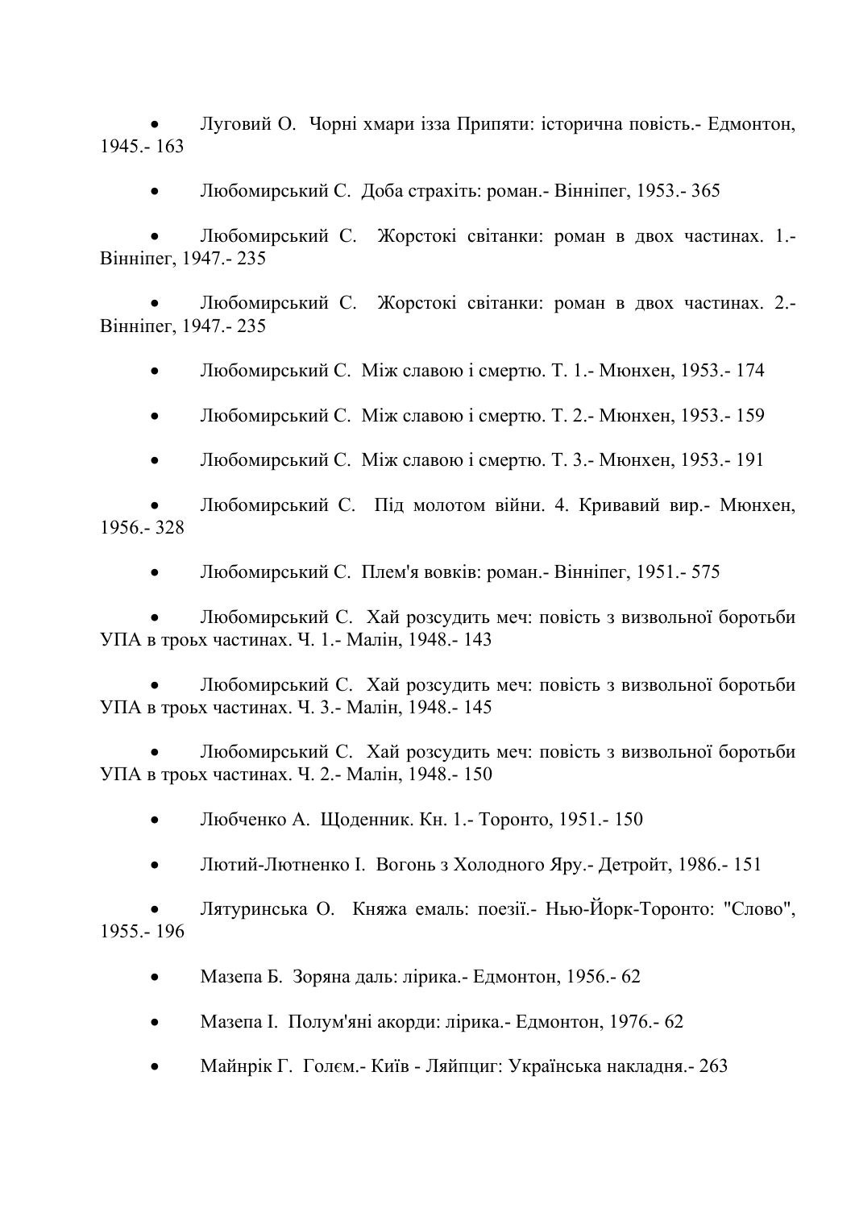- Луговий О.  Чорні хмари ізза Припяти: історична повість.- Едмонтон, 1945.- 163

- Любомирський С.  Доба страхіть: роман.- Вінніпег, 1953.- 365

- Любомирський С.  Жорстокі світанки: роман в двох частинах. 1.- Вінніпег, 1947.- 235

- Любомирський С.  Жорстокі світанки: роман в двох частинах. 2.- Вінніпег, 1947.- 235

- Любомирський С.  Між славою і смертю. Т. 1.- Мюнхен, 1953.- 174

- Любомирський С.  Між славою і смертю. Т. 2.- Мюнхен, 1953.- 159

- Любомирський С.  Між славою і смертю. Т. 3.- Мюнхен, 1953.- 191

- Любомирський С.  Під молотом війни. 4. Кривавий вир.- Мюнхен, 1956.- 328

- Любомирський С.  Плем'я вовків: роман.- Вінніпег, 1951.- 575

- Любомирський С.  Хай розсудить меч: повість з визвольної боротьби УПА в трьох частинах. Ч. 1.- Малін, 1948.- 143

- Любомирський С.  Хай розсудить меч: повість з визвольної боротьби УПА в трьох частинах. Ч. 3.- Малін, 1948.- 145

- Любомирський С.  Хай розсудить меч: повість з визвольної боротьби УПА в трьох частинах. Ч. 2.- Малін, 1948.- 150

- Любченко А.  Щоденник. Кн. 1.- Торонто, 1951.- 150

- Лютий-Лютненко І.  Вогонь з Холодного Яру.- Детройт, 1986.- 151

- Лятуринська О.  Княжа емаль: поезії.- Нью-Йорк-Торонто: "Слово", 1955.- 196

- Мазепа Б.  Зоряна даль: лірика.- Едмонтон, 1956.- 62

- Мазепа І.  Полум'яні акорди: лірика.- Едмонтон, 1976.- 62

- Майнрік Г.  Голєм.- Київ - Ляйпциг: Українська накладня.- 263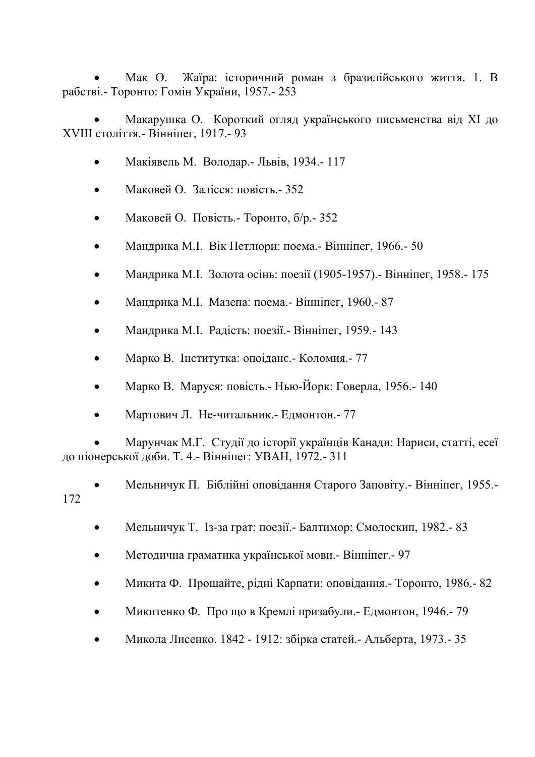- Мак О.  Жаїра: історичний роман з бразилійського життя. 1. В рабстві.- Торонто: Гомін України, 1957.- 253

- Макарушка О.  Короткий огляд українського письменства від XI до XVIII століття.- Вінніпег, 1917.- 93

- Макіявель М.  Володар.- Львів, 1934.- 117

- Маковей О.  Залісся: повість.- 352

- Маковей О.  Повість.- Торонто, б/р.- 352

- Мандрика М.І.  Вік Петлюри: поема.- Вінніпег, 1966.- 50

- Мандрика М.І.  Золота осінь: поезії (1905-1957).- Вінніпег, 1958.- 175

- Мандрика М.І.  Мазепа: поема.- Вінніпег, 1960.- 87

- Мандрика М.І.  Радість: поезії.- Вінніпег, 1959.- 143

- Марко В.  Інститутка: опоіданє.- Коломия.- 77

- Марко В.  Маруся: повість.- Нью-Йорк: Говерла, 1956.- 140

- Мартович Л.  Не-читальник.- Едмонтон.- 77

- Марунчак М.Г.  Студії до історії українців Канади: Нариси, статті, есеї до піонерської доби. Т. 4.- Вінніпег: УВАН, 1972.- 311

- Мельничук П.  Біблійні оповідання Старого Заповіту.- Вінніпег, 1955.- 172

- Мельничук Т.  Із-за грат: поезії.- Балтимор: Смолоскип, 1982.- 83

- Методична граматика української мови.- Вінніпег.- 97

- Микита Ф.  Прощайте, рідні Карпати: оповідання.- Торонто, 1986.- 82

- Микитенко Ф.  Про що в Кремлі призабули.- Едмонтон, 1946.- 79

- Микола Лисенко. 1842 - 1912: збірка статей.- Альберта, 1973.- 35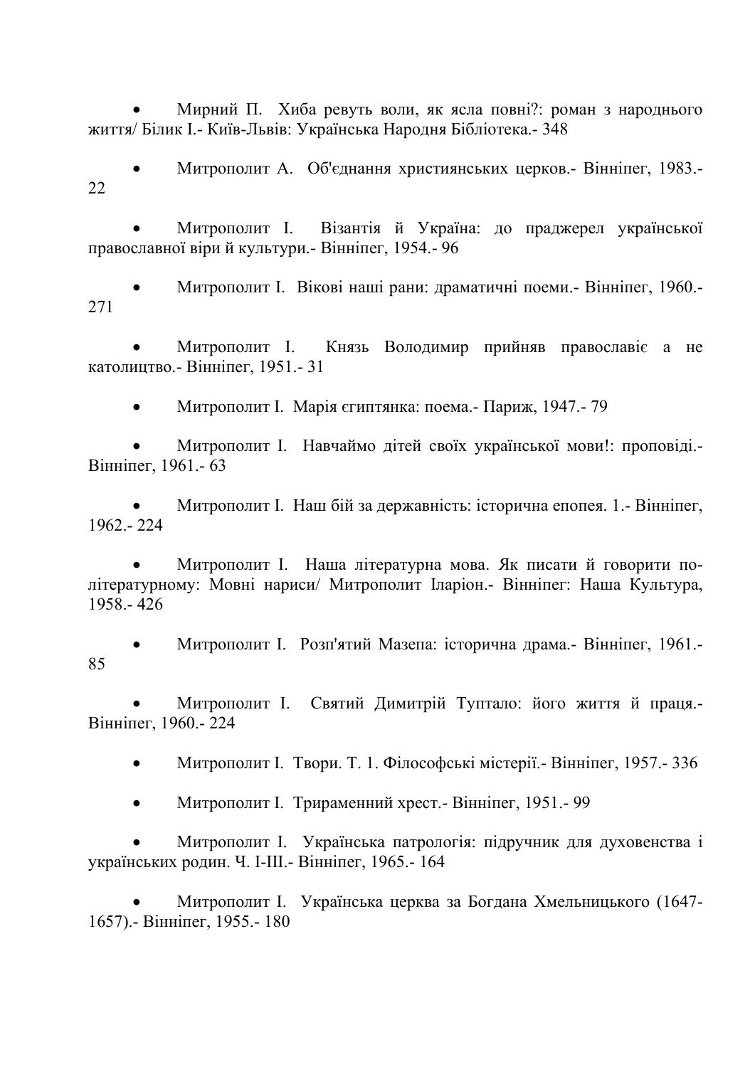- Мирний П. Хиба ревуть воли, як ясла повні?: роман з народнього життя/ Білик І.- Київ-Львів: Українська Народня Бібліотека.- 348

- Митрополит А. Об'єднання християнських церков.- Вінніпег, 1983.- 22

- Митрополит І. Візантія й Україна: до праджерел української православної віри й культури.- Вінніпег, 1954.- 96

- Митрополит І. Вікові наші рани: драматичні поеми.- Вінніпег, 1960.- 271

- Митрополит І. Князь Володимир прийняв православіє а не католицтво.- Вінніпег, 1951.- 31

- Митрополит І. Марія єгиптянка: поема.- Париж, 1947.- 79

- Митрополит І. Навчаймо дітей своїх української мови!: проповіді.- Вінніпег, 1961.- 63

- Митрополит І. Наш бій за державність: історична епопея. 1.- Вінніпег, 1962.- 224

- Митрополит І. Наша літературна мова. Як писати й говорити по-літературному: Мовні нариси/ Митрополит Іларіон.- Вінніпег: Наша Культура, 1958.- 426

- Митрополит І. Розп'ятий Мазепа: історична драма.- Вінніпег, 1961.- 85

- Митрополит І. Святий Димитрій Туптало: його життя й праця.- Вінніпег, 1960.- 224

- Митрополит І. Твори. Т. 1. Філософські містерії.- Вінніпег, 1957.- 336

- Митрополит І. Трираменний хрест.- Вінніпег, 1951.- 99

- Митрополит І. Українська патрологія: підручник для духовенства і українських родин. Ч. І-ІІІ.- Вінніпег, 1965.- 164

- Митрополит І. Українська церква за Богдана Хмельницького (1647-1657).- Вінніпег, 1955.- 180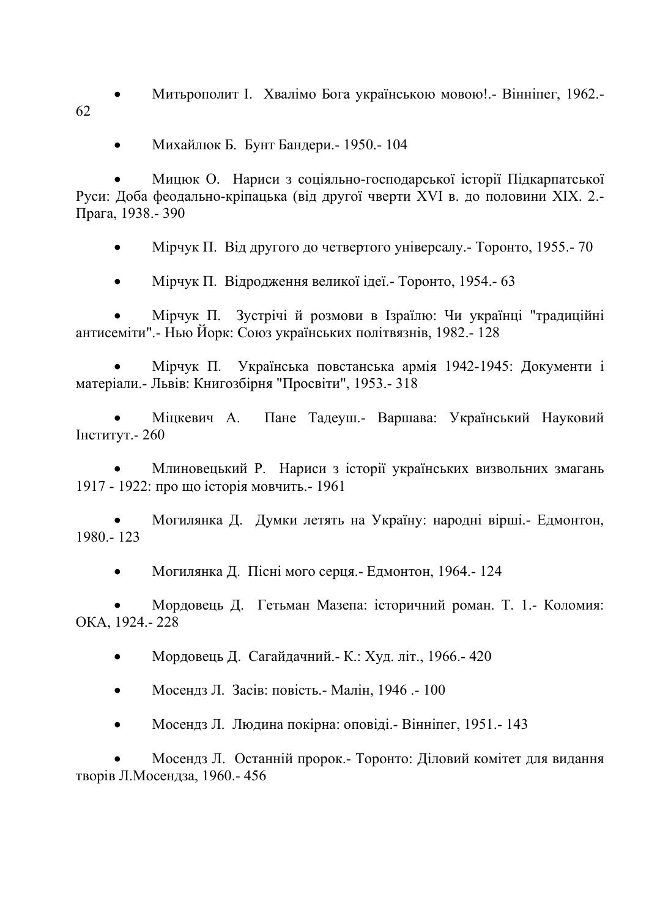- Митьрополит І.  Хвалімо Бога українською мовою!.- Вінніпег, 1962.- 62

- Михайлюк Б.  Бунт Бандери.- 1950.- 104

- Мицюк О.  Нариси з соціяльно-господарської історії Підкарпатської Руси: Доба феодально-кріпацька (від другої чверти XVI в. до половини XIX. 2.- Прага, 1938.- 390

- Мірчук П.  Від другого до четвертого універсалу.- Торонто, 1955.- 70

- Мірчук П.  Відродження великої ідеї.- Торонто, 1954.- 63

- Мірчук П.  Зустрічі й розмови в Ізраїлю: Чи українці "традиційні антисеміти".- Нью Йорк: Союз українських політвязнів, 1982.- 128

- Мірчук П.  Українська повстанська армія 1942-1945: Документи і матеріали.- Львів: Книгозбірня "Просвіти", 1953.- 318

- Міцкевич А.  Пане Тадеуш.- Варшава: Український Науковий Інститут.- 260

- Млиновецький Р.  Нариси з історії українських визвольних змагань 1917 - 1922: про що історія мовчить.- 1961

- Могилянка Д.  Думки летять на Україну: народні вірші.- Едмонтон, 1980.- 123

- Могилянка Д.  Пісні мого серця.- Едмонтон, 1964.- 124

- Мордовець Д.  Гетьман Мазепа: історичний роман. Т. 1.- Коломия: ОКА, 1924.- 228

- Мордовець Д.  Сагайдачний.- К.: Худ. літ., 1966.- 420

- Мосендз Л.  Засів: повість.- Малін, 1946 .- 100

- Мосендз Л.  Людина покірна: оповіді.- Вінніпег, 1951.- 143

- Мосендз Л.  Останній пророк.- Торонто: Діловий комітет для видання творів Л.Мосендза, 1960.- 456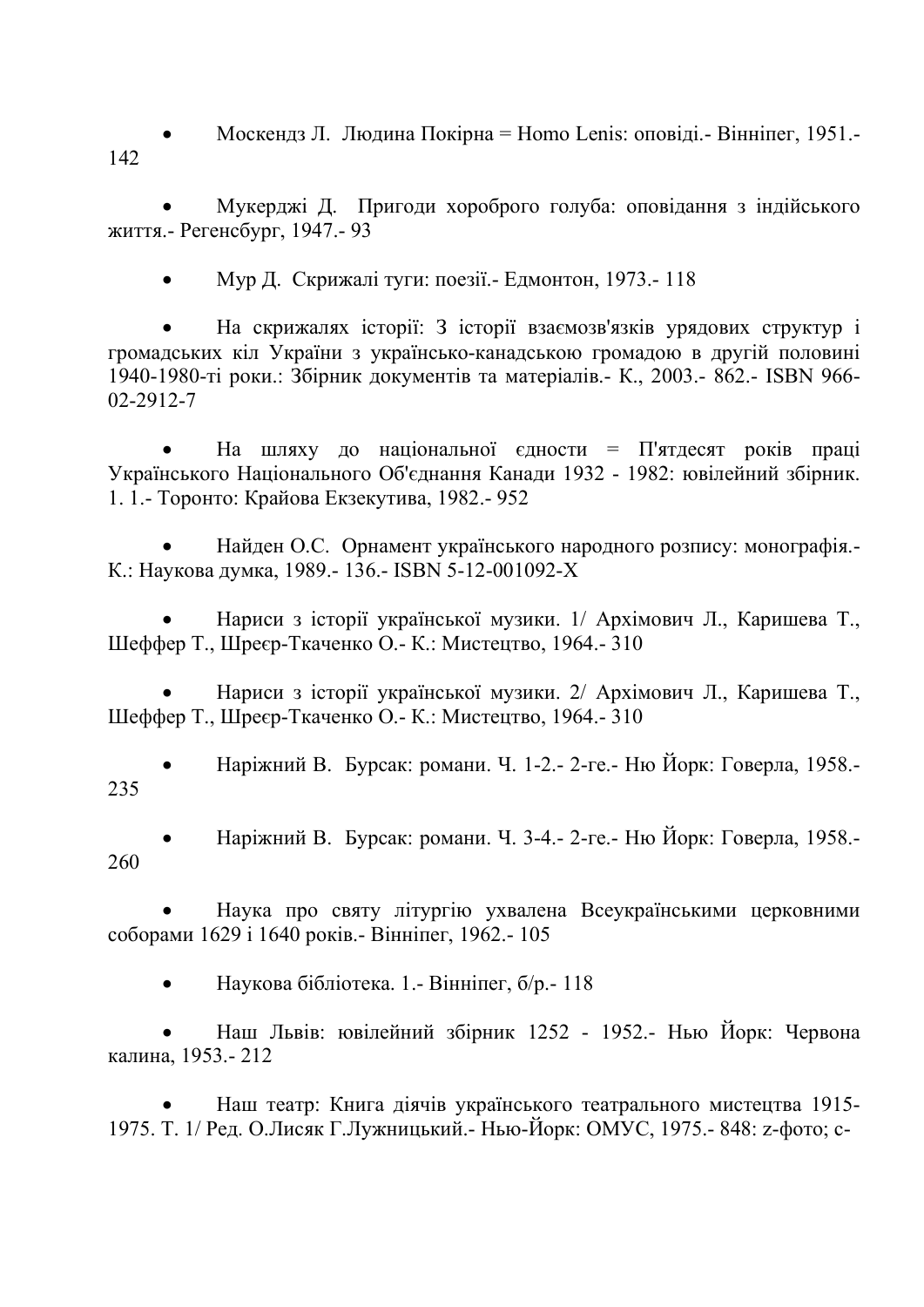- Москендз Л.  Людина Покірна = Homo Lenis: оповіді.- Вінніпег, 1951.- 142

- Мукерджі Д.  Пригоди хороброго голуба: оповідання з індійського життя.- Регенсбург, 1947.- 93

- Мур Д.  Скрижалі туги: поезії.- Едмонтон, 1973.- 118

- На скрижалях історії: З історії взаємозв'язків урядових структур і громадських кіл України з українсько-канадською громадою в другій половині 1940-1980-ті роки.: Збірник документів та матеріалів.- К., 2003.- 862.- ISBN 966-02-2912-7

- На шляху до національної єдности = П'ятдесят років праці Українського Національного Об'єднання Канади 1932 - 1982: ювілейний збірник. 1. 1.- Торонто: Крайова Екзекутива, 1982.- 952

- Найден О.С.  Орнамент українського народного розпису: монографія.- К.: Наукова думка, 1989.- 136.- ISBN 5-12-001092-X

- Нариси з історії української музики. 1/ Архімович Л., Каришева Т., Шеффер Т., Шреєр-Ткаченко О.- К.: Мистецтво, 1964.- 310

- Нариси з історії української музики. 2/ Архімович Л., Каришева Т., Шеффер Т., Шреєр-Ткаченко О.- К.: Мистецтво, 1964.- 310

- Наріжний В.  Бурсак: романи. Ч. 1-2.- 2-ге.- Ню Йорк: Говерла, 1958.- 235

- Наріжний В.  Бурсак: романи. Ч. 3-4.- 2-ге.- Ню Йорк: Говерла, 1958.- 260

- Наука про святу літургію ухвалена Всеукраїнськими церковними соборами 1629 і 1640 років.- Вінніпег, 1962.- 105

- Наукова бібліотека. 1.- Вінніпег, б/р.- 118

- Наш Львів: ювілейний збірник 1252 - 1952.- Нью Йорк: Червона калина, 1953.- 212

- Наш театр: Книга діячів українського театрального мистецтва 1915-1975. Т. 1/ Ред. О.Лисяк Г.Лужницький.- Нью-Йорк: ОМУС, 1975.- 848: z-фото; c-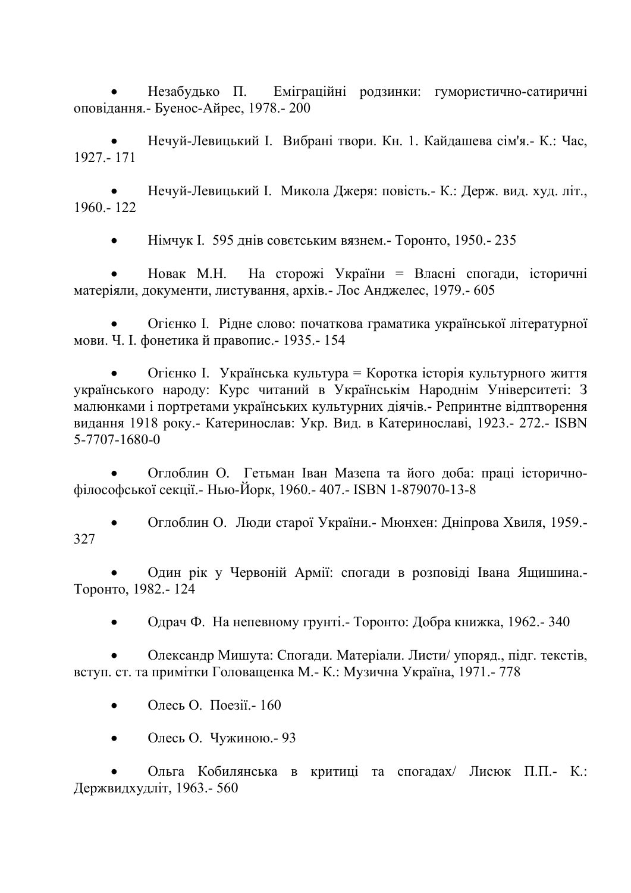- Незабудько П. Еміграційні родзинки: гумористично-сатиричні оповідання.- Буенос-Айрес, 1978.- 200

- Нечуй-Левицький І. Вибрані твори. Кн. 1. Кайдашева сім'я.- К.: Час, 1927.- 171

- Нечуй-Левицький І. Микола Джеря: повість.- К.: Держ. вид. худ. літ., 1960.- 122

- Німчук І. 595 днів совєтським вязнем.- Торонто, 1950.- 235

- Новак М.Н. На сторожі України = Власні спогади, історичні матеріяли, документи, листування, архів.- Лос Анджелес, 1979.- 605

- Огієнко І. Рідне слово: початкова граматика української літературної мови. Ч. І. фонетика й правопис.- 1935.- 154

- Огієнко І. Українська культура = Коротка історія культурного життя українського народу: Курс читаний в Українськім Народнім Університеті: З малюнками і портретами українських культурних діячів.- Репринтне відптворення видання 1918 року.- Катеринослав: Укр. Вид. в Катеринославі, 1923.- 272.- ISBN 5-7707-1680-0

- Оглоблин О. Гетьман Іван Мазепа та його доба: праці історично-філософської секції.- Нью-Йорк, 1960.- 407.- ISBN 1-879070-13-8

- Оглоблин О. Люди старої України.- Мюнхен: Дніпрова Хвиля, 1959.- 327

- Один рік у Червоній Армії: спогади в розповіді Івана Ящишина.- Торонто, 1982.- 124

- Одрач Ф. На непевному грунті.- Торонто: Добра книжка, 1962.- 340

- Олександр Мишута: Спогади. Матеріали. Листи/ упоряд., підг. текстів, вступ. ст. та примітки Головащенка М.- К.: Музична Україна, 1971.- 778

- Олесь О. Поезії.- 160

- Олесь О. Чужиною.- 93

- Ольга Кобилянська в критиці та спогадах/ Лисюк П.П.- К.: Держвидхудліт, 1963.- 560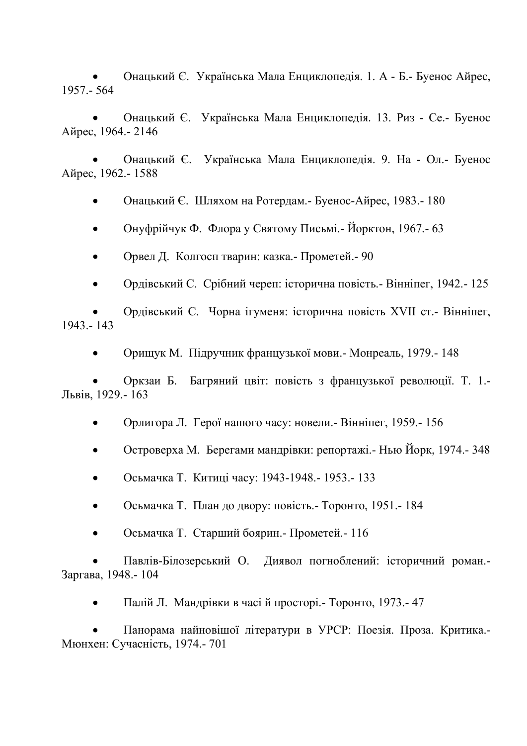- Онацький Є.  Українська Мала Енциклопедія. 1. А - Б.- Буенос Айрес, 1957.- 564

- Онацький Є.  Українська Мала Енциклопедія. 13. Риз - Се.- Буенос Айрес, 1964.- 2146

- Онацький Є.  Українська Мала Енциклопедія. 9. На - Ол.- Буенос Айрес, 1962.- 1588

- Онацький Є.  Шляхом на Ротердам.- Буенос-Айрес, 1983.- 180

- Онуфрійчук Ф.  Флора у Святому Письмі.- Йорктон, 1967.- 63

- Орвел Д.  Колгосп тварин: казка.- Прометей.- 90

- Ордівський С.  Срібний череп: історична повість.- Вінніпег, 1942.- 125

- Ордівський С.  Чорна ігуменя: історична повість XVII ст.- Вінніпег, 1943.- 143

- Орищук М.  Підручник французької мови.- Монреаль, 1979.- 148

- Оркзаи Б.  Багряний цвіт: повість з французької революції. Т. 1.- Львів, 1929.- 163

- Орлигора Л.  Герої нашого часу: новели.- Вінніпег, 1959.- 156

- Островерха М.  Берегами мандрівки: репортажі.- Нью Йорк, 1974.- 348

- Осьмачка Т.  Китиці часу: 1943-1948.- 1953.- 133

- Осьмачка Т.  План до двору: повість.- Торонто, 1951.- 184

- Осьмачка Т.  Старший боярин.- Прометей.- 116

- Павлів-Білозерський О.  Диявол погноблений: історичний роман.- Заргава, 1948.- 104

- Палій Л.  Мандрівки в часі й просторі.- Торонто, 1973.- 47

- Панорама найновішої літератури в УРСР: Поезія. Проза. Критика.- Мюнхен: Сучасність, 1974.- 701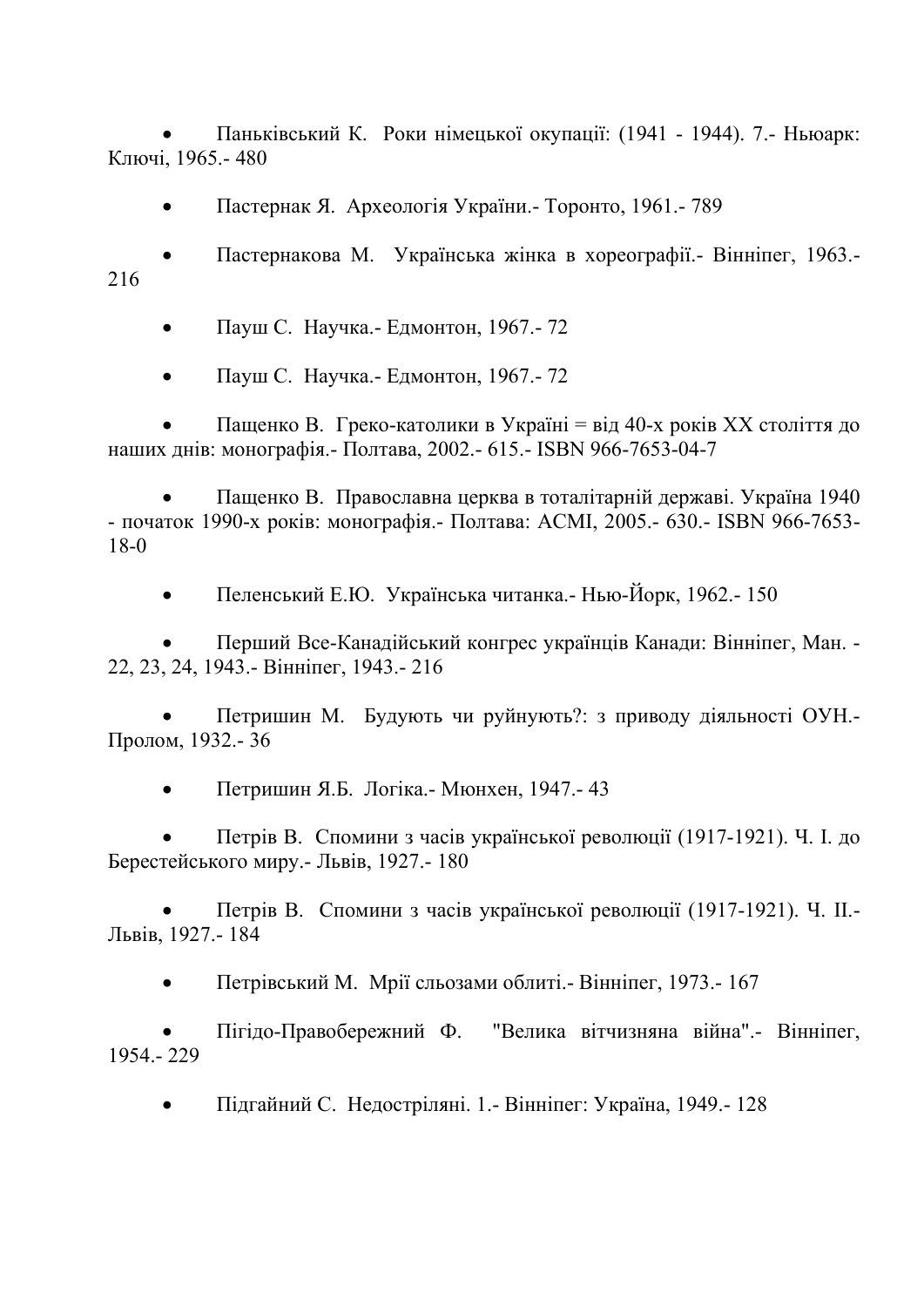- Паньківський К.  Роки німецької окупації: (1941 - 1944). 7.- Ньюарк: Ключі, 1965.- 480

- Пастернак Я.  Археологія України.- Торонто, 1961.- 789

- Пастернакова М.  Українська жінка в хореографії.- Вінніпег, 1963.- 216

- Пауш С.  Научка.- Едмонтон, 1967.- 72

- Пауш С.  Научка.- Едмонтон, 1967.- 72

- Пащенко В.  Греко-католики в Україні = від 40-х років XX століття до наших днів: монографія.- Полтава, 2002.- 615.- ISBN 966-7653-04-7

- Пащенко В.  Православна церква в тоталітарній державі. Україна 1940 - початок 1990-х років: монографія.- Полтава: АСМІ, 2005.- 630.- ISBN 966-7653-18-0

- Пеленський Е.Ю.  Українська читанка.- Нью-Йорк, 1962.- 150

- Перший Все-Канадійський конгрес українців Канади: Вінніпег, Ман. - 22, 23, 24, 1943.- Вінніпег, 1943.- 216

- Петришин М.  Будують чи руйнують?: з приводу діяльності ОУН.- Пролом, 1932.- 36

- Петришин Я.Б.  Логіка.- Мюнхен, 1947.- 43

- Петрів В.  Спомини з часів української революції (1917-1921). Ч. I. до Берестейського миру.- Львів, 1927.- 180

- Петрів В.  Спомини з часів української революції (1917-1921). Ч. II.- Львів, 1927.- 184

- Петрівський М.  Мрії сльозами облиті.- Вінніпег, 1973.- 167

- Пігідо-Правобережний Ф.  "Велика вітчизняна війна".- Вінніпег, 1954.- 229

- Підгайний С.  Недостріляні. 1.- Вінніпег: Україна, 1949.- 128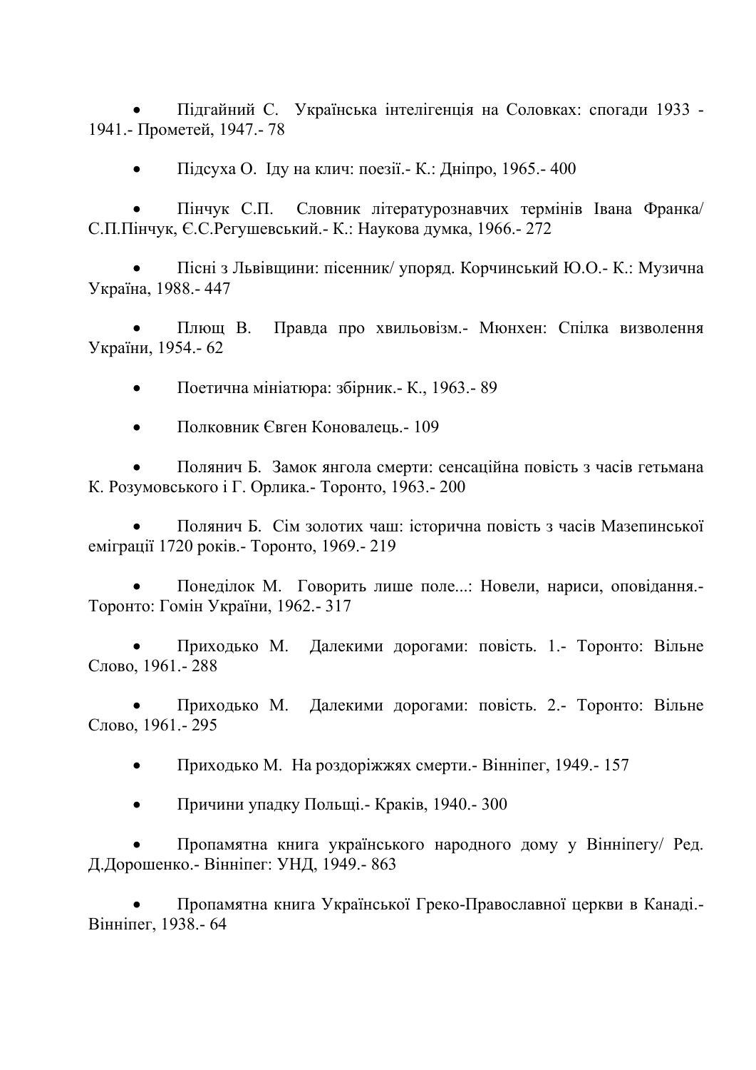- Підгайний С.  Українська інтелігенція на Соловках: спогади 1933 - 1941.- Прометей, 1947.- 78

- Підсуха О.  Іду на клич: поезії.- К.: Дніпро, 1965.- 400

- Пінчук С.П.  Словник літературознавчих термінів Івана Франка/ С.П.Пінчук, Є.С.Регушевський.- К.: Наукова думка, 1966.- 272

- Пісні з Львівщини: пісенник/ упоряд. Корчинський Ю.О.- К.: Музична Україна, 1988.- 447

- Плющ В.  Правда про хвильовізм.- Мюнхен: Спілка визволення України, 1954.- 62

- Поетична мініатюра: збірник.- К., 1963.- 89

- Полковник Євген Коновалець.- 109

- Полянич Б.  Замок янгола смерти: сенсаційна повість з часів гетьмана К. Розумовського і Г. Орлика.- Торонто, 1963.- 200

- Полянич Б.  Сім золотих чаш: історична повість з часів Мазепинської еміграції 1720 років.- Торонто, 1969.- 219

- Понеділок М.  Говорить лише поле...: Новели, нариси, оповідання.- Торонто: Гомін України, 1962.- 317

- Приходько М.  Далекими дорогами: повість. 1.- Торонто: Вільне Слово, 1961.- 288

- Приходько М.  Далекими дорогами: повість. 2.- Торонто: Вільне Слово, 1961.- 295

- Приходько М.  На роздоріжжях смерти.- Вінніпег, 1949.- 157

- Причини упадку Польщі.- Краків, 1940.- 300

- Пропамятна книга українського народного дому у Вінніпегу/ Ред. Д.Дорошенко.- Вінніпег: УНД, 1949.- 863

- Пропамятна книга Української Греко-Православної церкви в Канаді.- Вінніпег, 1938.- 64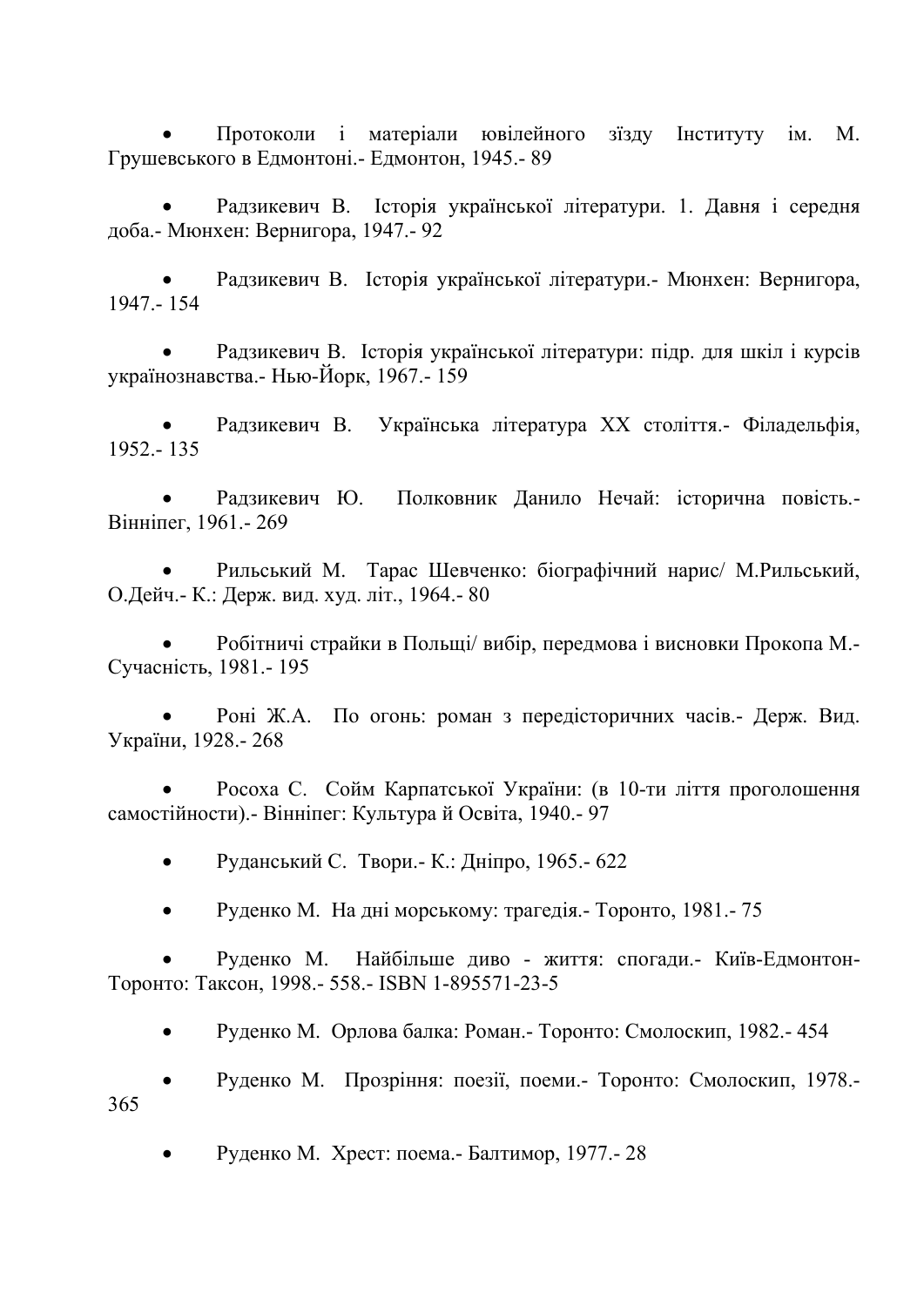- Протоколи і матеріали ювілейного зїзду Інституту ім. М. Грушевського в Едмонтоні.- Едмонтон, 1945.- 89

- Радзикевич В. Історія української літератури. 1. Давня і середня доба.- Мюнхен: Вернигора, 1947.- 92

- Радзикевич В. Історія української літератури.- Мюнхен: Вернигора, 1947.- 154

- Радзикевич В. Історія української літератури: підр. для шкіл і курсів українознавства.- Нью-Йорк, 1967.- 159

- Радзикевич В. Українська література ХХ століття.- Філадельфія, 1952.- 135

- Радзикевич Ю. Полковник Данило Нечай: історична повість.- Вінніпег, 1961.- 269

- Рильський М. Тарас Шевченко: біографічний нарис/ М.Рильський, О.Дейч.- К.: Держ. вид. худ. літ., 1964.- 80

- Робітничі страйки в Польщі/ вибір, передмова і висновки Прокопа М.- Сучасність, 1981.- 195

- Роні Ж.А. По огонь: роман з передісторичних часів.- Держ. Вид. України, 1928.- 268

- Росоха С. Сойм Карпатської України: (в 10-ти ліття проголошення самостійности).- Вінніпег: Культура й Освіта, 1940.- 97

- Руданський С. Твори.- К.: Дніпро, 1965.- 622

- Руденко М. На дні морському: трагедія.- Торонто, 1981.- 75

- Руденко М. Найбільше диво - життя: спогади.- Київ-Едмонтон-Торонто: Таксон, 1998.- 558.- ISBN 1-895571-23-5

- Руденко М. Орлова балка: Роман.- Торонто: Смолоскип, 1982.- 454

- Руденко М. Прозріння: поезії, поеми.- Торонто: Смолоскип, 1978.- 365

- Руденко М. Хрест: поема.- Балтимор, 1977.- 28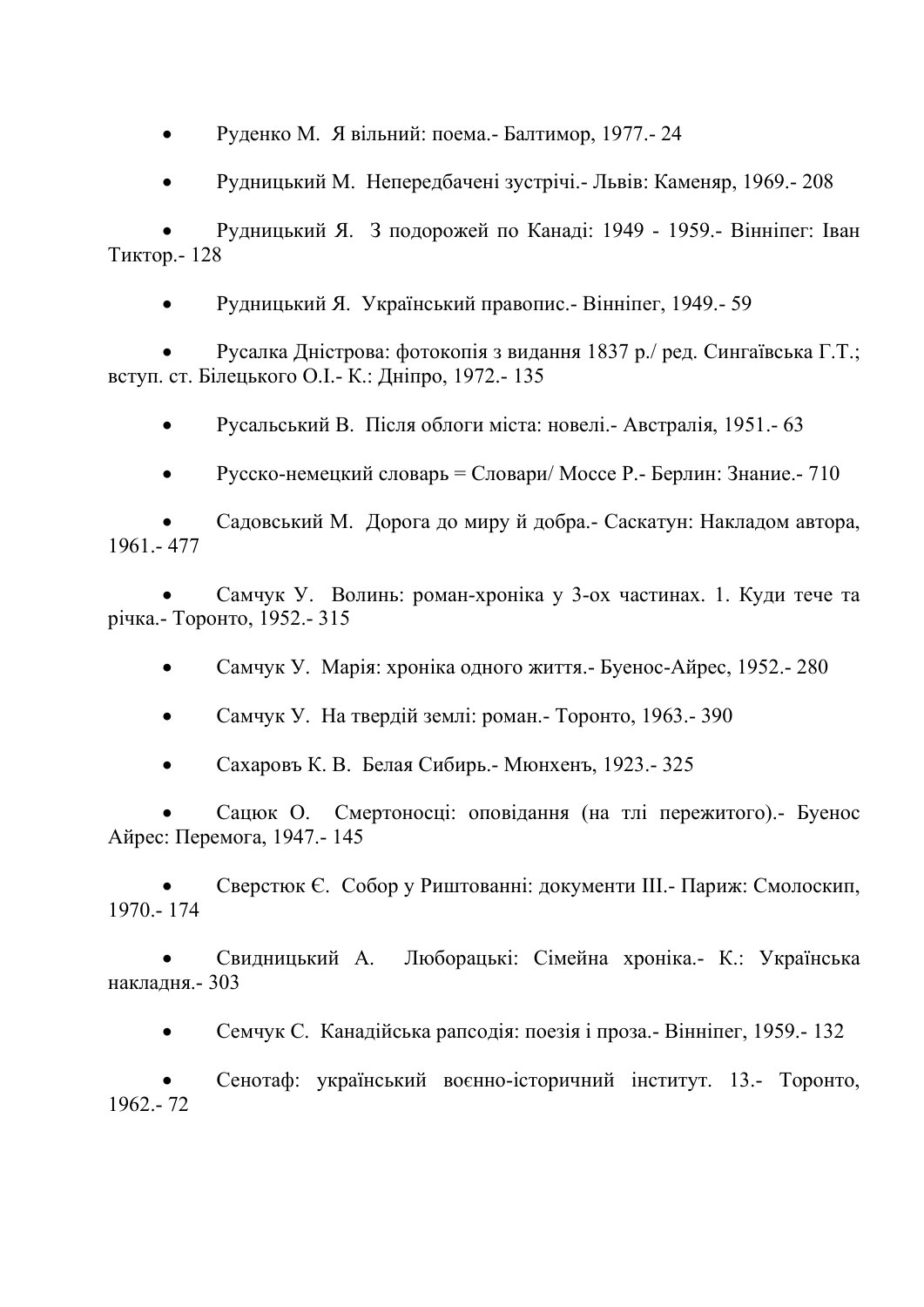- Руденко М. Я вільний: поема.- Балтимор, 1977.- 24
- Рудницький М. Непередбачені зустрічі.- Львів: Каменяр, 1969.- 208
- Рудницький Я. З подорожей по Канаді: 1949 - 1959.- Вінніпег: Іван Тиктор.- 128
- Рудницький Я. Український правопис.- Вінніпег, 1949.- 59
- Русалка Дністрова: фотокопія з видання 1837 р./ ред. Сингаївська Г.Т.; вступ. ст. Білецького О.І.- К.: Дніпро, 1972.- 135
- Русальський В. Після облоги міста: новелі.- Австралія, 1951.- 63
- Русско-немецкий словарь = Словари/ Моссе Р.- Берлин: Знание.- 710
- Садовський М. Дорога до миру й добра.- Саскатун: Накладом автора, 1961.- 477
- Самчук У. Волинь: роман-хроніка у 3-ох частинах. 1. Куди тече та річка.- Торонто, 1952.- 315
- Самчук У. Марія: хроніка одного життя.- Буенос-Айрес, 1952.- 280
- Самчук У. На твердій землі: роман.- Торонто, 1963.- 390
- Сахаровъ К. В. Белая Сибирь.- Мюнхенъ, 1923.- 325
- Сацюк О. Смертоносці: оповідання (на тлі пережитого).- Буенос Айрес: Перемога, 1947.- 145
- Сверстюк Є. Собор у Риштованні: документи III.- Париж: Смолоскип, 1970.- 174
- Свидницький А. Люборацькі: Сімейна хроніка.- К.: Українська накладня.- 303
- Семчук С. Канадійська рапсодія: поезія і проза.- Вінніпег, 1959.- 132
- Сенотаф: український воєнно-історичний інститут. 13.- Торонто, 1962.- 72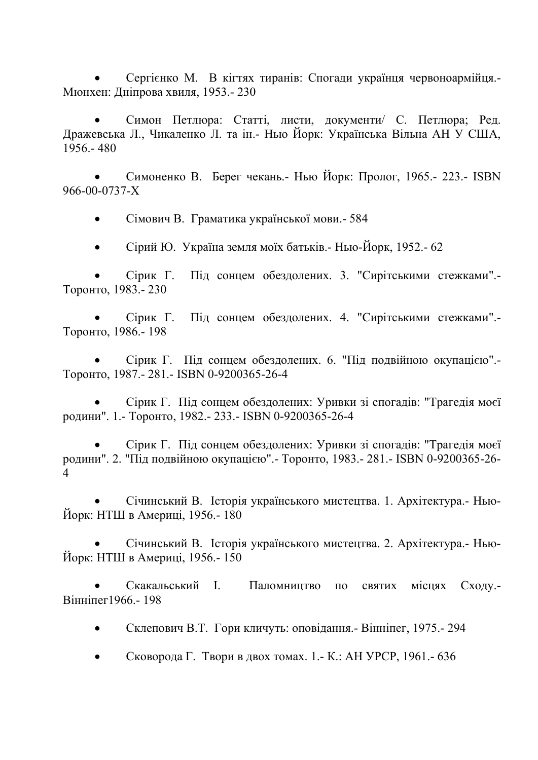- Сергієнко М.  В кігтях тиранів: Спогади українця червоноармійця.- Мюнхен: Дніпрова хвиля, 1953.- 230

- Симон Петлюра: Статті, листи, документи/ С. Петлюра; Ред. Дражевська Л., Чикаленко Л. та ін.- Нью Йорк: Українська Вільна АН У США, 1956.- 480

- Симоненко В.  Берег чекань.- Нью Йорк: Пролог, 1965.- 223.- ISBN 966-00-0737-X

- Сімович В.  Граматика української мови.- 584

- Сірий Ю.  Україна земля моїх батьків.- Нью-Йорк, 1952.- 62

- Сірик Г.  Під сонцем обездолених. 3. "Сирітськими стежками".- Торонто, 1983.- 230

- Сірик Г.  Під сонцем обездолених. 4. "Сирітськими стежками".- Торонто, 1986.- 198

- Сірик Г.  Під сонцем обездолених. 6. "Під подвійною окупацією".- Торонто, 1987.- 281.- ISBN 0-9200365-26-4

- Сірик Г.  Під сонцем обездолених: Уривки зі спогадів: "Трагедія моєї родини". 1.- Торонто, 1982.- 233.- ISBN 0-9200365-26-4

- Сірик Г.  Під сонцем обездолених: Уривки зі спогадів: "Трагедія моєї родини". 2. "Під подвійною окупацією".- Торонто, 1983.- 281.- ISBN 0-9200365-26-4

- Січинський В.  Історія українського мистецтва. 1. Архітектура.- Нью-Йорк: НТШ в Америці, 1956.- 180

- Січинський В.  Історія українського мистецтва. 2. Архітектура.- Нью-Йорк: НТШ в Америці, 1956.- 150

- Скакальський І.  Паломництво по святих місцях Сходу.- Вінніпег1966.- 198

- Склепович В.Т.  Гори кличуть: оповідання.- Вінніпег, 1975.- 294

- Сковорода Г.  Твори в двох томах. 1.- К.: АН УРСР, 1961.- 636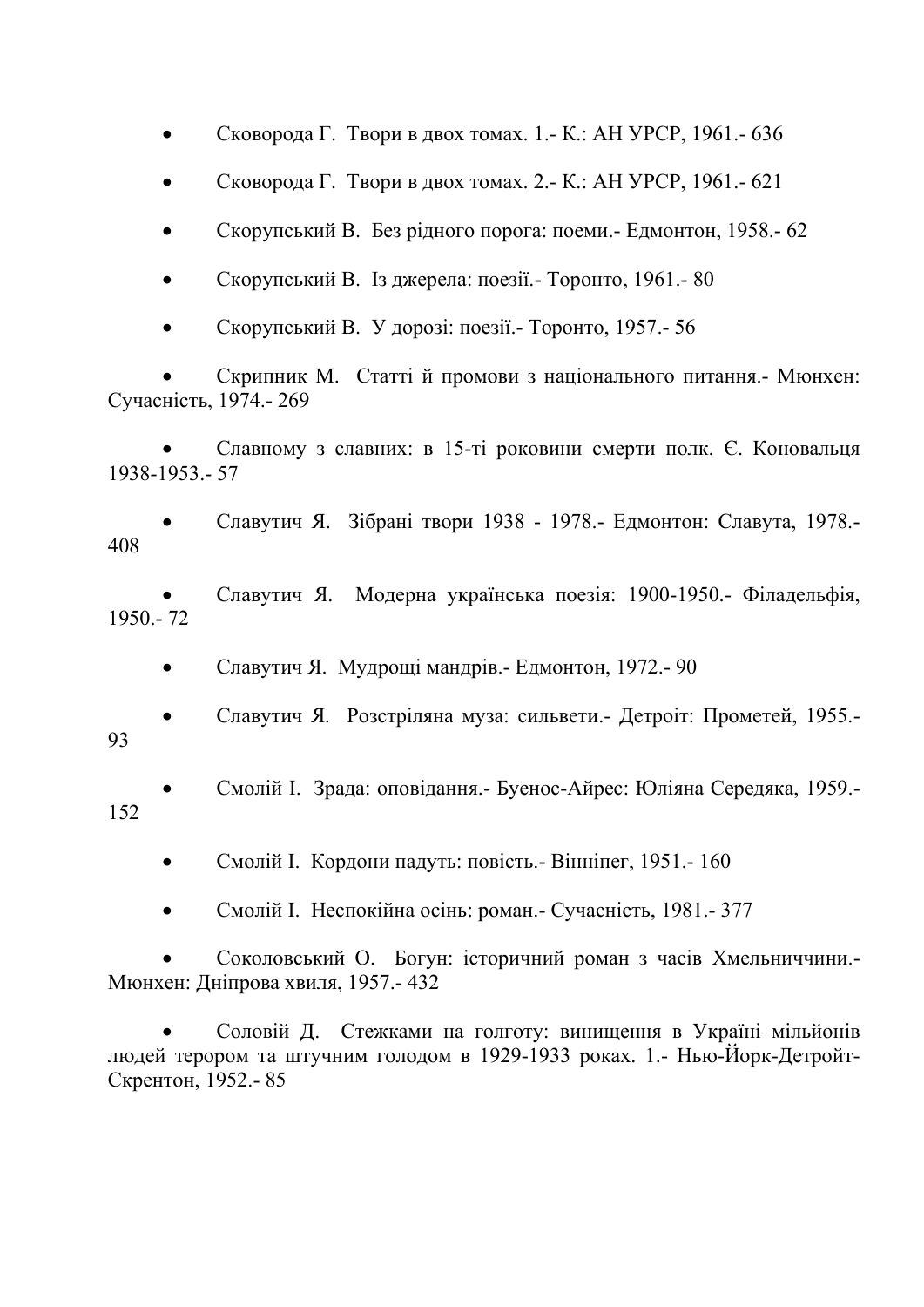- Сковорода Г. Твори в двох томах. 1.- К.: АН УРСР, 1961.- 636
- Сковорода Г. Твори в двох томах. 2.- К.: АН УРСР, 1961.- 621
- Скорупський В. Без рідного порога: поеми.- Едмонтон, 1958.- 62
- Скорупський В. Із джерела: поезії.- Торонто, 1961.- 80
- Скорупський В. У дорозі: поезії.- Торонто, 1957.- 56
- Скрипник М. Статті й промови з національного питання.- Мюнхен: Сучасність, 1974.- 269
- Славному з славних: в 15-ті роковини смерти полк. Є. Коновальця 1938-1953.- 57
- Славутич Я. Зібрані твори 1938 - 1978.- Едмонтон: Славута, 1978.- 408
- Славутич Я. Модерна українська поезія: 1900-1950.- Філадельфія, 1950.- 72
- Славутич Я. Мудрощі мандрів.- Едмонтон, 1972.- 90
- Славутич Я. Розстріляна муза: сильвети.- Детроіт: Прометей, 1955.- 93
- Смолій І. Зрада: оповідання.- Буенос-Айрес: Юліяна Середяка, 1959.- 152
- Смолій І. Кордони падуть: повість.- Вінніпег, 1951.- 160
- Смолій І. Неспокійна осінь: роман.- Сучасність, 1981.- 377
- Соколовський О. Богун: історичний роман з часів Хмельниччини.- Мюнхен: Дніпрова хвиля, 1957.- 432
- Соловій Д. Стежками на голготу: винищення в Україні мільйонів людей терором та штучним голодом в 1929-1933 роках. 1.- Нью-Йорк-Детройт-Скрентон, 1952.- 85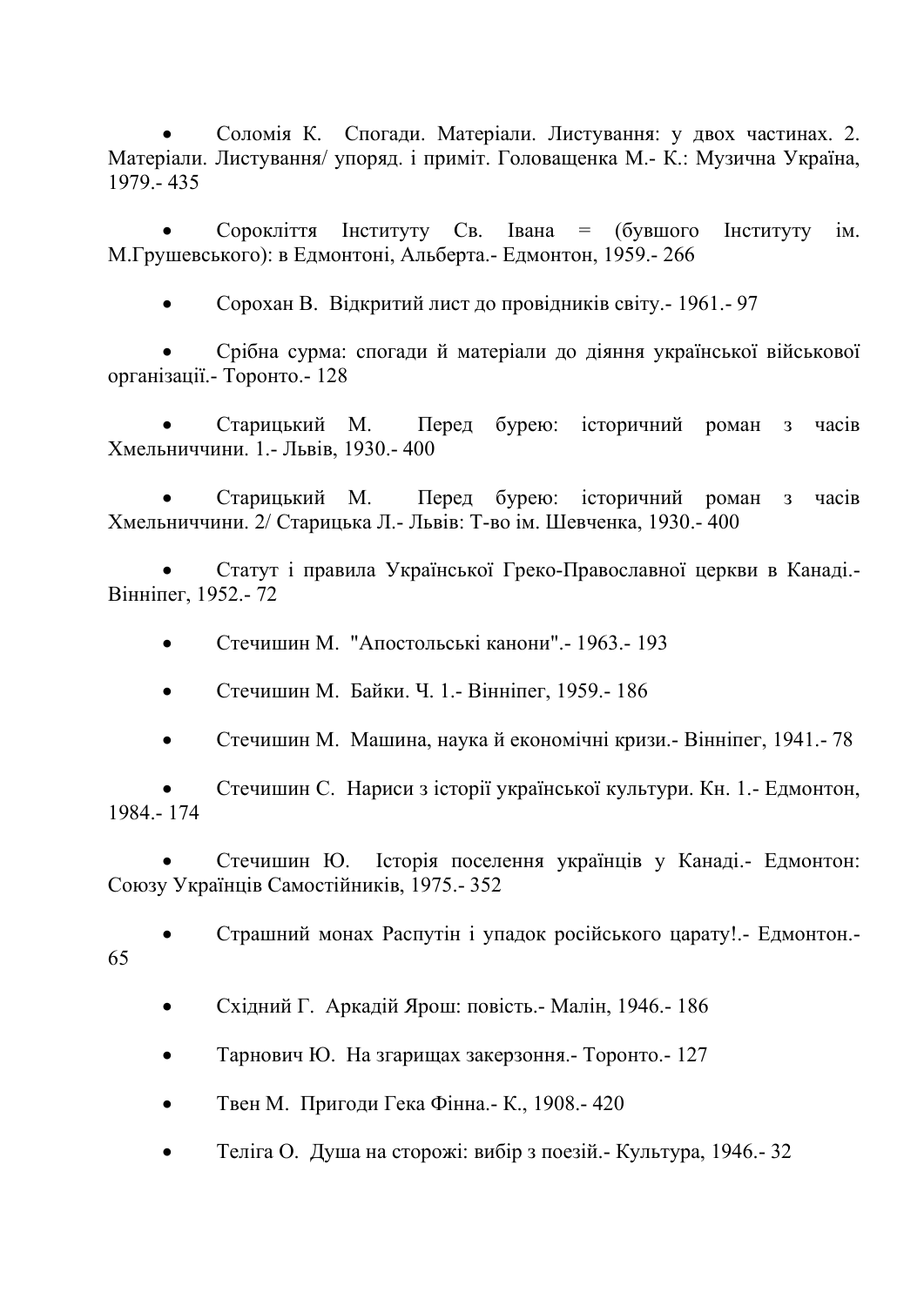- Соломія К. Спогади. Матеріали. Листування: у двох частинах. 2. Матеріали. Листування/ упоряд. і приміт. Головащенка М.- К.: Музична Україна, 1979.- 435

- Сорокліття Інституту Св. Івана = (бувшого Інституту ім. М.Грушевського): в Едмонтоні, Альберта.- Едмонтон, 1959.- 266

- Сорохан В. Відкритий лист до провідників світу.- 1961.- 97

- Срібна сурма: спогади й матеріали до діяння української військової організації.- Торонто.- 128

- Старицький М. Перед бурею: історичний роман з часів Хмельниччини. 1.- Львів, 1930.- 400

- Старицький М. Перед бурею: історичний роман з часів Хмельниччини. 2/ Старицька Л.- Львів: Т-во ім. Шевченка, 1930.- 400

- Статут і правила Української Греко-Православної церкви в Канаді.- Вінніпег, 1952.- 72

- Стечишин М. "Апостольські канони".- 1963.- 193

- Стечишин М. Байки. Ч. 1.- Вінніпег, 1959.- 186

- Стечишин М. Машина, наука й економічні кризи.- Вінніпег, 1941.- 78

- Стечишин С. Нариси з історії української культури. Кн. 1.- Едмонтон, 1984.- 174

- Стечишин Ю. Історія поселення українців у Канаді.- Едмонтон: Союзу Українців Самостійників, 1975.- 352

- Страшний монах Распутін і упадок російського царату!.- Едмонтон.- 65

- Східний Г. Аркадій Ярош: повість.- Малін, 1946.- 186

- Тарнович Ю. На згарищах закерзоння.- Торонто.- 127

- Твен М. Пригоди Гека Фінна.- К., 1908.- 420

- Теліга О. Душа на сторожі: вибір з поезій.- Культура, 1946.- 32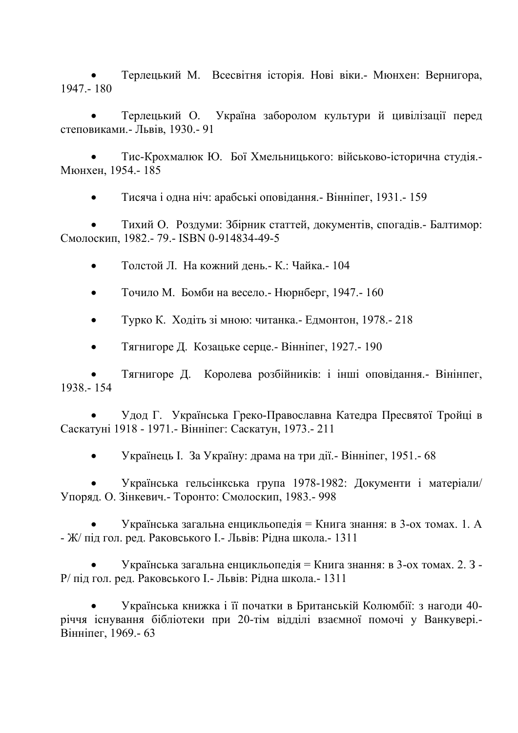- Терлецький М. Всесвітня історія. Нові віки.- Мюнхен: Вернигора, 1947.- 180

- Терлецький О. Україна заборолом культури й цивілізації перед степовиками.- Львів, 1930.- 91

- Тис-Крохмалюк Ю. Бої Хмельницького: військово-історична студія.- Мюнхен, 1954.- 185

- Тисяча і одна ніч: арабські оповідання.- Вінніпег, 1931.- 159

- Тихий О. Роздуми: Збірник статтей, документів, спогадів.- Балтимор: Смолоскип, 1982.- 79.- ISBN 0-914834-49-5

- Толстой Л. На кожний день.- К.: Чайка.- 104

- Точило М. Бомби на весело.- Нюрнберг, 1947.- 160

- Турко К. Ходіть зі мною: читанка.- Едмонтон, 1978.- 218

- Тягнигоре Д. Козацьке серце.- Вінніпег, 1927.- 190

- Тягнигоре Д. Королева розбійників: і інші оповідання.- Вініпег, 1938.- 154

- Удод Г. Українська Греко-Православна Катедра Пресвятої Тройці в Саскатуні 1918 - 1971.- Вінніпег: Саскатун, 1973.- 211

- Українець І. За Україну: драма на три дії.- Вінніпег, 1951.- 68

- Українська гельсінкська група 1978-1982: Документи і матеріали/ Упоряд. О. Зінкевич.- Торонто: Смолоскип, 1983.- 998

- Українська загальна енцикльопедія = Книга знання: в 3-ох томах. 1. А - Ж/ під гол. ред. Раковського І.- Львів: Рідна школа.- 1311

- Українська загальна енцикльопедія = Книга знання: в 3-ох томах. 2. З - Р/ під гол. ред. Раковського І.- Львів: Рідна школа.- 1311

- Українська книжка і її початки в Британській Колюмбії: з нагоди 40-річчя існування бібліотеки при 20-тім відділі взаємної помочі у Ванкувері.- Вінніпег, 1969.- 63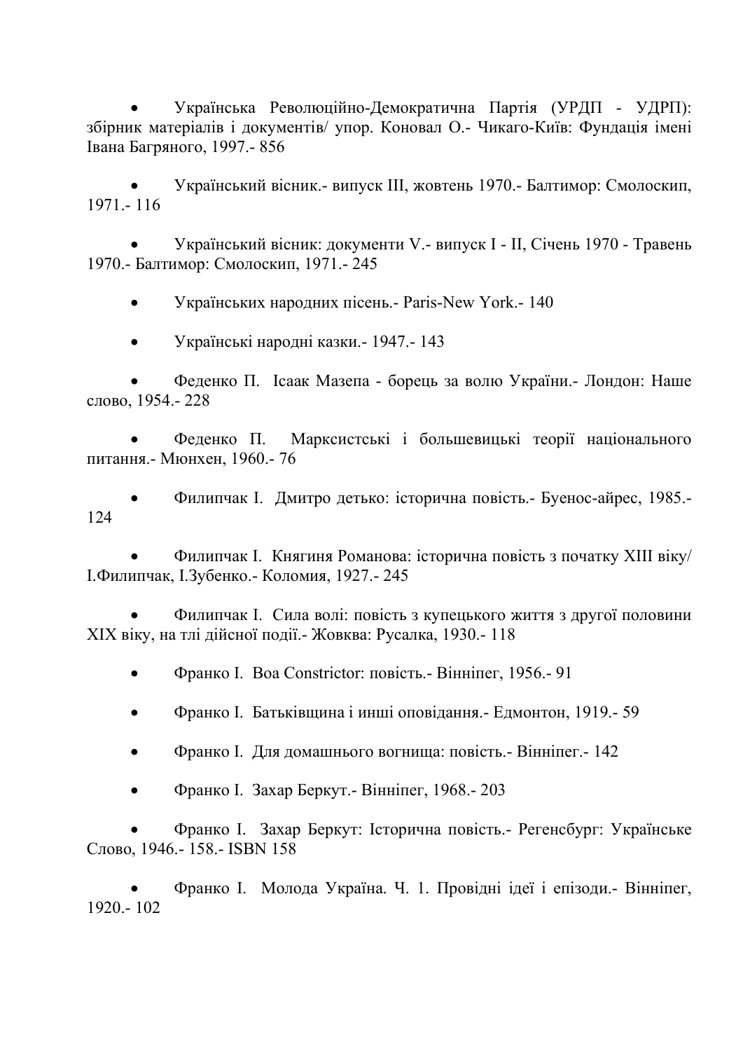- Українська Революційно-Демократична Партія (УРДП - УДРП): збірник матеріалів і документів/ упор. Коновал О.- Чикаго-Київ: Фундація імені Івана Багряного, 1997.- 856

- Український вісник.- випуск III, жовтень 1970.- Балтимор: Смолоскип, 1971.- 116

- Український вісник: документи V.- випуск I - II, Січень 1970 - Травень 1970.- Балтимор: Смолоскип, 1971.- 245

- Українських народних пісень.- Paris-New York.- 140

- Українські народні казки.- 1947.- 143

- Феденко П. Ісаак Мазепа - борець за волю України.- Лондон: Наше слово, 1954.- 228

- Феденко П. Марксистські і большевицькі теорії національного питання.- Мюнхен, 1960.- 76

- Филипчак І. Дмитро детько: історична повість.- Буенос-айрес, 1985.- 124

- Филипчак І. Княгиня Романова: історична повість з початку XIII віку/ І.Филипчак, І.Зубенко.- Коломия, 1927.- 245

- Филипчак І. Сила волі: повість з купецького життя з другої половини XIX віку, на тлі дійсної події.- Жовква: Русалка, 1930.- 118

- Франко І. Boa Constrictor: повість.- Вінніпег, 1956.- 91

- Франко І. Батьківщина і инші оповідання.- Едмонтон, 1919.- 59

- Франко І. Для домашнього вогнища: повість.- Вінніпег.- 142

- Франко І. Захар Беркут.- Вінніпег, 1968.- 203

- Франко І. Захар Беркут: Історична повість.- Регенсбург: Українське Слово, 1946.- 158.- ISBN 158

- Франко І. Молода Україна. Ч. 1. Провідні ідеї і епізоди.- Вінніпег, 1920.- 102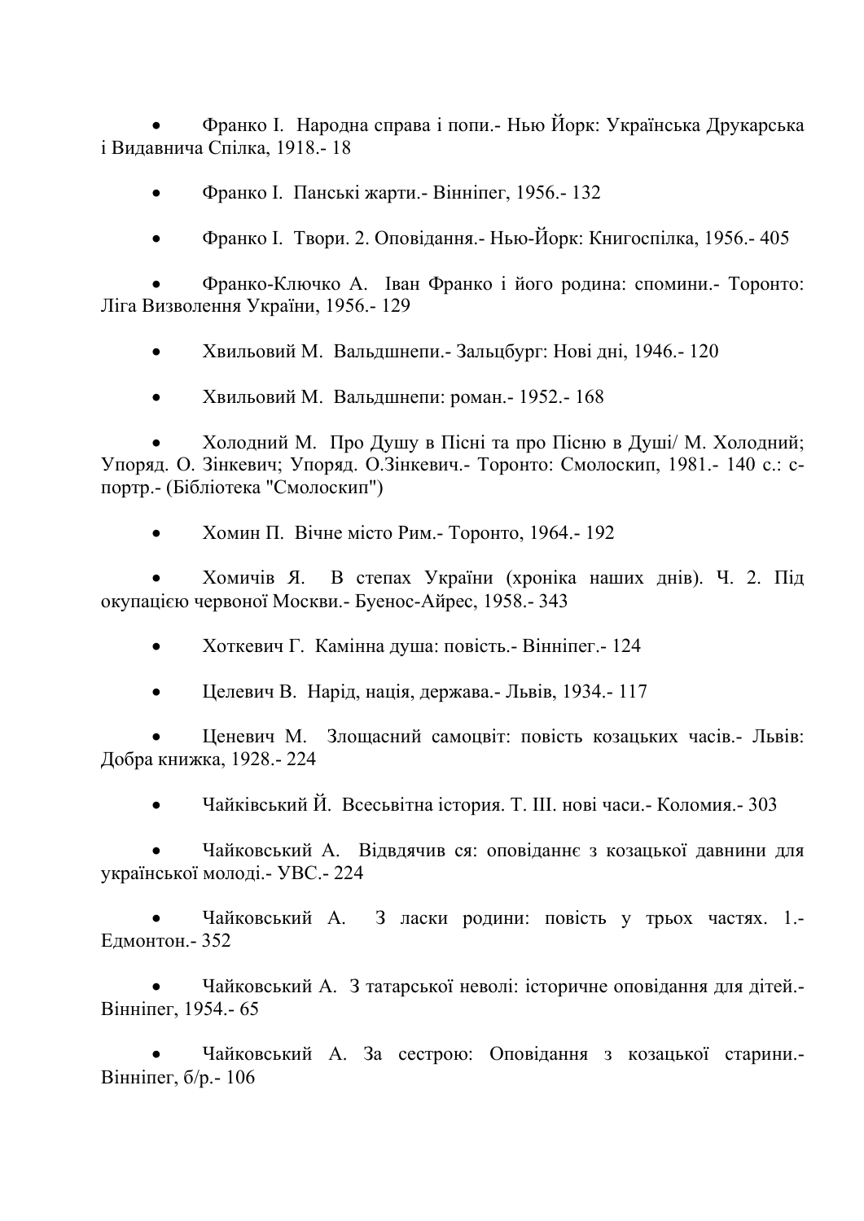- Франко І.  Народна справа і попи.- Нью Йорк: Українська Друкарська і Видавнича Спілка, 1918.- 18

- Франко І.  Панські жарти.- Вінніпег, 1956.- 132

- Франко І.  Твори. 2. Оповідання.- Нью-Йорк: Книгоспілка, 1956.- 405

- Франко-Ключко А.  Іван Франко і його родина: спомини.- Торонто: Ліга Визволення України, 1956.- 129

- Хвильовий М.  Вальдшнепи.- Зальцбург: Нові дні, 1946.- 120

- Хвильовий М.  Вальдшнепи: роман.- 1952.- 168

- Холодний М.  Про Душу в Пісні та про Пісню в Душі/ М. Холодний; Упоряд. О. Зінкевич; Упоряд. О.Зінкевич.- Торонто: Смолоскип, 1981.- 140 с.: с-портр.- (Бібліотека "Смолоскип")

- Хомин П.  Вічне місто Рим.- Торонто, 1964.- 192

- Хомичів Я.  В степах України (хроніка наших днів). Ч. 2. Під окупацією червоної Москви.- Буенос-Айрес, 1958.- 343

- Хоткевич Г.  Камінна душа: повість.- Вінніпег.- 124

- Целевич В.  Нарід, нація, держава.- Львів, 1934.- 117

- Ценевич М.  Злощасний самоцвіт: повість козацьких часів.- Львів: Добра книжка, 1928.- 224

- Чайківський Й.  Всесьвітна історія. Т. ІІІ. нові часи.- Коломия.- 303

- Чайковський А.  Відвдячив ся: оповіданнє з козацької давнини для української молоді.- УВС.- 224

- Чайковський А.  З ласки родини: повість у трьох частях. 1.- Едмонтон.- 352

- Чайковський А.  З татарської неволі: історичне оповідання для дітей.- Вінніпег, 1954.- 65

- Чайковський А. За сестрою: Оповідання з козацької старини.- Вінніпег, б/р.- 106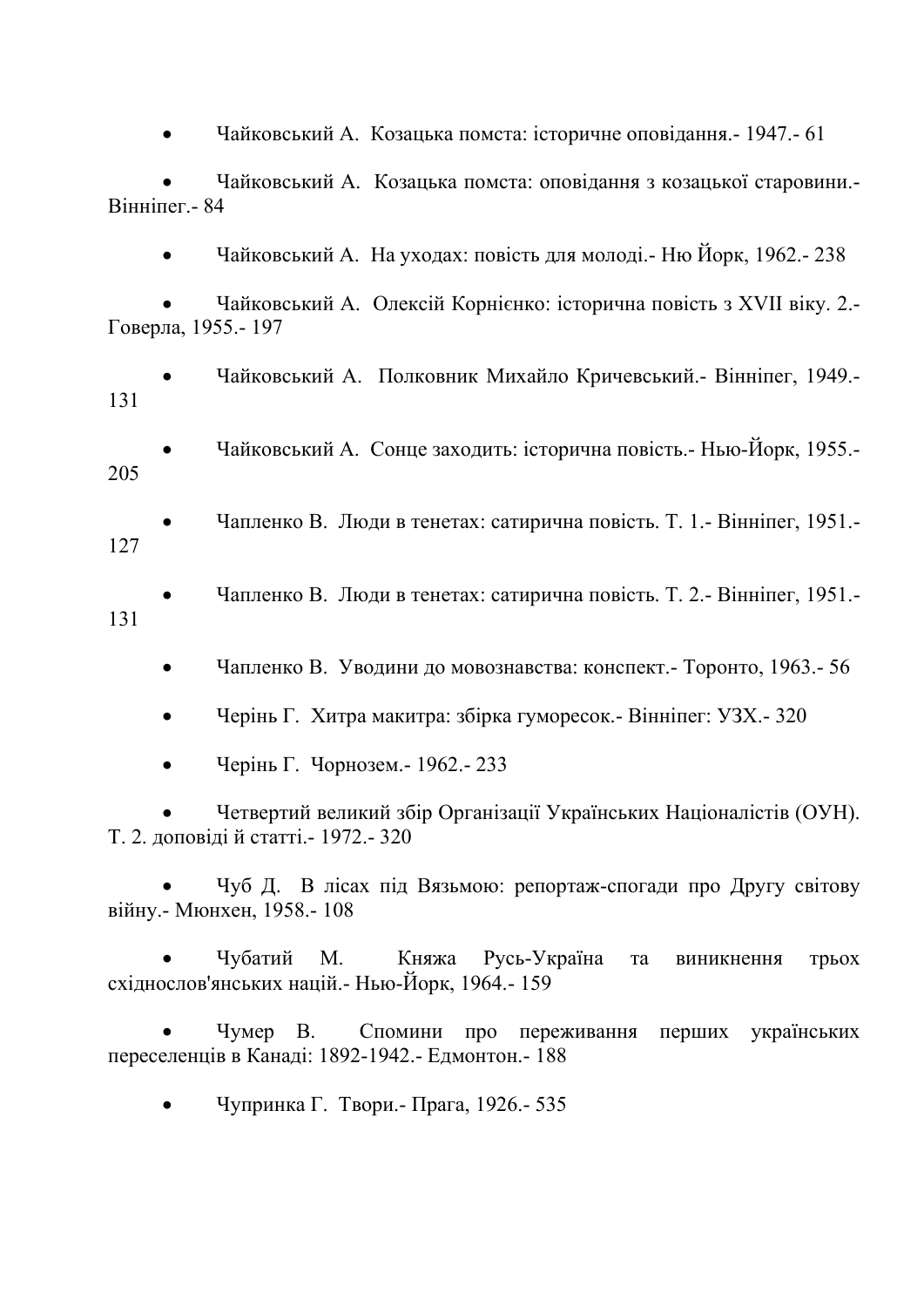- Чайковський А.  Козацька помста: історичне оповідання.- 1947.- 61
- Чайковський А.  Козацька помста: оповідання з козацької старовини.- Вінніпег.- 84
- Чайковський А.  На уходах: повість для молоді.- Ню Йорк, 1962.- 238
- Чайковський А.  Олексій Корнієнко: історична повість з XVII віку. 2.- Говерла, 1955.- 197
- Чайковський А.  Полковник Михайло Кричевський.- Вінніпег, 1949.- 131
- Чайковський А.  Сонце заходить: історична повість.- Нью-Йорк, 1955.- 205
- Чапленко В.  Люди в тенетах: сатирична повість. Т. 1.- Вінніпег, 1951.- 127
- Чапленко В.  Люди в тенетах: сатирична повість. Т. 2.- Вінніпег, 1951.- 131
- Чапленко В.  Уводини до мовознавства: конспект.- Торонто, 1963.- 56
- Черінь Г.  Хитра макитра: збірка гуморесок.- Вінніпег: УЗХ.- 320
- Черінь Г.  Чорнозем.- 1962.- 233
- Четвертий великий збір Організації Українських Націоналістів (ОУН). Т. 2. доповіді й статті.- 1972.- 320
- Чуб Д.  В лісах під Вязьмою: репортаж-спогади про Другу світову війну.- Мюнхен, 1958.- 108
- Чубатий М.  Княжа Русь-Україна та виникнення трьох східнослов'янських націй.- Нью-Йорк, 1964.- 159
- Чумер В.  Спомини про переживання перших українських переселенців в Канаді: 1892-1942.- Едмонтон.- 188
- Чупринка Г.  Твори.- Прага, 1926.- 535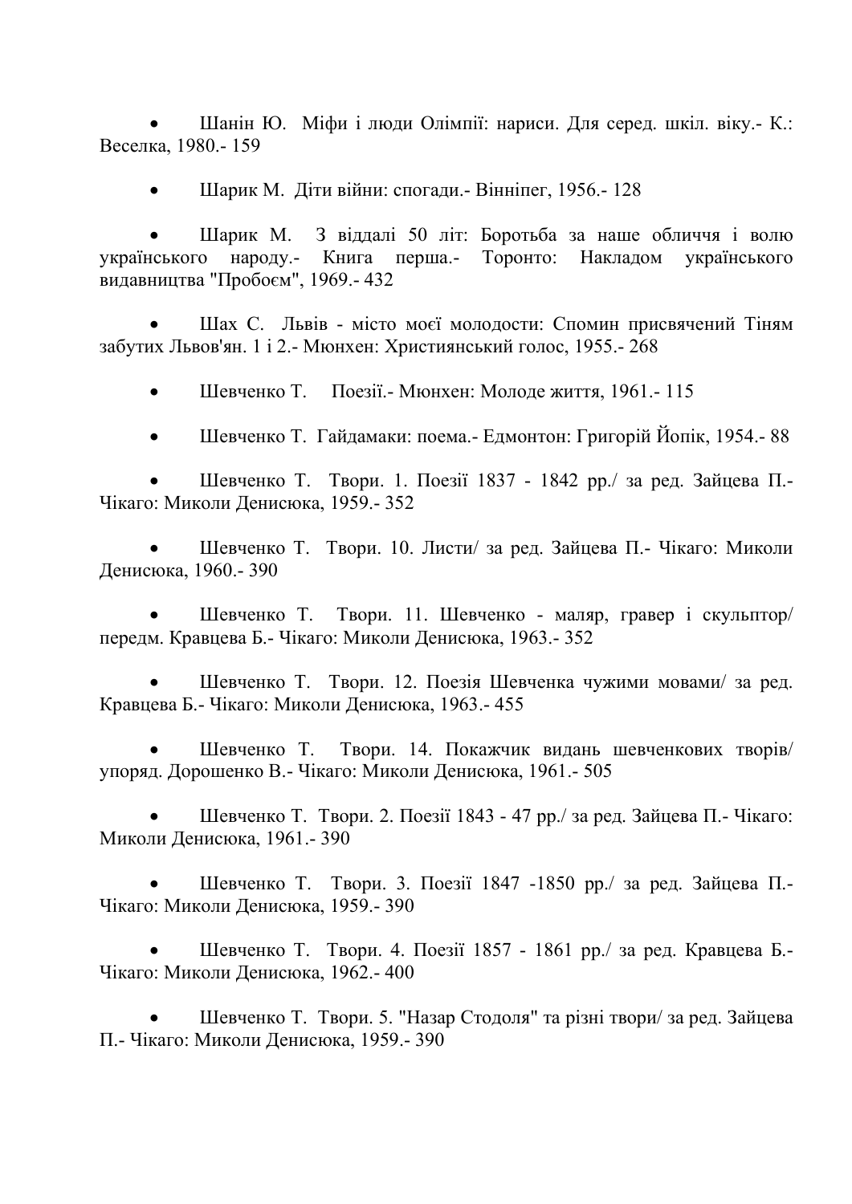- Шанін Ю. Міфи і люди Олімпії: нариси. Для серед. шкіл. віку.- К.: Веселка, 1980.- 159

- Шарик М. Діти війни: спогади.- Вінніпег, 1956.- 128

- Шарик М. З віддалі 50 літ: Боротьба за наше обличчя і волю українського народу.- Книга перша.- Торонто: Накладом українського видавництва "Пробоєм", 1969.- 432

- Шах С. Львів - місто моєї молодости: Спомин присвячений Тіням забутих Львов'ян. 1 і 2.- Мюнхен: Християнський голос, 1955.- 268

- Шевченко Т. Поезії.- Мюнхен: Молоде життя, 1961.- 115

- Шевченко Т. Гайдамаки: поема.- Едмонтон: Григорій Йопік, 1954.- 88

- Шевченко Т. Твори. 1. Поезії 1837 - 1842 рр./ за ред. Зайцева П.- Чікаго: Миколи Денисюка, 1959.- 352

- Шевченко Т. Твори. 10. Листи/ за ред. Зайцева П.- Чікаго: Миколи Денисюка, 1960.- 390

- Шевченко Т. Твори. 11. Шевченко - маляр, гравер і скульптор/ передм. Кравцева Б.- Чікаго: Миколи Денисюка, 1963.- 352

- Шевченко Т. Твори. 12. Поезія Шевченка чужими мовами/ за ред. Кравцева Б.- Чікаго: Миколи Денисюка, 1963.- 455

- Шевченко Т. Твори. 14. Покажчик видань шевченкових творів/ упоряд. Дорошенко В.- Чікаго: Миколи Денисюка, 1961.- 505

- Шевченко Т. Твори. 2. Поезії 1843 - 47 рр./ за ред. Зайцева П.- Чікаго: Миколи Денисюка, 1961.- 390

- Шевченко Т. Твори. 3. Поезії 1847 -1850 рр./ за ред. Зайцева П.- Чікаго: Миколи Денисюка, 1959.- 390

- Шевченко Т. Твори. 4. Поезії 1857 - 1861 рр./ за ред. Кравцева Б.- Чікаго: Миколи Денисюка, 1962.- 400

- Шевченко Т. Твори. 5. "Назар Стодоля" та різні твори/ за ред. Зайцева П.- Чікаго: Миколи Денисюка, 1959.- 390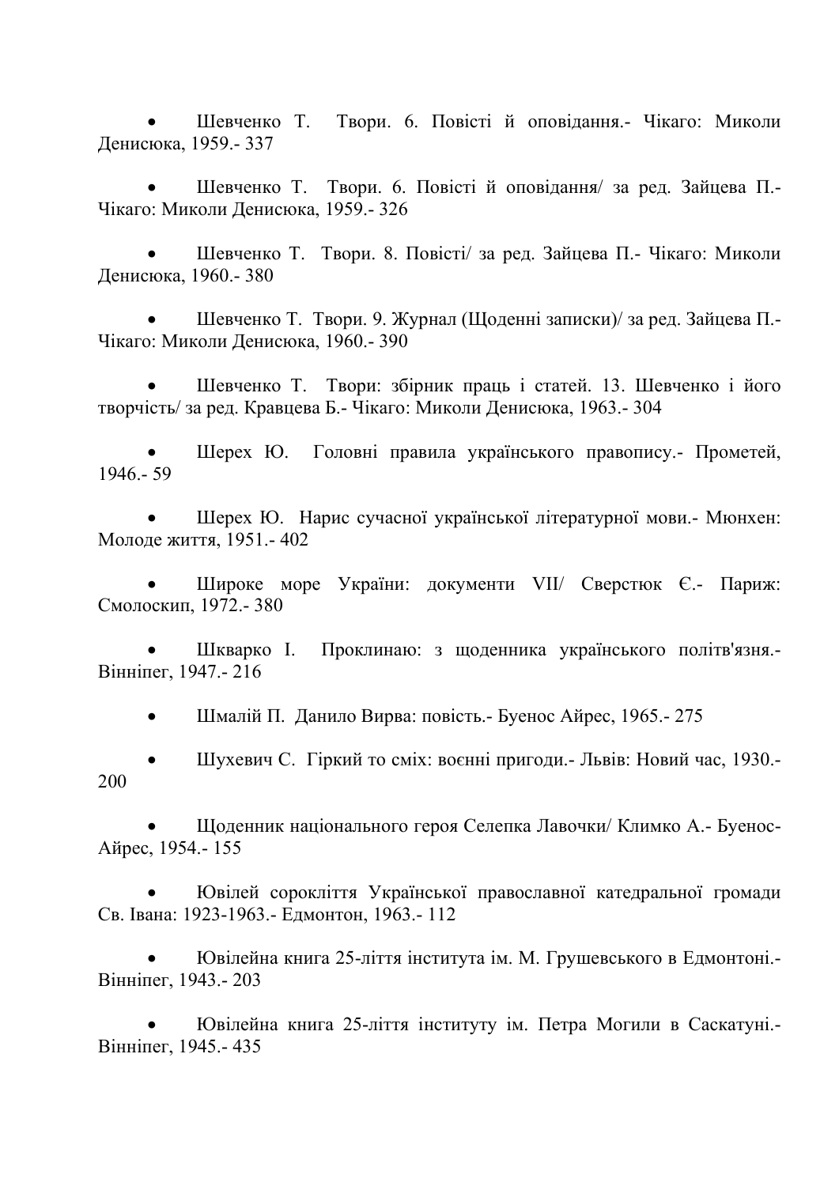- Шевченко Т. Твори. 6. Повісті й оповідання.- Чікаго: Миколи Денисюка, 1959.- 337

- Шевченко Т. Твори. 6. Повісті й оповідання/ за ред. Зайцева П.- Чікаго: Миколи Денисюка, 1959.- 326

- Шевченко Т. Твори. 8. Повісті/ за ред. Зайцева П.- Чікаго: Миколи Денисюка, 1960.- 380

- Шевченко Т. Твори. 9. Журнал (Щоденні записки)/ за ред. Зайцева П.- Чікаго: Миколи Денисюка, 1960.- 390

- Шевченко Т. Твори: збірник праць і статей. 13. Шевченко і його творчість/ за ред. Кравцева Б.- Чікаго: Миколи Денисюка, 1963.- 304

- Шерех Ю. Головні правила українського правопису.- Прометей, 1946.- 59

- Шерех Ю. Нарис сучасної української літературної мови.- Мюнхен: Молоде життя, 1951.- 402

- Широке море України: документи VII/ Сверстюк Є.- Париж: Смолоскип, 1972.- 380

- Шкварко І. Проклинаю: з щоденника українського політв'язня.- Вінніпег, 1947.- 216

- Шмалій П. Данило Вирва: повість.- Буенос Айрес, 1965.- 275

- Шухевич С. Гіркий то сміх: воєнні пригоди.- Львів: Новий час, 1930.- 200

- Щоденник національного героя Селепка Лавочки/ Климко А.- Буенос-Айрес, 1954.- 155

- Ювілей сорокліття Української православної катедральної громади Св. Івана: 1923-1963.- Едмонтон, 1963.- 112

- Ювілейна книга 25-ліття інститута ім. М. Грушевського в Едмонтоні.- Вінніпег, 1943.- 203

- Ювілейна книга 25-ліття інституту ім. Петра Могили в Саскатуні.- Вінніпег, 1945.- 435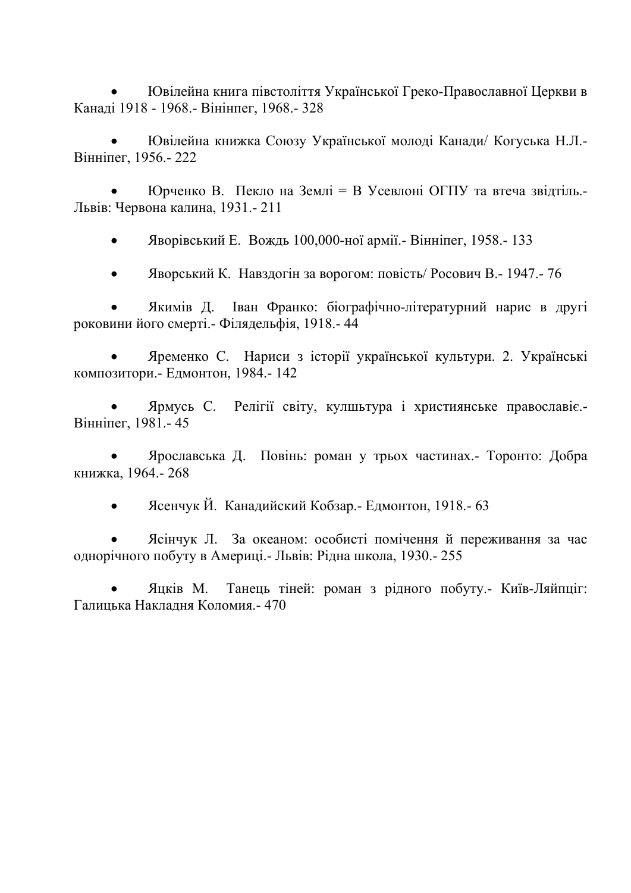- Ювілейна книга півстоліття Української Греко-Православної Церкви в Канаді 1918 - 1968.- Вінінпег, 1968.- 328

- Ювілейна книжка Союзу Української молоді Канади/ Когуська Н.Л.- Вінніпег, 1956.- 222

- Юрченко В. Пекло на Землі = В Усевлоні ОГПУ та втеча звідтіль.- Львів: Червона калина, 1931.- 211

- Яворівський Е. Вождь 100,000-ної армії.- Вінніпег, 1958.- 133

- Яворський К. Навздогін за ворогом: повість/ Росович В.- 1947.- 76

- Якимів Д. Іван Франко: біографічно-літературний нарис в другі роковини його смерті.- Філядельфія, 1918.- 44

- Яременко С. Нариси з історії української культури. 2. Українські композитори.- Едмонтон, 1984.- 142

- Ярмусь С. Релігії світу, кулшьтура і християнське православіє.- Вінніпег, 1981.- 45

- Ярославська Д. Повінь: роман у трьох частинах.- Торонто: Добра книжка, 1964.- 268

- Ясенчук Й. Канадийский Кобзар.- Едмонтон, 1918.- 63

- Ясінчук Л. За океаном: особисті помічення й переживання за час однорічного побуту в Америці.- Львів: Рідна школа, 1930.- 255

- Яцків М. Танець тіней: роман з рідного побуту.- Київ-Ляйпціг: Галицька Накладня Коломия.- 470